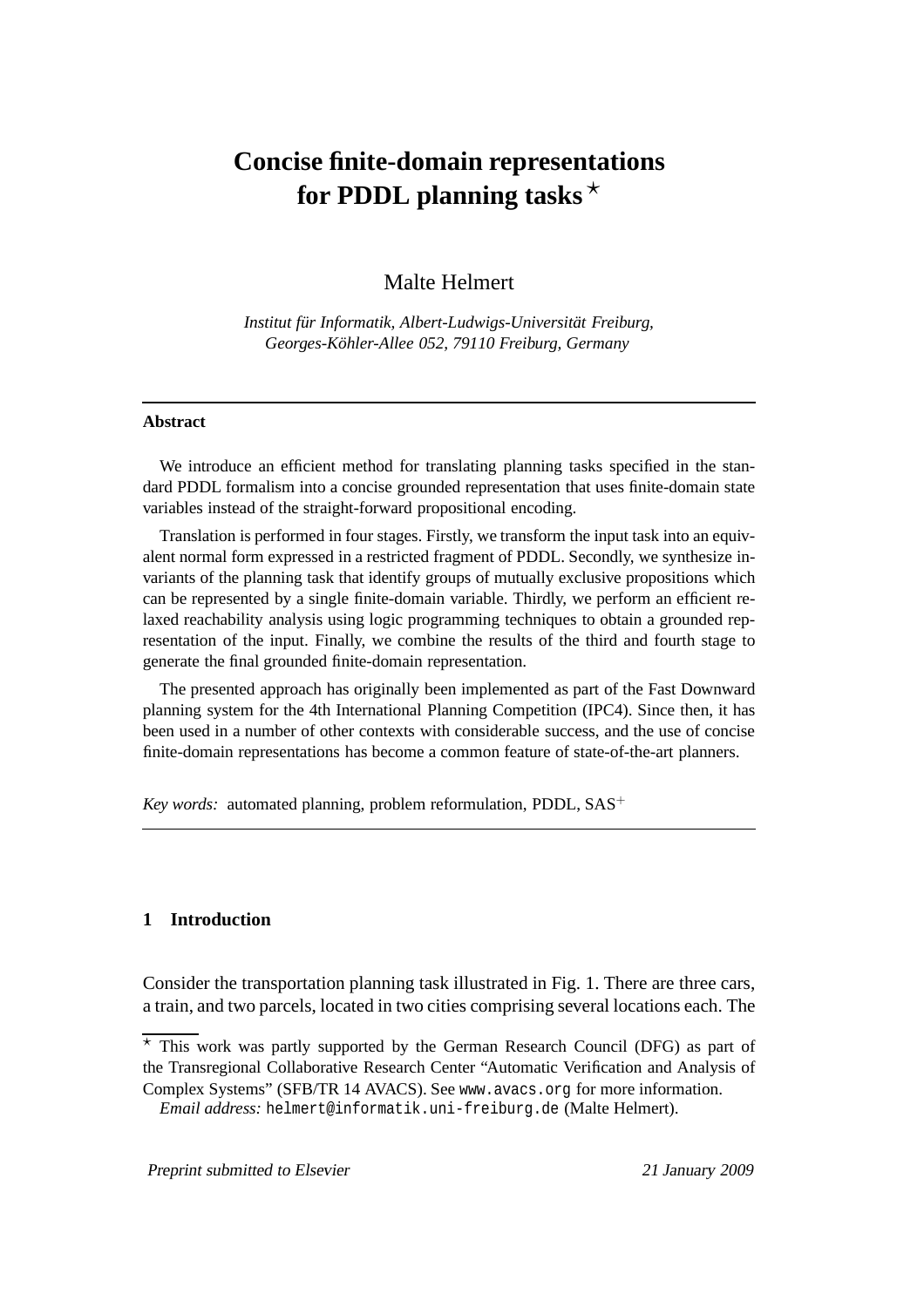# Concise finite-domain representations for PDDL planning tasks ⋆

Malte Helmert

*Institut für Informatik, Albert-Ludwigs-Universität Freiburg, Georges-Köhler-Allee 052, 79110 Freiburg, Germany*

---

**Abstract**

We introduce an efficient method for translating planning tasks specified in the standard PDDL formalism into a concise grounded representation that uses finite-domain state variables instead of the straight-forward propositional encoding.

Translation is performed in four stages. Firstly, we transform the input task into an equivalent normal form expressed in a restricted fragment of PDDL. Secondly, we synthesize invariants of the planning task that identify groups of mutually exclusive propositions which can be represented by a single finite-domain variable. Thirdly, we perform an efficient relaxed reachability analysis using logic programming techniques to obtain a grounded representation of the input. Finally, we combine the results of the third and fourth stage to generate the final grounded finite-domain representation.

The presented approach has originally been implemented as part of the Fast Downward planning system for the 4th International Planning Competition (IPC4). Since then, it has been used in a number of other contexts with considerable success, and the use of concise finite-domain representations has become a common feature of state-of-the-art planners.

*Key words:* automated planning, problem reformulation, PDDL, $SAS^+$

---

## 1 Introduction

Consider the transportation planning task illustrated in Fig. 1. There are three cars, a train, and two parcels, located in two cities comprising several locations each. The

---

⋆ This work was partly supported by the German Research Council (DFG) as part of the Transregional Collaborative Research Center "Automatic Verification and Analysis of Complex Systems" (SFB/TR 14 AVACS). See www.avacs.org for more information.

*Email address:* helmert@informatik.uni-freiburg.de (Malte Helmert).

*Preprint submitted to Elsevier* *21 January 2009*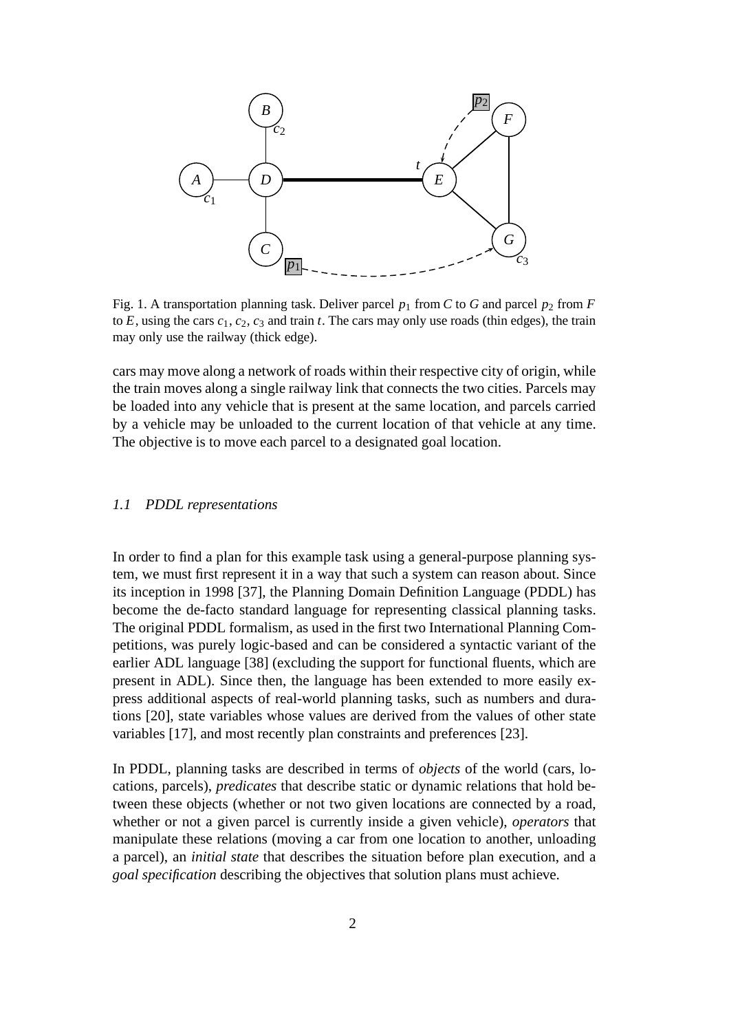Fig. 1. A transportation planning task. Deliver parcel $p_1$ from $C$ to $G$ and parcel $p_2$ from $F$ to $E$, using the cars $c_1$, $c_2$, $c_3$ and train $t$. The cars may only use roads (thin edges), the train may only use the railway (thick edge).

cars may move along a network of roads within their respective city of origin, while the train moves along a single railway link that connects the two cities. Parcels may be loaded into any vehicle that is present at the same location, and parcels carried by a vehicle may be unloaded to the current location of that vehicle at any time. The objective is to move each parcel to a designated goal location.

### *1.1 PDDL representations*

In order to find a plan for this example task using a general-purpose planning system, we must first represent it in a way that such a system can reason about. Since its inception in 1998 [37], the Planning Domain Definition Language (PDDL) has become the de-facto standard language for representing classical planning tasks. The original PDDL formalism, as used in the first two International Planning Competitions, was purely logic-based and can be considered a syntactic variant of the earlier ADL language [38] (excluding the support for functional fluents, which are present in ADL). Since then, the language has been extended to more easily express additional aspects of real-world planning tasks, such as numbers and durations [20], state variables whose values are derived from the values of other state variables [17], and most recently plan constraints and preferences [23].

In PDDL, planning tasks are described in terms of *objects* of the world (cars, locations, parcels), *predicates* that describe static or dynamic relations that hold between these objects (whether or not two given locations are connected by a road, whether or not a given parcel is currently inside a given vehicle), *operators* that manipulate these relations (moving a car from one location to another, unloading a parcel), an *initial state* that describes the situation before plan execution, and a *goal specification* describing the objectives that solution plans must achieve.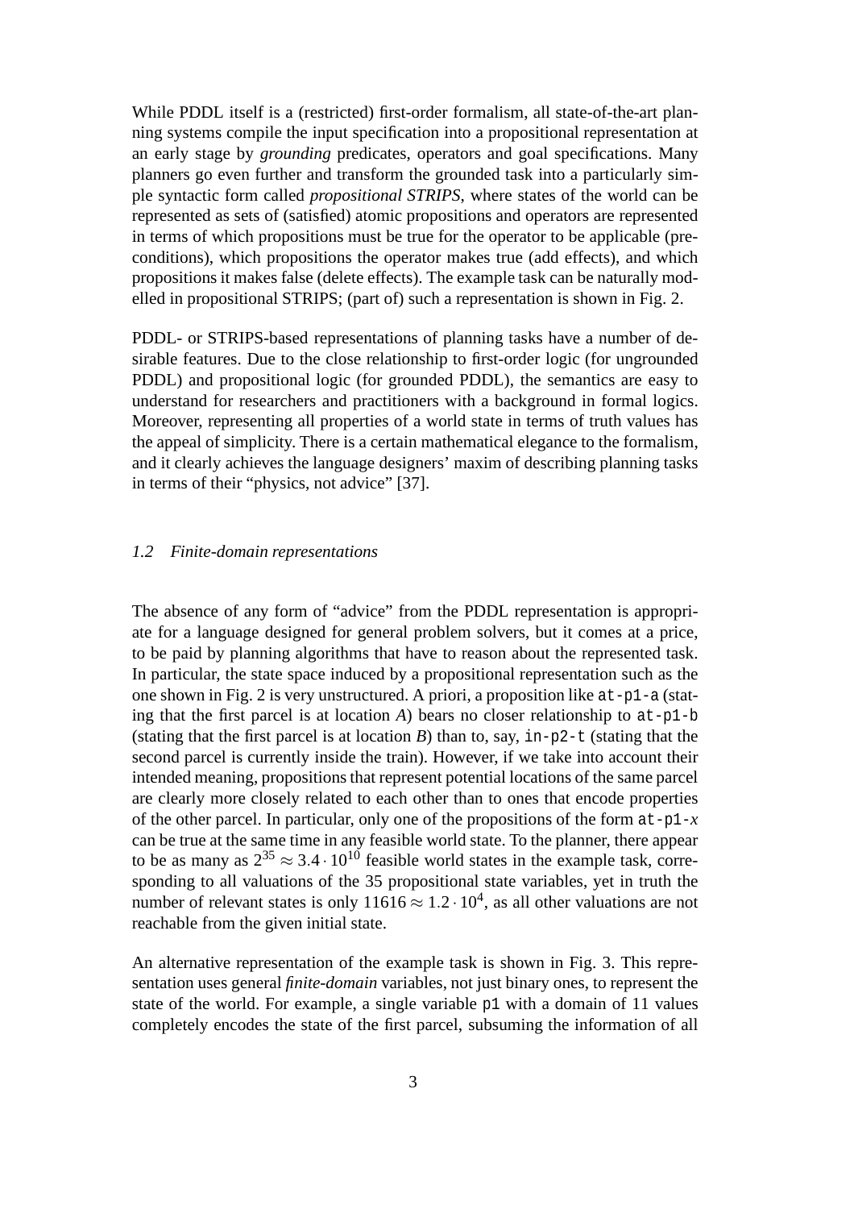While PDDL itself is a (restricted) first-order formalism, all state-of-the-art planning systems compile the input specification into a propositional representation at an early stage by *grounding* predicates, operators and goal specifications. Many planners go even further and transform the grounded task into a particularly simple syntactic form called *propositional STRIPS*, where states of the world can be represented as sets of (satisfied) atomic propositions and operators are represented in terms of which propositions must be true for the operator to be applicable (preconditions), which propositions the operator makes true (add effects), and which propositions it makes false (delete effects). The example task can be naturally modelled in propositional STRIPS; (part of) such a representation is shown in Fig. 2.

PDDL- or STRIPS-based representations of planning tasks have a number of desirable features. Due to the close relationship to first-order logic (for ungrounded PDDL) and propositional logic (for grounded PDDL), the semantics are easy to understand for researchers and practitioners with a background in formal logics. Moreover, representing all properties of a world state in terms of truth values has the appeal of simplicity. There is a certain mathematical elegance to the formalism, and it clearly achieves the language designers' maxim of describing planning tasks in terms of their "physics, not advice" [37].

### *1.2 Finite-domain representations*

The absence of any form of "advice" from the PDDL representation is appropriate for a language designed for general problem solvers, but it comes at a price, to be paid by planning algorithms that have to reason about the represented task. In particular, the state space induced by a propositional representation such as the one shown in Fig. 2 is very unstructured. A priori, a proposition like `at-p1-a` (stating that the first parcel is at location *A*) bears no closer relationship to `at-p1-b` (stating that the first parcel is at location *B*) than to, say, `in-p2-t` (stating that the second parcel is currently inside the train). However, if we take into account their intended meaning, propositions that represent potential locations of the same parcel are clearly more closely related to each other than to ones that encode properties of the other parcel. In particular, only one of the propositions of the form `at-p1-`*x* can be true at the same time in any feasible world state. To the planner, there appear to be as many as $2^{35} \approx 3.4 \cdot 10^{10}$ feasible world states in the example task, corresponding to all valuations of the 35 propositional state variables, yet in truth the number of relevant states is only $11616 \approx 1.2 \cdot 10^4$, as all other valuations are not reachable from the given initial state.

An alternative representation of the example task is shown in Fig. 3. This representation uses general *finite-domain* variables, not just binary ones, to represent the state of the world. For example, a single variable `p1` with a domain of 11 values completely encodes the state of the first parcel, subsuming the information of all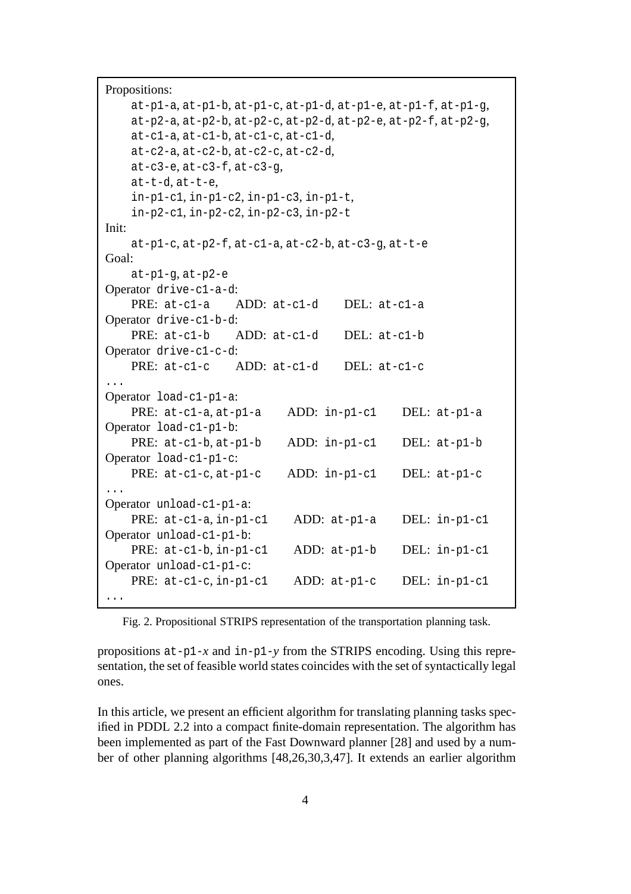```
Propositions:
    at-p1-a, at-p1-b, at-p1-c, at-p1-d, at-p1-e, at-p1-f, at-p1-g,
    at-p2-a, at-p2-b, at-p2-c, at-p2-d, at-p2-e, at-p2-f, at-p2-g,
    at-c1-a, at-c1-b, at-c1-c, at-c1-d,
    at-c2-a, at-c2-b, at-c2-c, at-c2-d,
    at-c3-e, at-c3-f, at-c3-g,
    at-t-d, at-t-e,
    in-p1-c1, in-p1-c2, in-p1-c3, in-p1-t,
    in-p2-c1, in-p2-c2, in-p2-c3, in-p2-t
Init:
    at-p1-c, at-p2-f, at-c1-a, at-c2-b, at-c3-g, at-t-e
Goal:
    at-p1-g, at-p2-e
Operator drive-c1-a-d:
    PRE: at-c1-a    ADD: at-c1-d    DEL: at-c1-a
Operator drive-c1-b-d:
    PRE: at-c1-b    ADD: at-c1-d    DEL: at-c1-b
Operator drive-c1-c-d:
    PRE: at-c1-c    ADD: at-c1-d    DEL: at-c1-c
...
Operator load-c1-p1-a:
    PRE: at-c1-a, at-p1-a    ADD: in-p1-c1    DEL: at-p1-a
Operator load-c1-p1-b:
    PRE: at-c1-b, at-p1-b    ADD: in-p1-c1    DEL: at-p1-b
Operator load-c1-p1-c:
    PRE: at-c1-c, at-p1-c    ADD: in-p1-c1    DEL: at-p1-c
...
Operator unload-c1-p1-a:
    PRE: at-c1-a, in-p1-c1    ADD: at-p1-a    DEL: in-p1-c1
Operator unload-c1-p1-b:
    PRE: at-c1-b, in-p1-c1    ADD: at-p1-b    DEL: in-p1-c1
Operator unload-c1-p1-c:
    PRE: at-c1-c, in-p1-c1    ADD: at-p1-c    DEL: in-p1-c1
...
```

Fig. 2. Propositional STRIPS representation of the transportation planning task.

propositions `at-p1-`$x$ and `in-p1-`$y$ from the STRIPS encoding. Using this representation, the set of feasible world states coincides with the set of syntactically legal ones.

In this article, we present an efficient algorithm for translating planning tasks specified in PDDL 2.2 into a compact finite-domain representation. The algorithm has been implemented as part of the Fast Downward planner [28] and used by a number of other planning algorithms [48,26,30,3,47]. It extends an earlier algorithm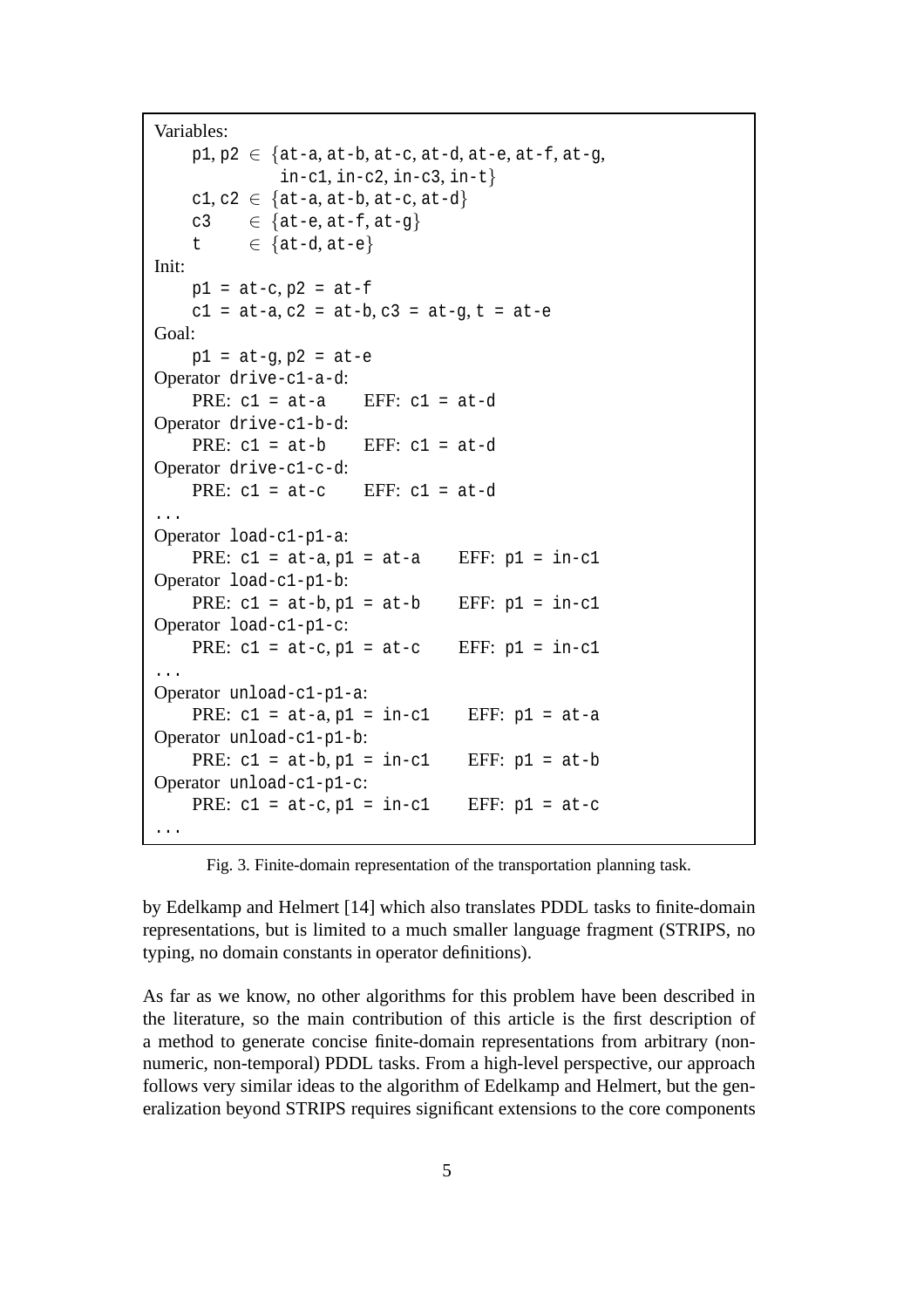```
Variables:
    p1, p2 ∈ {at-a, at-b, at-c, at-d, at-e, at-f, at-g,
              in-c1, in-c2, in-c3, in-t}
    c1, c2 ∈ {at-a, at-b, at-c, at-d}
    c3     ∈ {at-e, at-f, at-g}
    t      ∈ {at-d, at-e}
Init:
    p1 = at-c, p2 = at-f
    c1 = at-a, c2 = at-b, c3 = at-g, t = at-e
Goal:
    p1 = at-g, p2 = at-e
Operator drive-c1-a-d:
    PRE: c1 = at-a    EFF: c1 = at-d
Operator drive-c1-b-d:
    PRE: c1 = at-b    EFF: c1 = at-d
Operator drive-c1-c-d:
    PRE: c1 = at-c    EFF: c1 = at-d
...
Operator load-c1-p1-a:
    PRE: c1 = at-a, p1 = at-a    EFF: p1 = in-c1
Operator load-c1-p1-b:
    PRE: c1 = at-b, p1 = at-b    EFF: p1 = in-c1
Operator load-c1-p1-c:
    PRE: c1 = at-c, p1 = at-c    EFF: p1 = in-c1
...
Operator unload-c1-p1-a:
    PRE: c1 = at-a, p1 = in-c1    EFF: p1 = at-a
Operator unload-c1-p1-b:
    PRE: c1 = at-b, p1 = in-c1    EFF: p1 = at-b
Operator unload-c1-p1-c:
    PRE: c1 = at-c, p1 = in-c1    EFF: p1 = at-c
...
```

Fig. 3. Finite-domain representation of the transportation planning task.

by Edelkamp and Helmert [14] which also translates PDDL tasks to finite-domain representations, but is limited to a much smaller language fragment (STRIPS, no typing, no domain constants in operator definitions).

As far as we know, no other algorithms for this problem have been described in the literature, so the main contribution of this article is the first description of a method to generate concise finite-domain representations from arbitrary (non-numeric, non-temporal) PDDL tasks. From a high-level perspective, our approach follows very similar ideas to the algorithm of Edelkamp and Helmert, but the generalization beyond STRIPS requires significant extensions to the core components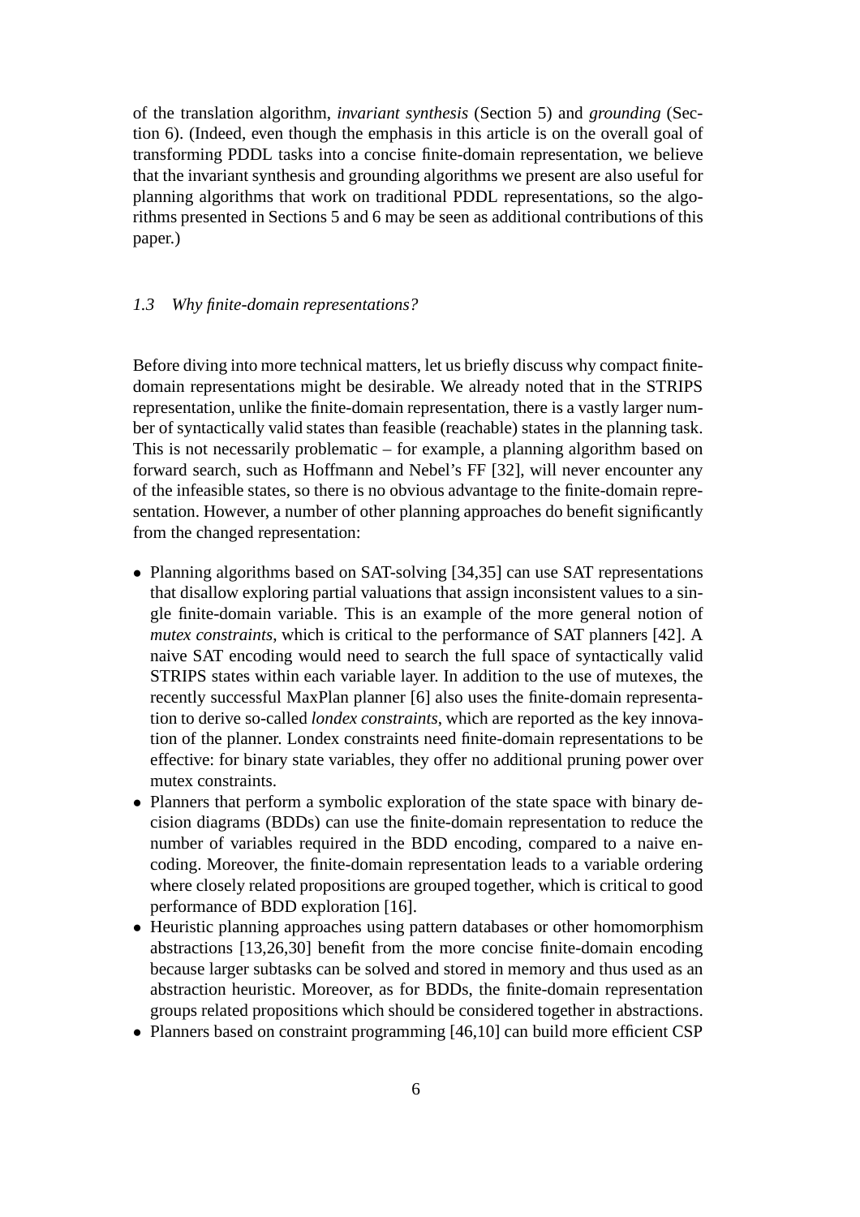of the translation algorithm, *invariant synthesis* (Section 5) and *grounding* (Section 6). (Indeed, even though the emphasis in this article is on the overall goal of transforming PDDL tasks into a concise finite-domain representation, we believe that the invariant synthesis and grounding algorithms we present are also useful for planning algorithms that work on traditional PDDL representations, so the algorithms presented in Sections 5 and 6 may be seen as additional contributions of this paper.)

### 1.3 Why finite-domain representations?

Before diving into more technical matters, let us briefly discuss why compact finite-domain representations might be desirable. We already noted that in the STRIPS representation, unlike the finite-domain representation, there is a vastly larger number of syntactically valid states than feasible (reachable) states in the planning task. This is not necessarily problematic – for example, a planning algorithm based on forward search, such as Hoffmann and Nebel's FF [32], will never encounter any of the infeasible states, so there is no obvious advantage to the finite-domain representation. However, a number of other planning approaches do benefit significantly from the changed representation:

- Planning algorithms based on SAT-solving [34,35] can use SAT representations that disallow exploring partial valuations that assign inconsistent values to a single finite-domain variable. This is an example of the more general notion of *mutex constraints*, which is critical to the performance of SAT planners [42]. A naive SAT encoding would need to search the full space of syntactically valid STRIPS states within each variable layer. In addition to the use of mutexes, the recently successful MaxPlan planner [6] also uses the finite-domain representation to derive so-called *londex constraints*, which are reported as the key innovation of the planner. Londex constraints need finite-domain representations to be effective: for binary state variables, they offer no additional pruning power over mutex constraints.
- Planners that perform a symbolic exploration of the state space with binary decision diagrams (BDDs) can use the finite-domain representation to reduce the number of variables required in the BDD encoding, compared to a naive encoding. Moreover, the finite-domain representation leads to a variable ordering where closely related propositions are grouped together, which is critical to good performance of BDD exploration [16].
- Heuristic planning approaches using pattern databases or other homomorphism abstractions [13,26,30] benefit from the more concise finite-domain encoding because larger subtasks can be solved and stored in memory and thus used as an abstraction heuristic. Moreover, as for BDDs, the finite-domain representation groups related propositions which should be considered together in abstractions.
- Planners based on constraint programming [46,10] can build more efficient CSP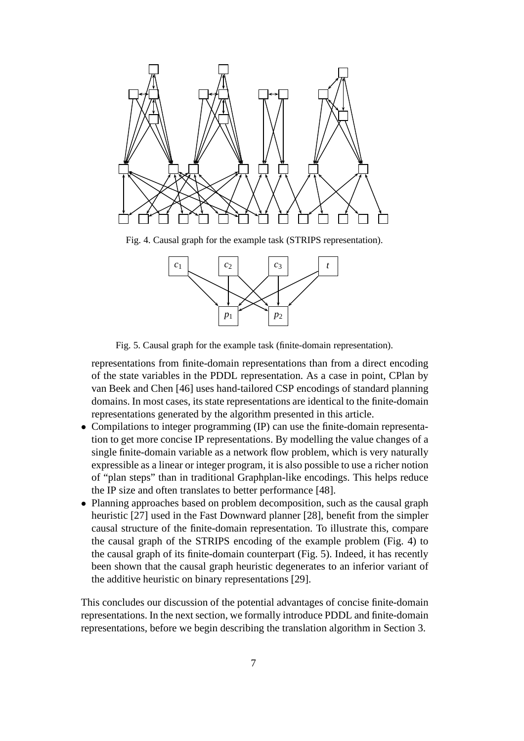Fig. 4. Causal graph for the example task (STRIPS representation).

Fig. 5. Causal graph for the example task (finite-domain representation).

representations from finite-domain representations than from a direct encoding of the state variables in the PDDL representation. As a case in point, CPlan by van Beek and Chen [46] uses hand-tailored CSP encodings of standard planning domains. In most cases, its state representations are identical to the finite-domain representations generated by the algorithm presented in this article.

- Compilations to integer programming (IP) can use the finite-domain representation to get more concise IP representations. By modelling the value changes of a single finite-domain variable as a network flow problem, which is very naturally expressible as a linear or integer program, it is also possible to use a richer notion of "plan steps" than in traditional Graphplan-like encodings. This helps reduce the IP size and often translates to better performance [48].
- Planning approaches based on problem decomposition, such as the causal graph heuristic [27] used in the Fast Downward planner [28], benefit from the simpler causal structure of the finite-domain representation. To illustrate this, compare the causal graph of the STRIPS encoding of the example problem (Fig. 4) to the causal graph of its finite-domain counterpart (Fig. 5). Indeed, it has recently been shown that the causal graph heuristic degenerates to an inferior variant of the additive heuristic on binary representations [29].

This concludes our discussion of the potential advantages of concise finite-domain representations. In the next section, we formally introduce PDDL and finite-domain representations, before we begin describing the translation algorithm in Section 3.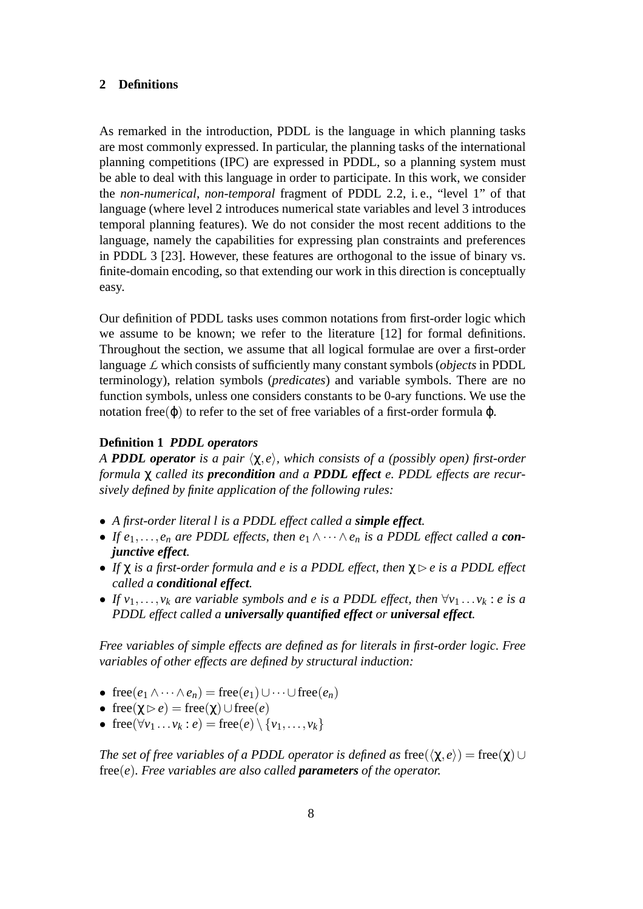## 2 Definitions

As remarked in the introduction, PDDL is the language in which planning tasks are most commonly expressed. In particular, the planning tasks of the international planning competitions (IPC) are expressed in PDDL, so a planning system must be able to deal with this language in order to participate. In this work, we consider the *non-numerical*, *non-temporal* fragment of PDDL 2.2, i. e., "level 1" of that language (where level 2 introduces numerical state variables and level 3 introduces temporal planning features). We do not consider the most recent additions to the language, namely the capabilities for expressing plan constraints and preferences in PDDL 3 [23]. However, these features are orthogonal to the issue of binary vs. finite-domain encoding, so that extending our work in this direction is conceptually easy.

Our definition of PDDL tasks uses common notations from first-order logic which we assume to be known; we refer to the literature [12] for formal definitions. Throughout the section, we assume that all logical formulae are over a first-order language $\mathcal{L}$ which consists of sufficiently many constant symbols (*objects* in PDDL terminology), relation symbols (*predicates*) and variable symbols. There are no function symbols, unless one considers constants to be 0-ary functions. We use the notation $\mathrm{free}(\varphi)$ to refer to the set of free variables of a first-order formula $\varphi$.

**Definition 1** ***PDDL operators***
*A **PDDL operator** is a pair $\langle \chi, e \rangle$, which consists of a (possibly open) first-order formula $\chi$ called its **precondition** and a **PDDL effect** $e$. PDDL effects are recursively defined by finite application of the following rules:*

- *A first-order literal $l$ is a PDDL effect called a **simple effect**.*
- *If $e_1, \dots, e_n$ are PDDL effects, then $e_1 \wedge \dots \wedge e_n$ is a PDDL effect called a **conjunctive effect**.*
- *If $\chi$ is a first-order formula and $e$ is a PDDL effect, then $\chi \rhd e$ is a PDDL effect called a **conditional effect**.*
- *If $v_1, \dots, v_k$ are variable symbols and $e$ is a PDDL effect, then $\forall v_1 \dots v_k : e$ is a PDDL effect called a **universally quantified effect** or **universal effect**.*

*Free variables of simple effects are defined as for literals in first-order logic. Free variables of other effects are defined by structural induction:*

- $\mathrm{free}(e_1 \wedge \dots \wedge e_n) = \mathrm{free}(e_1) \cup \dots \cup \mathrm{free}(e_n)$
- $\mathrm{free}(\chi \rhd e) = \mathrm{free}(\chi) \cup \mathrm{free}(e)$
- $\mathrm{free}(\forall v_1 \dots v_k : e) = \mathrm{free}(e) \setminus \{v_1, \dots, v_k\}$

*The set of free variables of a PDDL operator is defined as $\mathrm{free}(\langle \chi, e \rangle) = \mathrm{free}(\chi) \cup \mathrm{free}(e)$. Free variables are also called **parameters** of the operator.*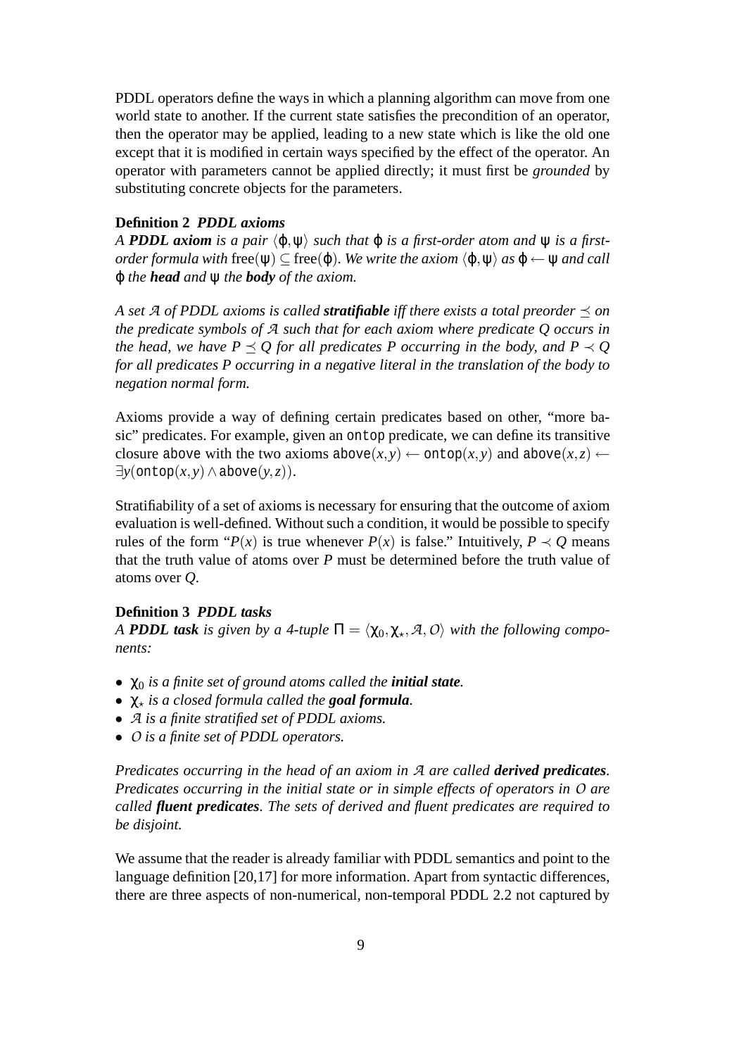PDDL operators define the ways in which a planning algorithm can move from one world state to another. If the current state satisfies the precondition of an operator, then the operator may be applied, leading to a new state which is like the old one except that it is modified in certain ways specified by the effect of the operator. An operator with parameters cannot be applied directly; it must first be *grounded* by substituting concrete objects for the parameters.

**Definition 2** ***PDDL axioms***
*A **PDDL axiom** is a pair $\langle \varphi, \psi \rangle$ such that $\varphi$ is a first-order atom and $\psi$ is a first-order formula with $\mathrm{free}(\psi) \subseteq \mathrm{free}(\varphi)$. We write the axiom $\langle \varphi, \psi \rangle$ as $\varphi \leftarrow \psi$ and call $\varphi$ the **head** and $\psi$ the **body** of the axiom.*

*A set $\mathcal{A}$ of PDDL axioms is called **stratifiable** iff there exists a total preorder $\preceq$ on the predicate symbols of $\mathcal{A}$ such that for each axiom where predicate $Q$ occurs in the head, we have $P \preceq Q$ for all predicates $P$ occurring in the body, and $P \prec Q$ for all predicates $P$ occurring in a negative literal in the translation of the body to negation normal form.*

Axioms provide a way of defining certain predicates based on other, "more basic" predicates. For example, given an ontop predicate, we can define its transitive closure above with the two axioms $\mathtt{above}(x,y) \leftarrow \mathtt{ontop}(x,y)$ and $\mathtt{above}(x,z) \leftarrow \exists y (\mathtt{ontop}(x,y) \wedge \mathtt{above}(y,z))$.

Stratifiability of a set of axioms is necessary for ensuring that the outcome of axiom evaluation is well-defined. Without such a condition, it would be possible to specify rules of the form "$P(x)$ is true whenever $P(x)$ is false." Intuitively, $P \prec Q$ means that the truth value of atoms over $P$ must be determined before the truth value of atoms over $Q$.

**Definition 3** ***PDDL tasks***
*A **PDDL task** is given by a 4-tuple $\Pi = \langle \chi_0, \chi_\star, \mathcal{A}, \mathcal{O} \rangle$ with the following components:*

- *$\chi_0$ is a finite set of ground atoms called the **initial state**.*
- *$\chi_\star$ is a closed formula called the **goal formula**.*
- *$\mathcal{A}$ is a finite stratified set of PDDL axioms.*
- *$\mathcal{O}$ is a finite set of PDDL operators.*

*Predicates occurring in the head of an axiom in $\mathcal{A}$ are called **derived predicates**. Predicates occurring in the initial state or in simple effects of operators in $\mathcal{O}$ are called **fluent predicates**. The sets of derived and fluent predicates are required to be disjoint.*

We assume that the reader is already familiar with PDDL semantics and point to the language definition [20,17] for more information. Apart from syntactic differences, there are three aspects of non-numerical, non-temporal PDDL 2.2 not captured by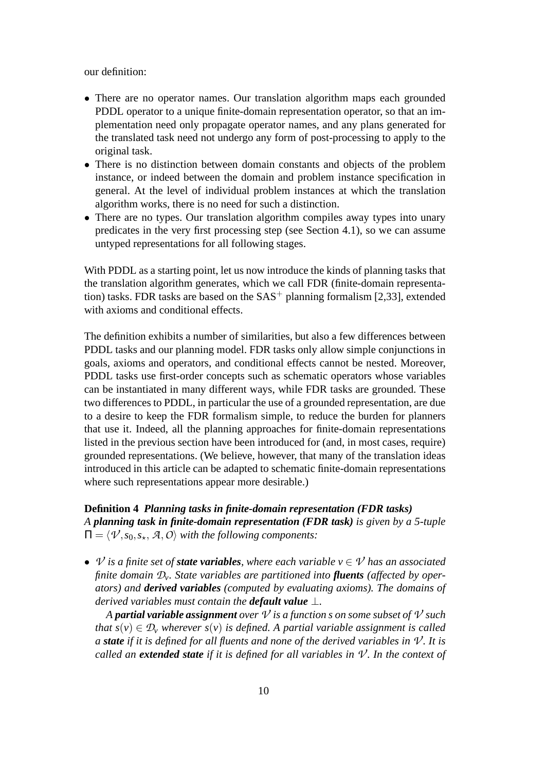our definition:

- There are no operator names. Our translation algorithm maps each grounded PDDL operator to a unique finite-domain representation operator, so that an implementation need only propagate operator names, and any plans generated for the translated task need not undergo any form of post-processing to apply to the original task.
- There is no distinction between domain constants and objects of the problem instance, or indeed between the domain and problem instance specification in general. At the level of individual problem instances at which the translation algorithm works, there is no need for such a distinction.
- There are no types. Our translation algorithm compiles away types into unary predicates in the very first processing step (see Section 4.1), so we can assume untyped representations for all following stages.

With PDDL as a starting point, let us now introduce the kinds of planning tasks that the translation algorithm generates, which we call FDR (finite-domain representation) tasks. FDR tasks are based on the $\mathrm{SAS}^+$ planning formalism [2,33], extended with axioms and conditional effects.

The definition exhibits a number of similarities, but also a few differences between PDDL tasks and our planning model. FDR tasks only allow simple conjunctions in goals, axioms and operators, and conditional effects cannot be nested. Moreover, PDDL tasks use first-order concepts such as schematic operators whose variables can be instantiated in many different ways, while FDR tasks are grounded. These two differences to PDDL, in particular the use of a grounded representation, are due to a desire to keep the FDR formalism simple, to reduce the burden for planners that use it. Indeed, all the planning approaches for finite-domain representations listed in the previous section have been introduced for (and, in most cases, require) grounded representations. (We believe, however, that many of the translation ideas introduced in this article can be adapted to schematic finite-domain representations where such representations appear more desirable.)

**Definition 4** ***Planning tasks in finite-domain representation (FDR tasks)***
*A **planning task in finite-domain representation (FDR task)** is given by a 5-tuple $\Pi = \langle \mathcal{V}, s_0, s_\star, \mathcal{A}, \mathcal{O} \rangle$ with the following components:*

- *$\mathcal{V}$ is a finite set of **state variables**, where each variable $v \in \mathcal{V}$ has an associated finite domain $\mathcal{D}_v$. State variables are partitioned into **fluents** (affected by operators) and **derived variables** (computed by evaluating axioms). The domains of derived variables must contain the **default value** $\perp$.*

  *A **partial variable assignment** over $\mathcal{V}$ is a function $s$ on some subset of $\mathcal{V}$ such that $s(v) \in \mathcal{D}_v$ wherever $s(v)$ is defined. A partial variable assignment is called a **state** if it is defined for all fluents and none of the derived variables in $\mathcal{V}$. It is called an **extended state** if it is defined for all variables in $\mathcal{V}$. In the context of*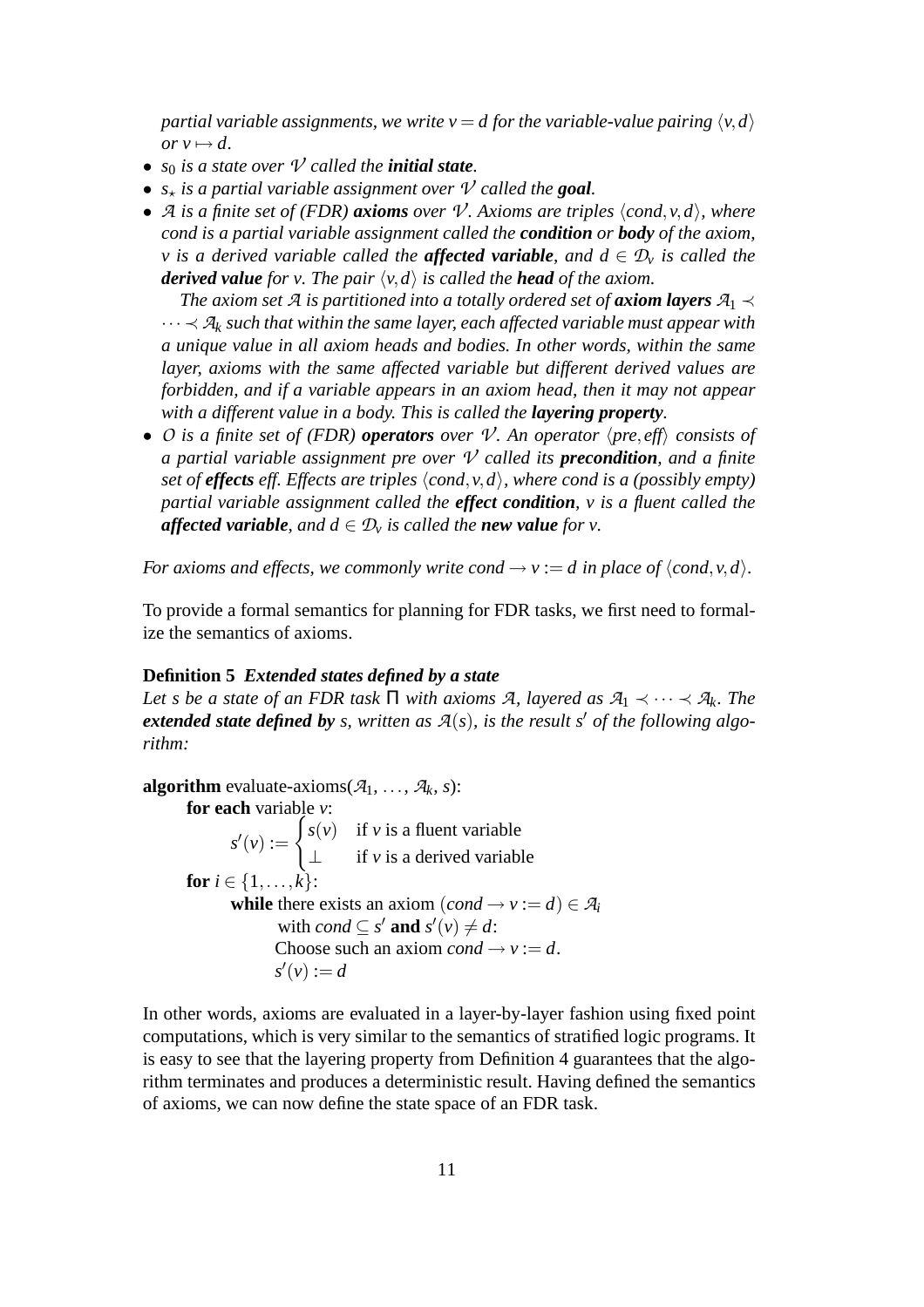*partial variable assignments, we write $v = d$ for the variable-value pairing $\langle v, d\rangle$ or $v \mapsto d$.*

- *$s_0$ is a state over $\mathcal{V}$ called the **initial state**.*
- *$s_\star$ is a partial variable assignment over $\mathcal{V}$ called the **goal**.*
- *$\mathcal{A}$ is a finite set of (FDR) **axioms** over $\mathcal{V}$. Axioms are triples $\langle cond, v, d\rangle$, where cond is a partial variable assignment called the **condition** or **body** of the axiom, $v$ is a derived variable called the **affected variable**, and $d \in \mathcal{D}_v$ is called the **derived value** for $v$. The pair $\langle v, d\rangle$ is called the **head** of the axiom.*

  *The axiom set $\mathcal{A}$ is partitioned into a totally ordered set of **axiom layers** $\mathcal{A}_1 \prec \cdots \prec \mathcal{A}_k$ such that within the same layer, each affected variable must appear with a unique value in all axiom heads and bodies. In other words, within the same layer, axioms with the same affected variable but different derived values are forbidden, and if a variable appears in an axiom head, then it may not appear with a different value in a body. This is called the **layering property**.*
- *$\mathcal{O}$ is a finite set of (FDR) **operators** over $\mathcal{V}$. An operator $\langle pre, eff\rangle$ consists of a partial variable assignment pre over $\mathcal{V}$ called its **precondition**, and a finite set of **effects** eff. Effects are triples $\langle cond, v, d\rangle$, where cond is a (possibly empty) partial variable assignment called the **effect condition**, $v$ is a fluent called the **affected variable**, and $d \in \mathcal{D}_v$ is called the **new value** for $v$.*

*For axioms and effects, we commonly write $cond \rightarrow v := d$ in place of $\langle cond, v, d\rangle$.*

To provide a formal semantics for planning for FDR tasks, we first need to formalize the semantics of axioms.

**Definition 5** ***Extended states defined by a state***
*Let $s$ be a state of an FDR task $\Pi$ with axioms $\mathcal{A}$, layered as $\mathcal{A}_1 \prec \cdots \prec \mathcal{A}_k$. The **extended state defined by** $s$, written as $\mathcal{A}(s)$, is the result $s'$ of the following algorithm:*

**algorithm** evaluate-axioms($\mathcal{A}_1, \ldots, \mathcal{A}_k, s$):
  **for each** variable $v$:

$$s'(v) := \begin{cases} s(v) & \text{if } v \text{ is a fluent variable} \\ \bot & \text{if } v \text{ is a derived variable} \end{cases}$$

  **for** $i \in \{1, \ldots, k\}$:
    **while** there exists an axiom $(cond \rightarrow v := d) \in \mathcal{A}_i$
      with $cond \subseteq s'$ **and** $s'(v) \neq d$:
      Choose such an axiom $cond \rightarrow v := d$.
      $s'(v) := d$

In other words, axioms are evaluated in a layer-by-layer fashion using fixed point computations, which is very similar to the semantics of stratified logic programs. It is easy to see that the layering property from Definition 4 guarantees that the algorithm terminates and produces a deterministic result. Having defined the semantics of axioms, we can now define the state space of an FDR task.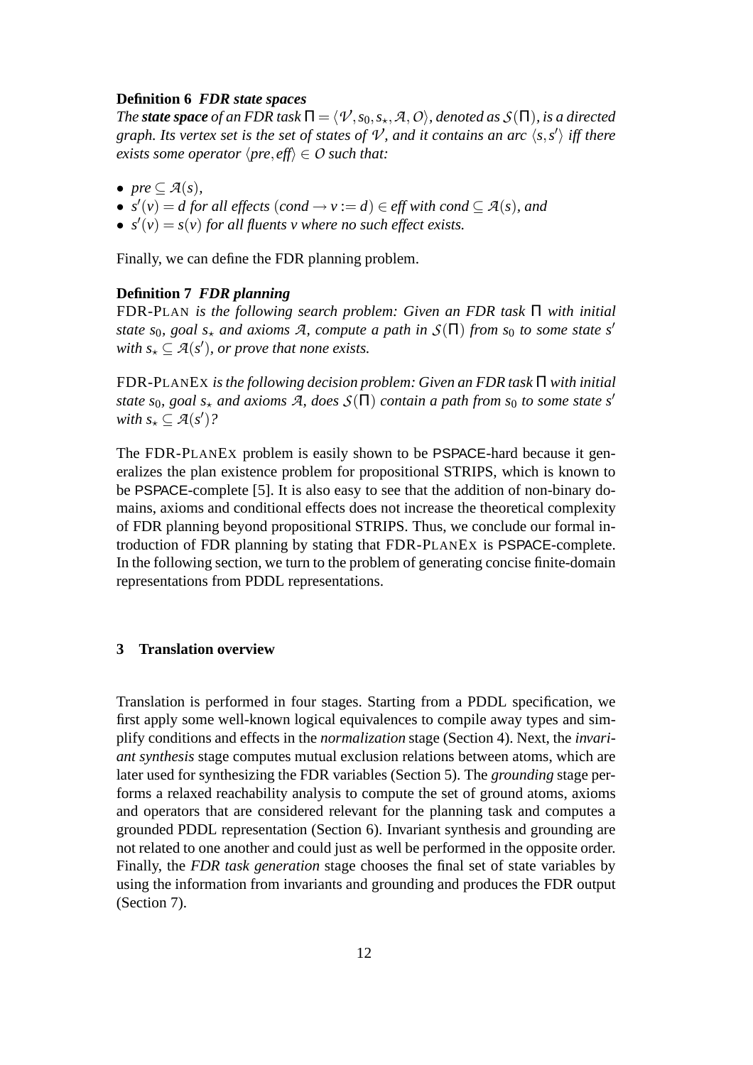**Definition 6** ***FDR state spaces***
*The* ***state space*** *of an FDR task $\Pi = \langle \mathcal{V}, s_0, s_\star, \mathcal{A}, \mathcal{O} \rangle$, denoted as $\mathcal{S}(\Pi)$, is a directed graph. Its vertex set is the set of states of $\mathcal{V}$, and it contains an arc $\langle s, s' \rangle$ iff there exists some operator $\langle pre, eff \rangle \in \mathcal{O}$ such that:*

- *$pre \subseteq \mathcal{A}(s)$,*
- *$s'(v) = d$ for all effects $(cond \to v := d) \in eff$ with $cond \subseteq \mathcal{A}(s)$, and*
- *$s'(v) = s(v)$ for all fluents $v$ where no such effect exists.*

Finally, we can define the FDR planning problem.

**Definition 7** ***FDR planning***
FDR-PLAN *is the following search problem: Given an FDR task $\Pi$ with initial state $s_0$, goal $s_\star$ and axioms $\mathcal{A}$, compute a path in $\mathcal{S}(\Pi)$ from $s_0$ to some state $s'$ with $s_\star \subseteq \mathcal{A}(s')$, or prove that none exists.*

FDR-PLANEX *is the following decision problem: Given an FDR task $\Pi$ with initial state $s_0$, goal $s_\star$ and axioms $\mathcal{A}$, does $\mathcal{S}(\Pi)$ contain a path from $s_0$ to some state $s'$ with $s_\star \subseteq \mathcal{A}(s')$?*

The FDR-PLANEX problem is easily shown to be PSPACE-hard because it generalizes the plan existence problem for propositional STRIPS, which is known to be PSPACE-complete [5]. It is also easy to see that the addition of non-binary domains, axioms and conditional effects does not increase the theoretical complexity of FDR planning beyond propositional STRIPS. Thus, we conclude our formal introduction of FDR planning by stating that FDR-PLANEX is PSPACE-complete. In the following section, we turn to the problem of generating concise finite-domain representations from PDDL representations.

## 3 Translation overview

Translation is performed in four stages. Starting from a PDDL specification, we first apply some well-known logical equivalences to compile away types and simplify conditions and effects in the *normalization* stage (Section 4). Next, the *invariant synthesis* stage computes mutual exclusion relations between atoms, which are later used for synthesizing the FDR variables (Section 5). The *grounding* stage performs a relaxed reachability analysis to compute the set of ground atoms, axioms and operators that are considered relevant for the planning task and computes a grounded PDDL representation (Section 6). Invariant synthesis and grounding are not related to one another and could just as well be performed in the opposite order. Finally, the *FDR task generation* stage chooses the final set of state variables by using the information from invariants and grounding and produces the FDR output (Section 7).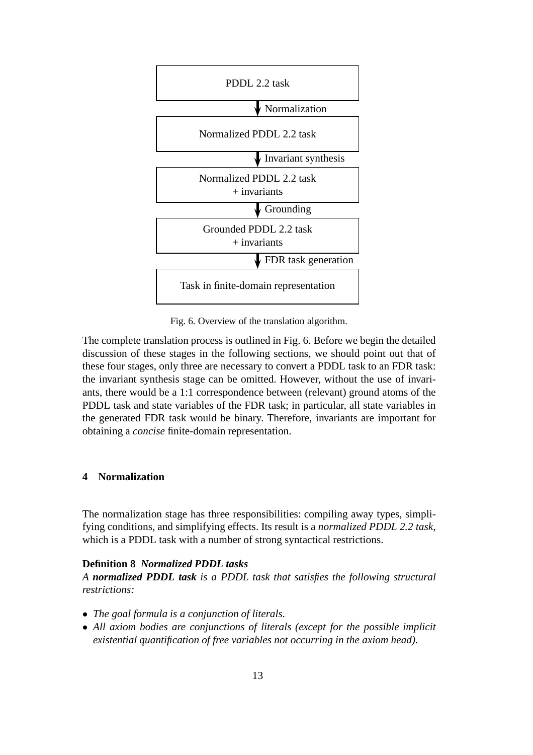PDDL 2.2 task

↓ Normalization

Normalized PDDL 2.2 task

↓ Invariant synthesis

Normalized PDDL 2.2 task
+ invariants

↓ Grounding

Grounded PDDL 2.2 task
+ invariants

↓ FDR task generation

Task in finite-domain representation

Fig. 6. Overview of the translation algorithm.

The complete translation process is outlined in Fig. 6. Before we begin the detailed discussion of these stages in the following sections, we should point out that of these four stages, only three are necessary to convert a PDDL task to an FDR task: the invariant synthesis stage can be omitted. However, without the use of invariants, there would be a 1:1 correspondence between (relevant) ground atoms of the PDDL task and state variables of the FDR task; in particular, all state variables in the generated FDR task would be binary. Therefore, invariants are important for obtaining a *concise* finite-domain representation.

## 4 Normalization

The normalization stage has three responsibilities: compiling away types, simplifying conditions, and simplifying effects. Its result is a *normalized PDDL 2.2 task*, which is a PDDL task with a number of strong syntactical restrictions.

**Definition 8** ***Normalized PDDL tasks***
*A **normalized PDDL task** is a PDDL task that satisfies the following structural restrictions:*

- *The goal formula is a conjunction of literals.*
- *All axiom bodies are conjunctions of literals (except for the possible implicit existential quantification of free variables not occurring in the axiom head).*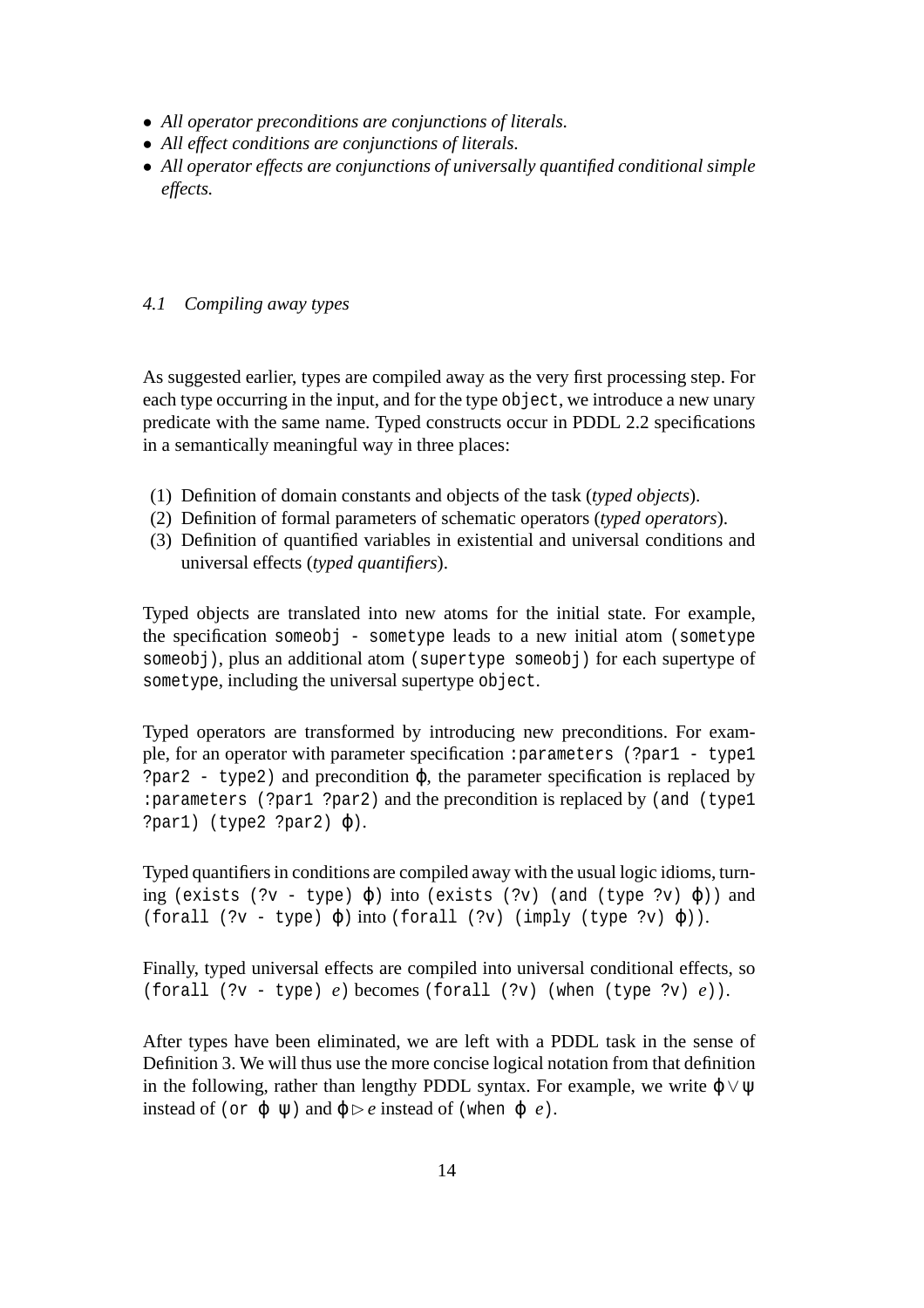- *All operator preconditions are conjunctions of literals.*
- *All effect conditions are conjunctions of literals.*
- *All operator effects are conjunctions of universally quantified conditional simple effects.*

### *4.1 Compiling away types*

As suggested earlier, types are compiled away as the very first processing step. For each type occurring in the input, and for the type `object`, we introduce a new unary predicate with the same name. Typed constructs occur in PDDL 2.2 specifications in a semantically meaningful way in three places:

(1) Definition of domain constants and objects of the task (*typed objects*).
(2) Definition of formal parameters of schematic operators (*typed operators*).
(3) Definition of quantified variables in existential and universal conditions and universal effects (*typed quantifiers*).

Typed objects are translated into new atoms for the initial state. For example, the specification `someobj - sometype` leads to a new initial atom `(sometype someobj)`, plus an additional atom `(supertype someobj)` for each supertype of `sometype`, including the universal supertype `object`.

Typed operators are transformed by introducing new preconditions. For example, for an operator with parameter specification `:parameters (?par1 - type1 ?par2 - type2)` and precondition $\varphi$, the parameter specification is replaced by `:parameters (?par1 ?par2)` and the precondition is replaced by `(and (type1 ?par1) (type2 ?par2)` $\varphi$`)`.

Typed quantifiers in conditions are compiled away with the usual logic idioms, turning `(exists (?v - type)` $\varphi$`)` into `(exists (?v) (and (type ?v)` $\varphi$`))` and `(forall (?v - type)` $\varphi$`)` into `(forall (?v) (imply (type ?v)` $\varphi$`))`.

Finally, typed universal effects are compiled into universal conditional effects, so `(forall (?v - type)` $e$`)` becomes `(forall (?v) (when (type ?v)` $e$`))`.

After types have been eliminated, we are left with a PDDL task in the sense of Definition 3. We will thus use the more concise logical notation from that definition in the following, rather than lengthy PDDL syntax. For example, we write $\varphi \vee \psi$ instead of `(or` $\varphi$ $\psi$`)` and $\varphi \rhd e$ instead of `(when` $\varphi$ $e$`)`.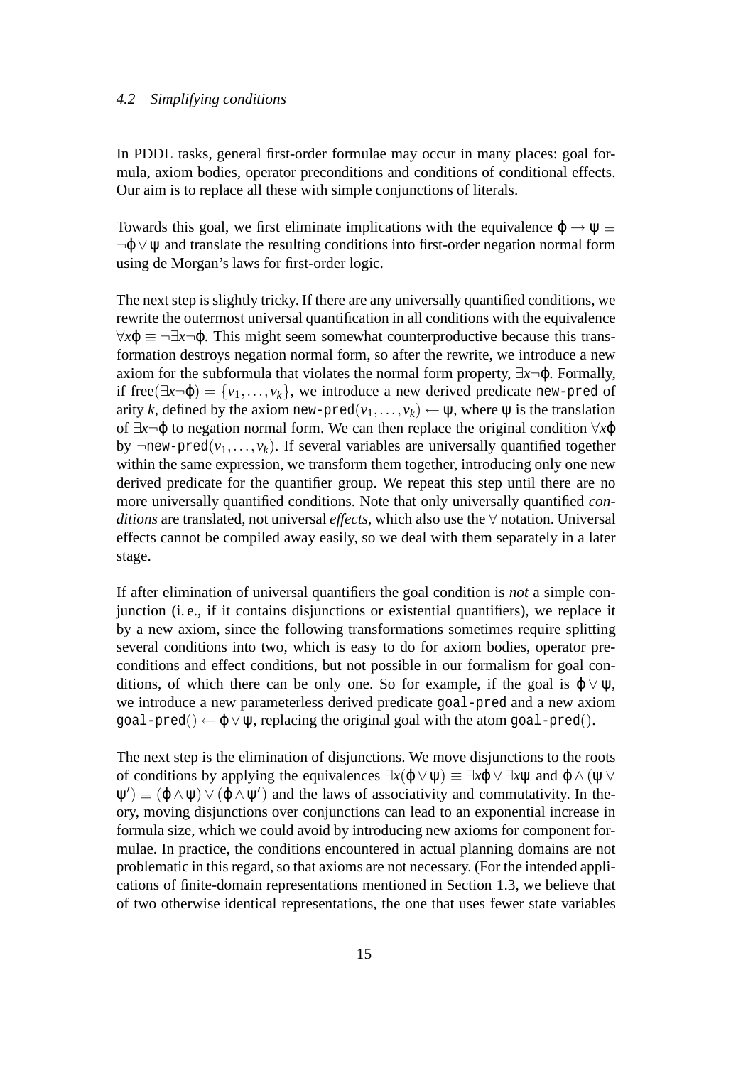### 4.2 Simplifying conditions

In PDDL tasks, general first-order formulae may occur in many places: goal formula, axiom bodies, operator preconditions and conditions of conditional effects. Our aim is to replace all these with simple conjunctions of literals.

Towards this goal, we first eliminate implications with the equivalence $\varphi \rightarrow \psi \equiv \neg\varphi \vee \psi$ and translate the resulting conditions into first-order negation normal form using de Morgan's laws for first-order logic.

The next step is slightly tricky. If there are any universally quantified conditions, we rewrite the outermost universal quantification in all conditions with the equivalence $\forall x \varphi \equiv \neg\exists x \neg\varphi$. This might seem somewhat counterproductive because this transformation destroys negation normal form, so after the rewrite, we introduce a new axiom for the subformula that violates the normal form property, $\exists x \neg\varphi$. Formally, if $\text{free}(\exists x \neg\varphi) = \{v_1, \dots, v_k\}$, we introduce a new derived predicate `new-pred` of arity $k$, defined by the axiom $\texttt{new-pred}(v_1, \dots, v_k) \leftarrow \psi$, where $\psi$ is the translation of $\exists x \neg\varphi$ to negation normal form. We can then replace the original condition $\forall x \varphi$ by $\neg\texttt{new-pred}(v_1, \dots, v_k)$. If several variables are universally quantified together within the same expression, we transform them together, introducing only one new derived predicate for the quantifier group. We repeat this step until there are no more universally quantified conditions. Note that only universally quantified *conditions* are translated, not universal *effects*, which also use the $\forall$ notation. Universal effects cannot be compiled away easily, so we deal with them separately in a later stage.

If after elimination of universal quantifiers the goal condition is *not* a simple conjunction (i. e., if it contains disjunctions or existential quantifiers), we replace it by a new axiom, since the following transformations sometimes require splitting several conditions into two, which is easy to do for axiom bodies, operator preconditions and effect conditions, but not possible in our formalism for goal conditions, of which there can be only one. So for example, if the goal is $\varphi \vee \psi$, we introduce a new parameterless derived predicate `goal-pred` and a new axiom $\texttt{goal-pred}() \leftarrow \varphi \vee \psi$, replacing the original goal with the atom $\texttt{goal-pred}()$.

The next step is the elimination of disjunctions. We move disjunctions to the roots of conditions by applying the equivalences $\exists x(\varphi \vee \psi) \equiv \exists x\varphi \vee \exists x\psi$ and $\varphi \wedge (\psi \vee \psi') \equiv (\varphi \wedge \psi) \vee (\varphi \wedge \psi')$ and the laws of associativity and commutativity. In theory, moving disjunctions over conjunctions can lead to an exponential increase in formula size, which we could avoid by introducing new axioms for component formulae. In practice, the conditions encountered in actual planning domains are not problematic in this regard, so that axioms are not necessary. (For the intended applications of finite-domain representations mentioned in Section 1.3, we believe that of two otherwise identical representations, the one that uses fewer state variables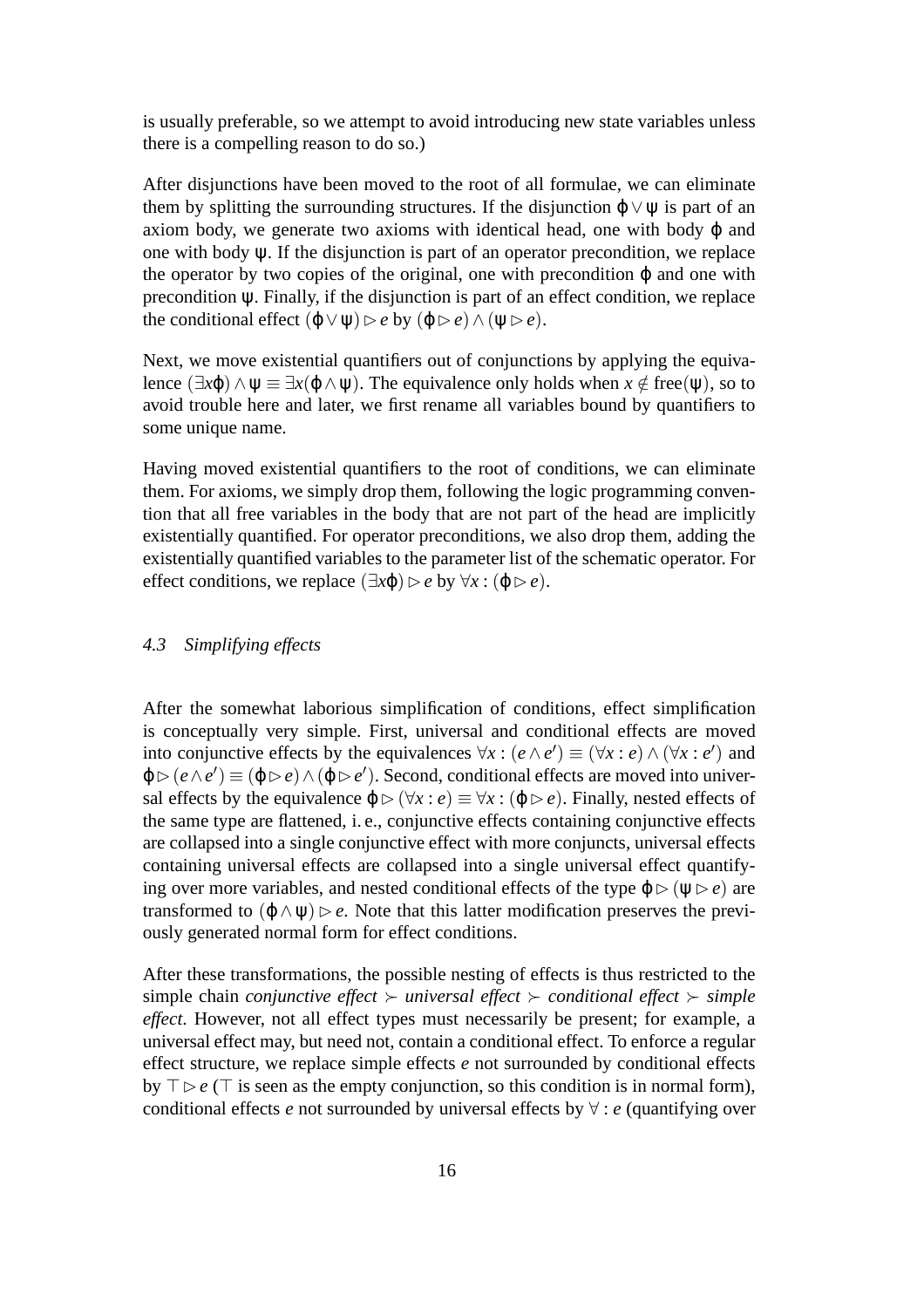is usually preferable, so we attempt to avoid introducing new state variables unless there is a compelling reason to do so.)

After disjunctions have been moved to the root of all formulae, we can eliminate them by splitting the surrounding structures. If the disjunction $\varphi \vee \psi$ is part of an axiom body, we generate two axioms with identical head, one with body $\varphi$ and one with body $\psi$. If the disjunction is part of an operator precondition, we replace the operator by two copies of the original, one with precondition $\varphi$ and one with precondition $\psi$. Finally, if the disjunction is part of an effect condition, we replace the conditional effect $(\varphi \vee \psi) \rhd e$ by $(\varphi \rhd e) \wedge (\psi \rhd e)$.

Next, we move existential quantifiers out of conjunctions by applying the equivalence $(\exists x \varphi) \wedge \psi \equiv \exists x (\varphi \wedge \psi)$. The equivalence only holds when $x \notin \text{free}(\psi)$, so to avoid trouble here and later, we first rename all variables bound by quantifiers to some unique name.

Having moved existential quantifiers to the root of conditions, we can eliminate them. For axioms, we simply drop them, following the logic programming convention that all free variables in the body that are not part of the head are implicitly existentially quantified. For operator preconditions, we also drop them, adding the existentially quantified variables to the parameter list of the schematic operator. For effect conditions, we replace $(\exists x \varphi) \rhd e$ by $\forall x : (\varphi \rhd e)$.

### *4.3 Simplifying effects*

After the somewhat laborious simplification of conditions, effect simplification is conceptually very simple. First, universal and conditional effects are moved into conjunctive effects by the equivalences $\forall x : (e \wedge e') \equiv (\forall x : e) \wedge (\forall x : e')$ and $\varphi \rhd (e \wedge e') \equiv (\varphi \rhd e) \wedge (\varphi \rhd e')$. Second, conditional effects are moved into universal effects by the equivalence $\varphi \rhd (\forall x : e) \equiv \forall x : (\varphi \rhd e)$. Finally, nested effects of the same type are flattened, i. e., conjunctive effects containing conjunctive effects are collapsed into a single conjunctive effect with more conjuncts, universal effects containing universal effects are collapsed into a single universal effect quantifying over more variables, and nested conditional effects of the type $\varphi \rhd (\psi \rhd e)$ are transformed to $(\varphi \wedge \psi) \rhd e$. Note that this latter modification preserves the previously generated normal form for effect conditions.

After these transformations, the possible nesting of effects is thus restricted to the simple chain *conjunctive effect* $\succ$ *universal effect* $\succ$ *conditional effect* $\succ$ *simple effect*. However, not all effect types must necessarily be present; for example, a universal effect may, but need not, contain a conditional effect. To enforce a regular effect structure, we replace simple effects $e$ not surrounded by conditional effects by $\top \rhd e$ ($\top$ is seen as the empty conjunction, so this condition is in normal form), conditional effects $e$ not surrounded by universal effects by $\forall : e$ (quantifying over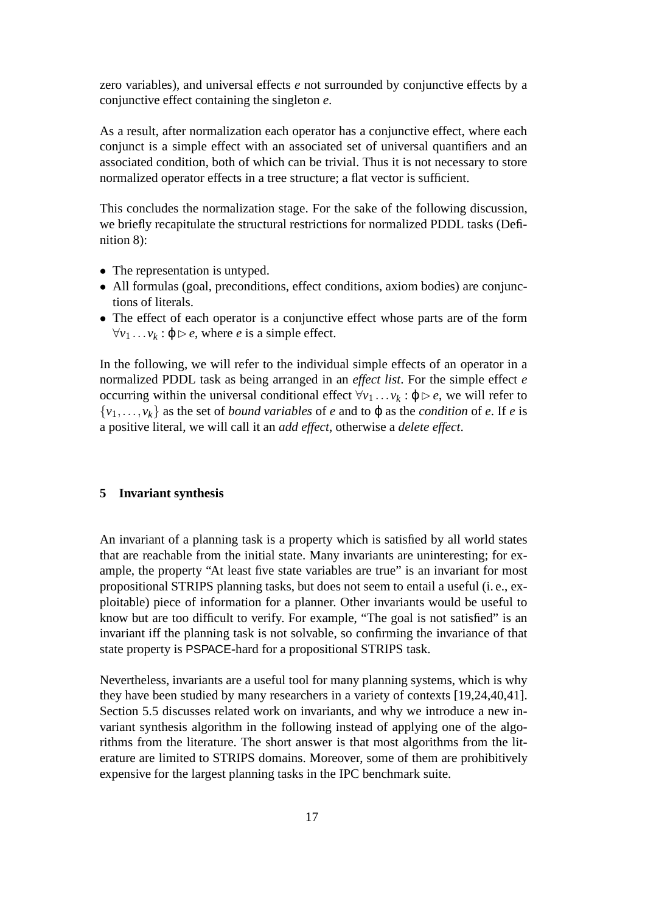zero variables), and universal effects $e$ not surrounded by conjunctive effects by a conjunctive effect containing the singleton $e$.

As a result, after normalization each operator has a conjunctive effect, where each conjunct is a simple effect with an associated set of universal quantifiers and an associated condition, both of which can be trivial. Thus it is not necessary to store normalized operator effects in a tree structure; a flat vector is sufficient.

This concludes the normalization stage. For the sake of the following discussion, we briefly recapitulate the structural restrictions for normalized PDDL tasks (Definition 8):

- The representation is untyped.
- All formulas (goal, preconditions, effect conditions, axiom bodies) are conjunctions of literals.
- The effect of each operator is a conjunctive effect whose parts are of the form $\forall v_1 \dots v_k : \varphi \rhd e$, where $e$ is a simple effect.

In the following, we will refer to the individual simple effects of an operator in a normalized PDDL task as being arranged in an *effect list*. For the simple effect $e$ occurring within the universal conditional effect $\forall v_1 \dots v_k : \varphi \rhd e$, we will refer to $\{v_1, \dots, v_k\}$ as the set of *bound variables* of $e$ and to $\varphi$ as the *condition* of $e$. If $e$ is a positive literal, we will call it an *add effect*, otherwise a *delete effect*.

## 5 Invariant synthesis

An invariant of a planning task is a property which is satisfied by all world states that are reachable from the initial state. Many invariants are uninteresting; for example, the property "At least five state variables are true" is an invariant for most propositional STRIPS planning tasks, but does not seem to entail a useful (i. e., exploitable) piece of information for a planner. Other invariants would be useful to know but are too difficult to verify. For example, "The goal is not satisfied" is an invariant iff the planning task is not solvable, so confirming the invariance of that state property is PSPACE-hard for a propositional STRIPS task.

Nevertheless, invariants are a useful tool for many planning systems, which is why they have been studied by many researchers in a variety of contexts [19,24,40,41]. Section 5.5 discusses related work on invariants, and why we introduce a new invariant synthesis algorithm in the following instead of applying one of the algorithms from the literature. The short answer is that most algorithms from the literature are limited to STRIPS domains. Moreover, some of them are prohibitively expensive for the largest planning tasks in the IPC benchmark suite.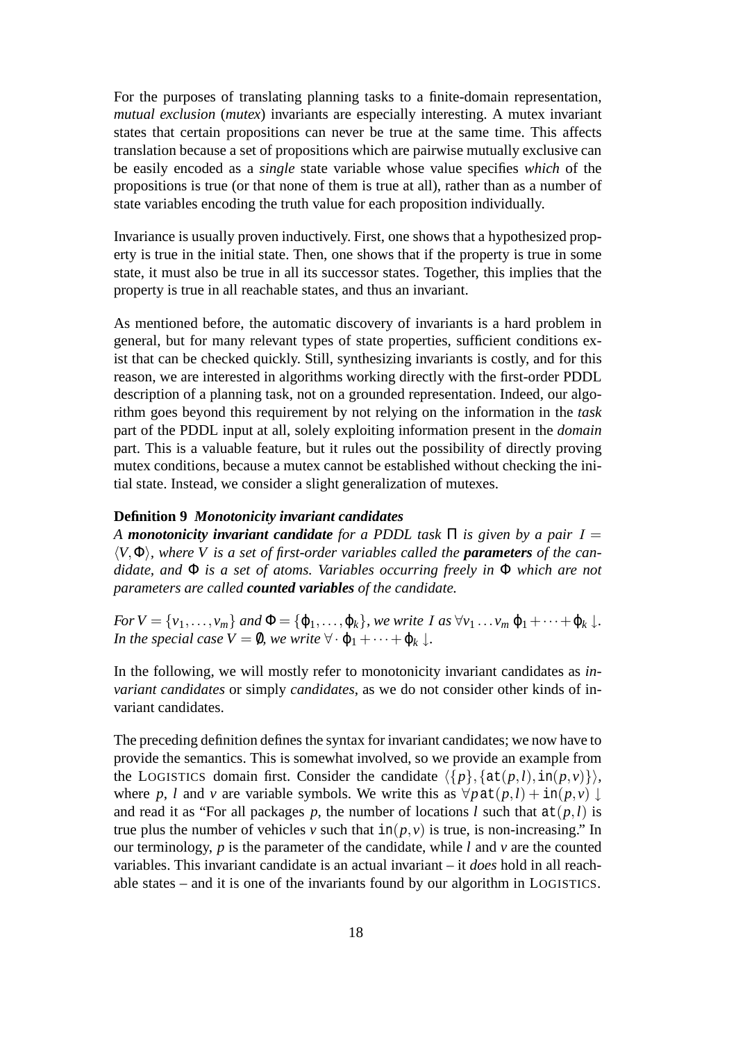For the purposes of translating planning tasks to a finite-domain representation, *mutual exclusion* (*mutex*) invariants are especially interesting. A mutex invariant states that certain propositions can never be true at the same time. This affects translation because a set of propositions which are pairwise mutually exclusive can be easily encoded as a *single* state variable whose value specifies *which* of the propositions is true (or that none of them is true at all), rather than as a number of state variables encoding the truth value for each proposition individually.

Invariance is usually proven inductively. First, one shows that a hypothesized property is true in the initial state. Then, one shows that if the property is true in some state, it must also be true in all its successor states. Together, this implies that the property is true in all reachable states, and thus an invariant.

As mentioned before, the automatic discovery of invariants is a hard problem in general, but for many relevant types of state properties, sufficient conditions exist that can be checked quickly. Still, synthesizing invariants is costly, and for this reason, we are interested in algorithms working directly with the first-order PDDL description of a planning task, not on a grounded representation. Indeed, our algorithm goes beyond this requirement by not relying on the information in the *task* part of the PDDL input at all, solely exploiting information present in the *domain* part. This is a valuable feature, but it rules out the possibility of directly proving mutex conditions, because a mutex cannot be established without checking the initial state. Instead, we consider a slight generalization of mutexes.

**Definition 9** ***Monotonicity invariant candidates***
*A* ***monotonicity invariant candidate*** *for a PDDL task* $\Pi$ *is given by a pair* $I = \langle V, \Phi \rangle$*, where* $V$ *is a set of first-order variables called the* ***parameters*** *of the candidate, and* $\Phi$ *is a set of atoms. Variables occurring freely in* $\Phi$ *which are not parameters are called* ***counted variables*** *of the candidate.*

*For* $V = \{v_1, \dots, v_m\}$ *and* $\Phi = \{\varphi_1, \dots, \varphi_k\}$*, we write* $I$ *as* $\forall v_1 \dots v_m\, \varphi_1 + \dots + \varphi_k \downarrow$*. In the special case* $V = \emptyset$*, we write* $\forall \cdot\, \varphi_1 + \dots + \varphi_k \downarrow$*.*

In the following, we will mostly refer to monotonicity invariant candidates as *invariant candidates* or simply *candidates*, as we do not consider other kinds of invariant candidates.

The preceding definition defines the syntax for invariant candidates; we now have to provide the semantics. This is somewhat involved, so we provide an example from the LOGISTICS domain first. Consider the candidate $\langle \{p\}, \{\mathtt{at}(p,l), \mathtt{in}(p,v)\} \rangle$, where $p$, $l$ and $v$ are variable symbols. We write this as $\forall p\, \mathtt{at}(p,l) + \mathtt{in}(p,v) \downarrow$ and read it as "For all packages $p$, the number of locations $l$ such that $\mathtt{at}(p,l)$ is true plus the number of vehicles $v$ such that $\mathtt{in}(p,v)$ is true, is non-increasing." In our terminology, $p$ is the parameter of the candidate, while $l$ and $v$ are the counted variables. This invariant candidate is an actual invariant – it *does* hold in all reachable states – and it is one of the invariants found by our algorithm in LOGISTICS.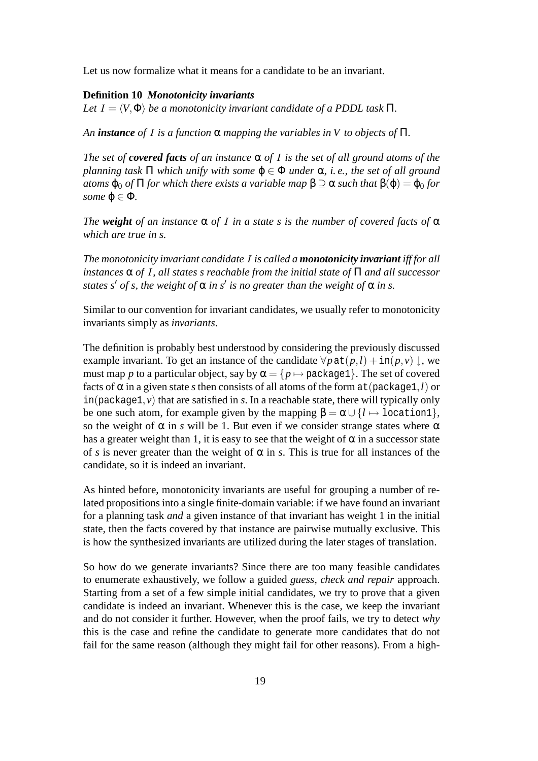Let us now formalize what it means for a candidate to be an invariant.

**Definition 10** ***Monotonicity invariants***
*Let $I = \langle V, \Phi \rangle$ be a monotonicity invariant candidate of a PDDL task $\Pi$.*

*An **instance** of $I$ is a function $\alpha$ mapping the variables in $V$ to objects of $\Pi$.*

*The set of **covered facts** of an instance $\alpha$ of $I$ is the set of all ground atoms of the planning task $\Pi$ which unify with some $\varphi \in \Phi$ under $\alpha$, i. e., the set of all ground atoms $\varphi_0$ of $\Pi$ for which there exists a variable map $\beta \supseteq \alpha$ such that $\beta(\varphi) = \varphi_0$ for some $\varphi \in \Phi$.*

*The **weight** of an instance $\alpha$ of $I$ in a state $s$ is the number of covered facts of $\alpha$ which are true in $s$.*

*The monotonicity invariant candidate $I$ is called a **monotonicity invariant** iff for all instances $\alpha$ of $I$, all states $s$ reachable from the initial state of $\Pi$ and all successor states $s'$ of $s$, the weight of $\alpha$ in $s'$ is no greater than the weight of $\alpha$ in $s$.*

Similar to our convention for invariant candidates, we usually refer to monotonicity invariants simply as *invariants*.

The definition is probably best understood by considering the previously discussed example invariant. To get an instance of the candidate $\forall p \, \mathtt{at}(p,l) + \mathtt{in}(p,v) \downarrow$, we must map $p$ to a particular object, say by $\alpha = \{p \mapsto \mathtt{package1}\}$. The set of covered facts of $\alpha$ in a given state $s$ then consists of all atoms of the form $\mathtt{at}(\mathtt{package1}, l)$ or $\mathtt{in}(\mathtt{package1}, v)$ that are satisfied in $s$. In a reachable state, there will typically only be one such atom, for example given by the mapping $\beta = \alpha \cup \{l \mapsto \mathtt{location1}\}$, so the weight of $\alpha$ in $s$ will be 1. But even if we consider strange states where $\alpha$ has a greater weight than 1, it is easy to see that the weight of $\alpha$ in a successor state of $s$ is never greater than the weight of $\alpha$ in $s$. This is true for all instances of the candidate, so it is indeed an invariant.

As hinted before, monotonicity invariants are useful for grouping a number of related propositions into a single finite-domain variable: if we have found an invariant for a planning task *and* a given instance of that invariant has weight 1 in the initial state, then the facts covered by that instance are pairwise mutually exclusive. This is how the synthesized invariants are utilized during the later stages of translation.

So how do we generate invariants? Since there are too many feasible candidates to enumerate exhaustively, we follow a guided *guess, check and repair* approach. Starting from a set of a few simple initial candidates, we try to prove that a given candidate is indeed an invariant. Whenever this is the case, we keep the invariant and do not consider it further. However, when the proof fails, we try to detect *why* this is the case and refine the candidate to generate more candidates that do not fail for the same reason (although they might fail for other reasons). From a high-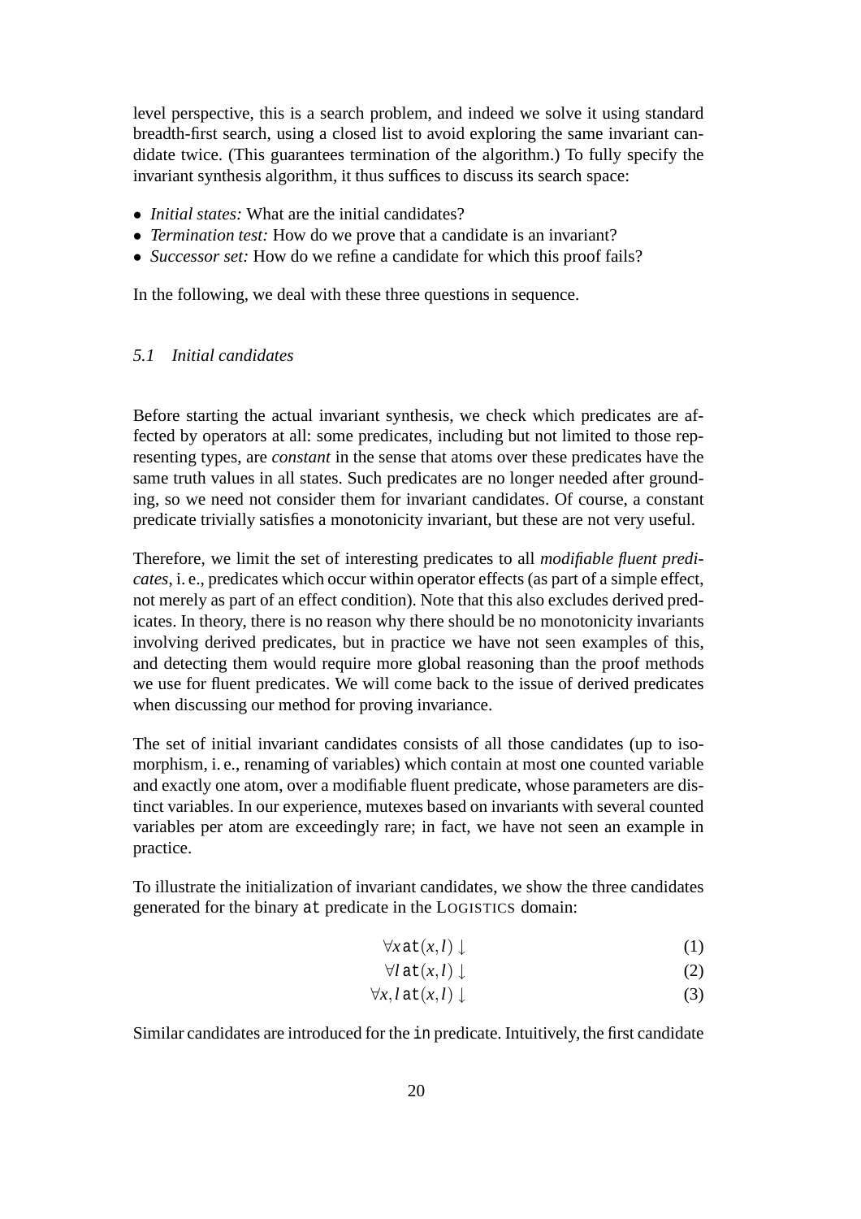level perspective, this is a search problem, and indeed we solve it using standard breadth-first search, using a closed list to avoid exploring the same invariant candidate twice. (This guarantees termination of the algorithm.) To fully specify the invariant synthesis algorithm, it thus suffices to discuss its search space:

- *Initial states:* What are the initial candidates?
- *Termination test:* How do we prove that a candidate is an invariant?
- *Successor set:* How do we refine a candidate for which this proof fails?

In the following, we deal with these three questions in sequence.

### *5.1 Initial candidates*

Before starting the actual invariant synthesis, we check which predicates are affected by operators at all: some predicates, including but not limited to those representing types, are *constant* in the sense that atoms over these predicates have the same truth values in all states. Such predicates are no longer needed after grounding, so we need not consider them for invariant candidates. Of course, a constant predicate trivially satisfies a monotonicity invariant, but these are not very useful.

Therefore, we limit the set of interesting predicates to all *modifiable fluent predicates*, i. e., predicates which occur within operator effects (as part of a simple effect, not merely as part of an effect condition). Note that this also excludes derived predicates. In theory, there is no reason why there should be no monotonicity invariants involving derived predicates, but in practice we have not seen examples of this, and detecting them would require more global reasoning than the proof methods we use for fluent predicates. We will come back to the issue of derived predicates when discussing our method for proving invariance.

The set of initial invariant candidates consists of all those candidates (up to isomorphism, i. e., renaming of variables) which contain at most one counted variable and exactly one atom, over a modifiable fluent predicate, whose parameters are distinct variables. In our experience, mutexes based on invariants with several counted variables per atom are exceedingly rare; in fact, we have not seen an example in practice.

To illustrate the initialization of invariant candidates, we show the three candidates generated for the binary at predicate in the LOGISTICS domain:

$$\forall x\, \mathtt{at}(x,l) \downarrow \qquad (1)$$

$$\forall l\, \mathtt{at}(x,l) \downarrow \qquad (2)$$

$$\forall x,l\, \mathtt{at}(x,l) \downarrow \qquad (3)$$

Similar candidates are introduced for the in predicate. Intuitively, the first candidate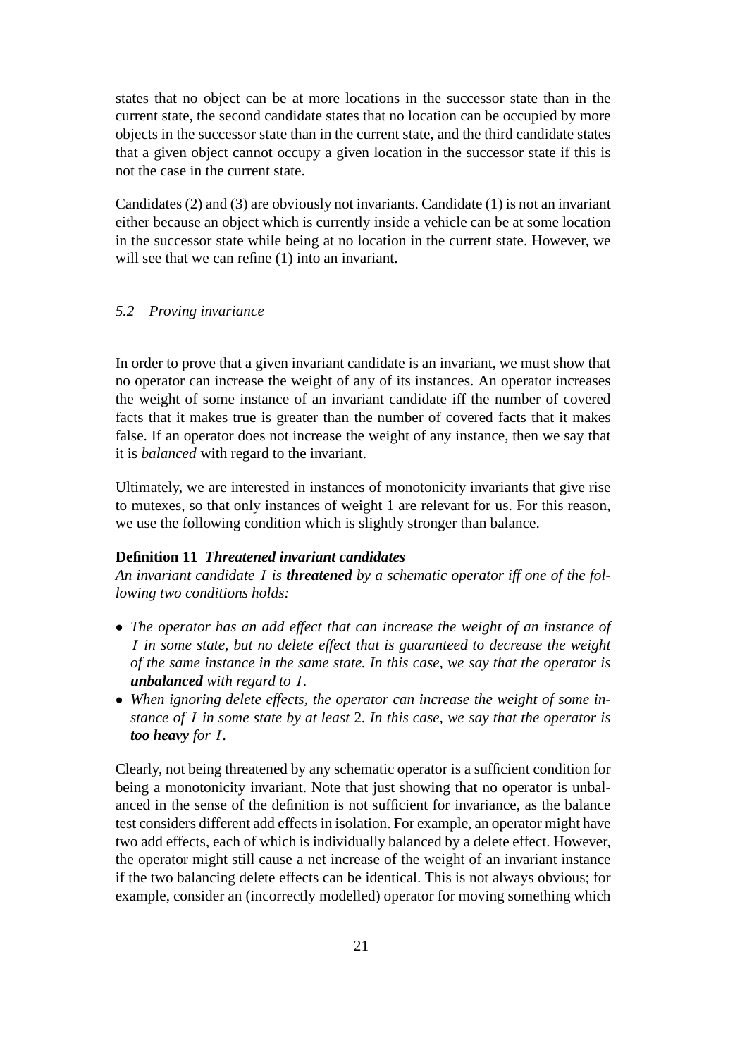states that no object can be at more locations in the successor state than in the current state, the second candidate states that no location can be occupied by more objects in the successor state than in the current state, and the third candidate states that a given object cannot occupy a given location in the successor state if this is not the case in the current state.

Candidates (2) and (3) are obviously not invariants. Candidate (1) is not an invariant either because an object which is currently inside a vehicle can be at some location in the successor state while being at no location in the current state. However, we will see that we can refine (1) into an invariant.

### *5.2 Proving invariance*

In order to prove that a given invariant candidate is an invariant, we must show that no operator can increase the weight of any of its instances. An operator increases the weight of some instance of an invariant candidate iff the number of covered facts that it makes true is greater than the number of covered facts that it makes false. If an operator does not increase the weight of any instance, then we say that it is *balanced* with regard to the invariant.

Ultimately, we are interested in instances of monotonicity invariants that give rise to mutexes, so that only instances of weight 1 are relevant for us. For this reason, we use the following condition which is slightly stronger than balance.

**Definition 11** ***Threatened invariant candidates***
*An invariant candidate $I$ is **threatened** by a schematic operator iff one of the following two conditions holds:*

- *The operator has an add effect that can increase the weight of an instance of $I$ in some state, but no delete effect that is guaranteed to decrease the weight of the same instance in the same state. In this case, we say that the operator is **unbalanced** with regard to $I$.*
- *When ignoring delete effects, the operator can increase the weight of some instance of $I$ in some state by at least 2. In this case, we say that the operator is **too heavy** for $I$.*

Clearly, not being threatened by any schematic operator is a sufficient condition for being a monotonicity invariant. Note that just showing that no operator is unbalanced in the sense of the definition is not sufficient for invariance, as the balance test considers different add effects in isolation. For example, an operator might have two add effects, each of which is individually balanced by a delete effect. However, the operator might still cause a net increase of the weight of an invariant instance if the two balancing delete effects can be identical. This is not always obvious; for example, consider an (incorrectly modelled) operator for moving something which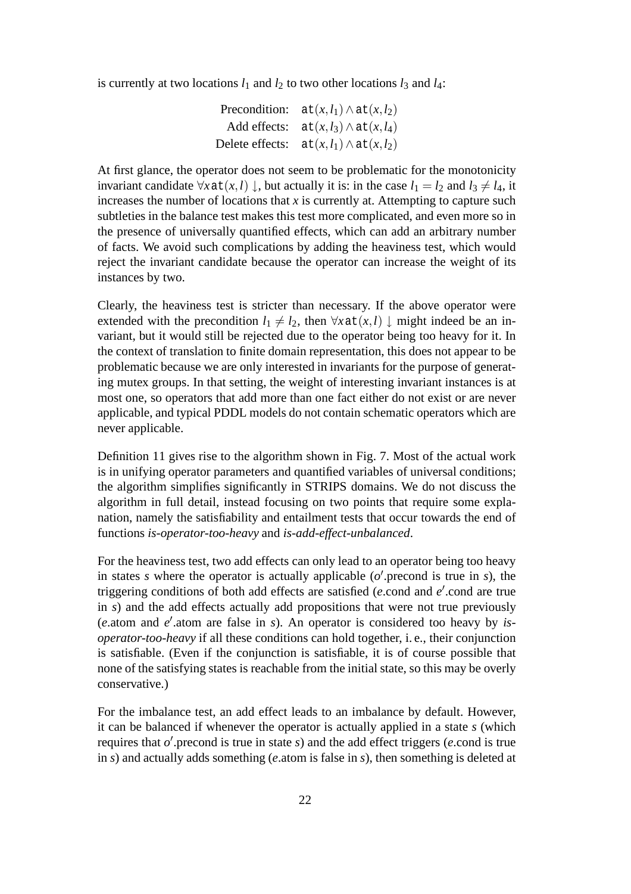is currently at two locations $l_1$ and $l_2$ to two other locations $l_3$ and $l_4$:

$$\begin{aligned}
\text{Precondition:} &\quad \mathtt{at}(x,l_1) \wedge \mathtt{at}(x,l_2) \\
\text{Add effects:} &\quad \mathtt{at}(x,l_3) \wedge \mathtt{at}(x,l_4) \\
\text{Delete effects:} &\quad \mathtt{at}(x,l_1) \wedge \mathtt{at}(x,l_2)
\end{aligned}$$

At first glance, the operator does not seem to be problematic for the monotonicity invariant candidate $\forall x\, \mathtt{at}(x,l) \downarrow$, but actually it is: in the case $l_1 = l_2$ and $l_3 \neq l_4$, it increases the number of locations that $x$ is currently at. Attempting to capture such subtleties in the balance test makes this test more complicated, and even more so in the presence of universally quantified effects, which can add an arbitrary number of facts. We avoid such complications by adding the heaviness test, which would reject the invariant candidate because the operator can increase the weight of its instances by two.

Clearly, the heaviness test is stricter than necessary. If the above operator were extended with the precondition $l_1 \neq l_2$, then $\forall x\, \mathtt{at}(x,l) \downarrow$ might indeed be an invariant, but it would still be rejected due to the operator being too heavy for it. In the context of translation to finite domain representation, this does not appear to be problematic because we are only interested in invariants for the purpose of generating mutex groups. In that setting, the weight of interesting invariant instances is at most one, so operators that add more than one fact either do not exist or are never applicable, and typical PDDL models do not contain schematic operators which are never applicable.

Definition 11 gives rise to the algorithm shown in Fig. 7. Most of the actual work is in unifying operator parameters and quantified variables of universal conditions; the algorithm simplifies significantly in STRIPS domains. We do not discuss the algorithm in full detail, instead focusing on two points that require some explanation, namely the satisfiability and entailment tests that occur towards the end of functions *is-operator-too-heavy* and *is-add-effect-unbalanced*.

For the heaviness test, two add effects can only lead to an operator being too heavy in states $s$ where the operator is actually applicable ($o'$.precond is true in $s$), the triggering conditions of both add effects are satisfied ($e$.cond and $e'$.cond are true in $s$) and the add effects actually add propositions that were not true previously ($e$.atom and $e'$.atom are false in $s$). An operator is considered too heavy by *is-operator-too-heavy* if all these conditions can hold together, i. e., their conjunction is satisfiable. (Even if the conjunction is satisfiable, it is of course possible that none of the satisfying states is reachable from the initial state, so this may be overly conservative.)

For the imbalance test, an add effect leads to an imbalance by default. However, it can be balanced if whenever the operator is actually applied in a state $s$ (which requires that $o'$.precond is true in state $s$) and the add effect triggers ($e$.cond is true in $s$) and actually adds something ($e$.atom is false in $s$), then something is deleted at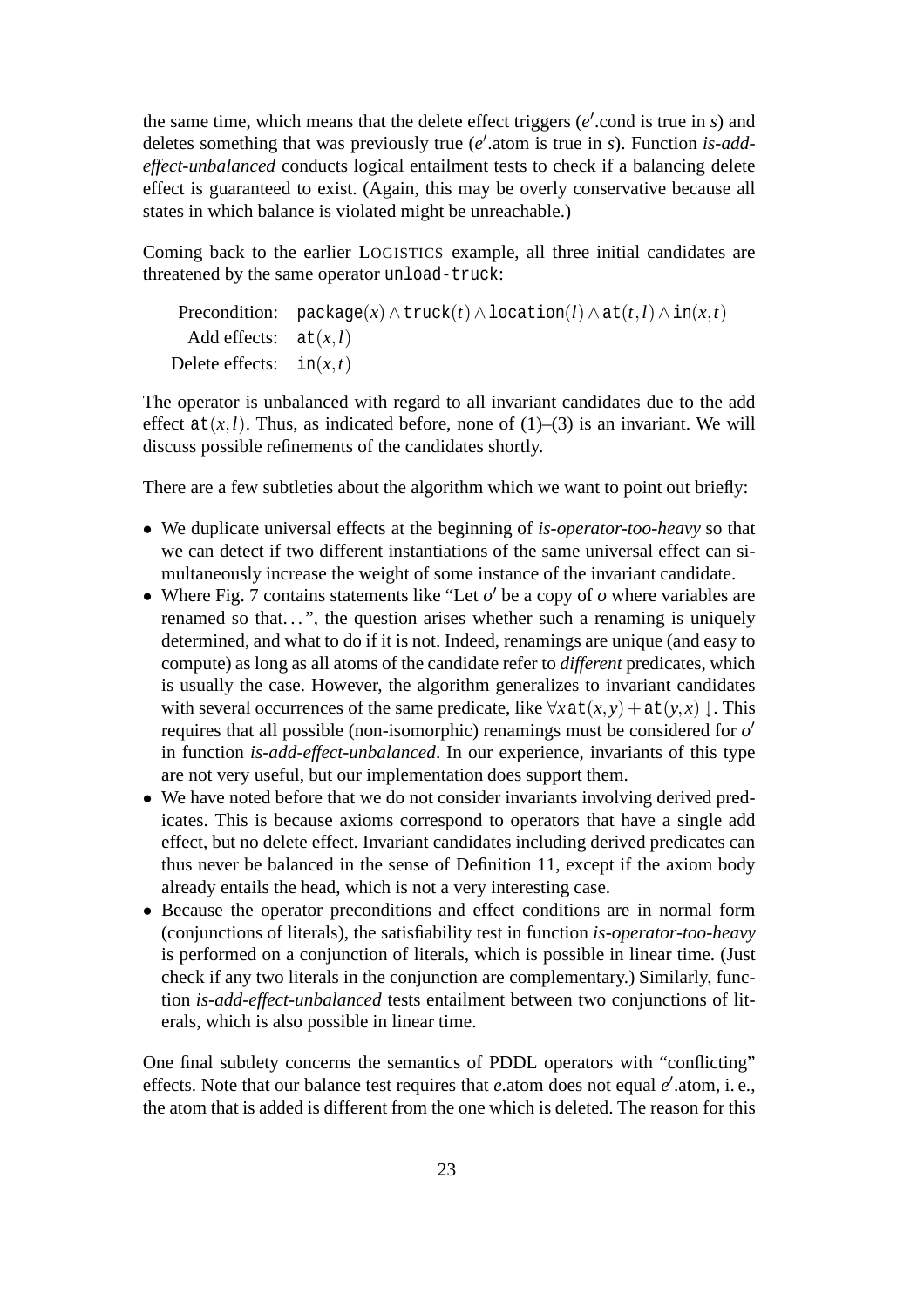the same time, which means that the delete effect triggers ($e'$.cond is true in $s$) and deletes something that was previously true ($e'$.atom is true in $s$). Function *is-add-effect-unbalanced* conducts logical entailment tests to check if a balancing delete effect is guaranteed to exist. (Again, this may be overly conservative because all states in which balance is violated might be unreachable.)

Coming back to the earlier LOGISTICS example, all three initial candidates are threatened by the same operator `unload-truck`:

Precondition: $\mathtt{package}(x) \wedge \mathtt{truck}(t) \wedge \mathtt{location}(l) \wedge \mathtt{at}(t,l) \wedge \mathtt{in}(x,t)$
Add effects: $\mathtt{at}(x,l)$
Delete effects: $\mathtt{in}(x,t)$

The operator is unbalanced with regard to all invariant candidates due to the add effect $\mathtt{at}(x,l)$. Thus, as indicated before, none of (1)–(3) is an invariant. We will discuss possible refinements of the candidates shortly.

There are a few subtleties about the algorithm which we want to point out briefly:

- We duplicate universal effects at the beginning of *is-operator-too-heavy* so that we can detect if two different instantiations of the same universal effect can simultaneously increase the weight of some instance of the invariant candidate.
- Where Fig. 7 contains statements like "Let $o'$ be a copy of $o$ where variables are renamed so that...", the question arises whether such a renaming is uniquely determined, and what to do if it is not. Indeed, renamings are unique (and easy to compute) as long as all atoms of the candidate refer to *different* predicates, which is usually the case. However, the algorithm generalizes to invariant candidates with several occurrences of the same predicate, like $\forall x\, \mathtt{at}(x,y) + \mathtt{at}(y,x) \downarrow$. This requires that all possible (non-isomorphic) renamings must be considered for $o'$ in function *is-add-effect-unbalanced*. In our experience, invariants of this type are not very useful, but our implementation does support them.
- We have noted before that we do not consider invariants involving derived predicates. This is because axioms correspond to operators that have a single add effect, but no delete effect. Invariant candidates including derived predicates can thus never be balanced in the sense of Definition 11, except if the axiom body already entails the head, which is not a very interesting case.
- Because the operator preconditions and effect conditions are in normal form (conjunctions of literals), the satisfiability test in function *is-operator-too-heavy* is performed on a conjunction of literals, which is possible in linear time. (Just check if any two literals in the conjunction are complementary.) Similarly, function *is-add-effect-unbalanced* tests entailment between two conjunctions of literals, which is also possible in linear time.

One final subtlety concerns the semantics of PDDL operators with "conflicting" effects. Note that our balance test requires that $e$.atom does not equal $e'$.atom, i. e., the atom that is added is different from the one which is deleted. The reason for this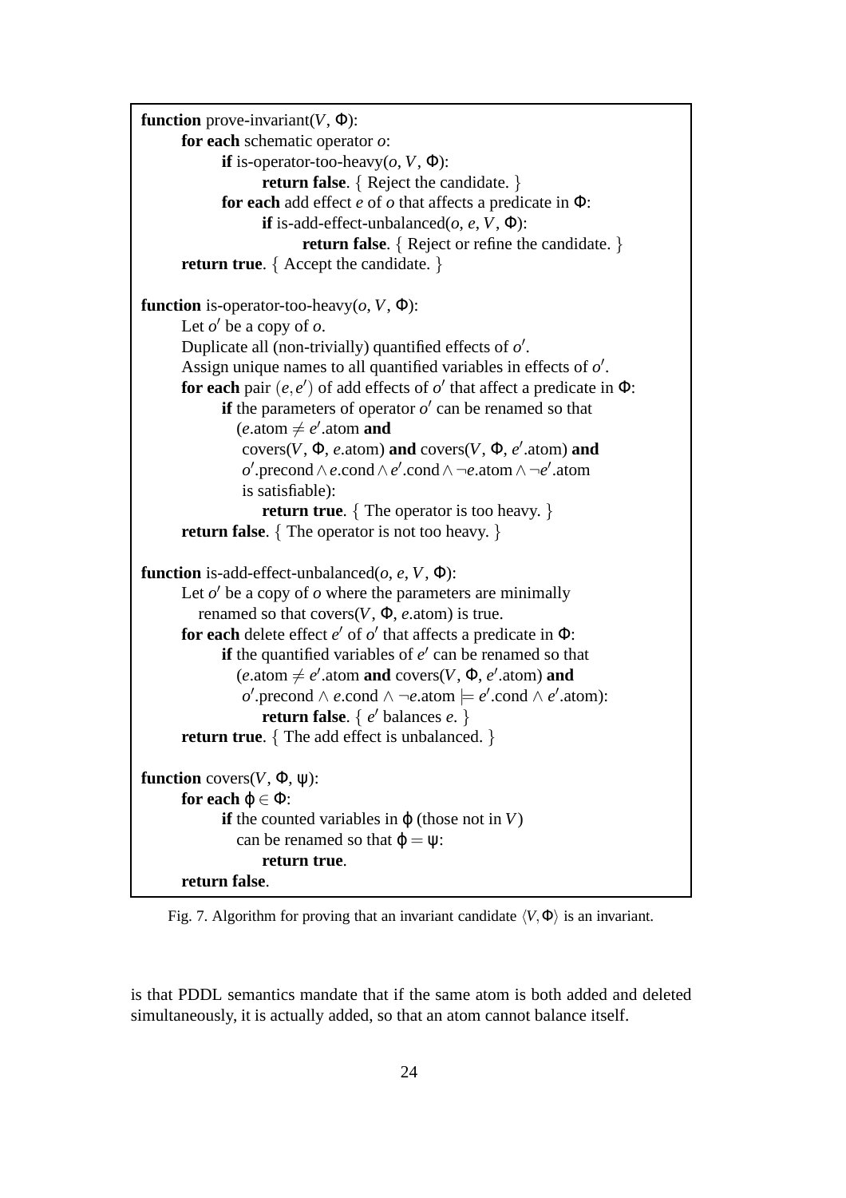```
function prove-invariant(V, Φ):
    for each schematic operator o:
        if is-operator-too-heavy(o, V, Φ):
            return false. { Reject the candidate. }
        for each add effect e of o that affects a predicate in Φ:
            if is-add-effect-unbalanced(o, e, V, Φ):
                return false. { Reject or refine the candidate. }
    return true. { Accept the candidate. }

function is-operator-too-heavy(o, V, Φ):
    Let o′ be a copy of o.
    Duplicate all (non-trivially) quantified effects of o′.
    Assign unique names to all quantified variables in effects of o′.
    for each pair (e, e′) of add effects of o′ that affect a predicate in Φ:
        if the parameters of operator o′ can be renamed so that
          (e.atom ≠ e′.atom and
           covers(V, Φ, e.atom) and covers(V, Φ, e′.atom) and
           o′.precond ∧ e.cond ∧ e′.cond ∧ ¬e.atom ∧ ¬e′.atom
           is satisfiable):
            return true. { The operator is too heavy. }
    return false. { The operator is not too heavy. }

function is-add-effect-unbalanced(o, e, V, Φ):
    Let o′ be a copy of o where the parameters are minimally
      renamed so that covers(V, Φ, e.atom) is true.
    for each delete effect e′ of o′ that affects a predicate in Φ:
        if the quantified variables of e′ can be renamed so that
          (e.atom ≠ e′.atom and covers(V, Φ, e′.atom) and
           o′.precond ∧ e.cond ∧ ¬e.atom ⊨ e′.cond ∧ e′.atom):
            return false. { e′ balances e. }
    return true. { The add effect is unbalanced. }

function covers(V, Φ, ψ):
    for each φ ∈ Φ:
        if the counted variables in φ (those not in V)
          can be renamed so that φ = ψ:
            return true.
    return false.
```

Fig. 7. Algorithm for proving that an invariant candidate $\langle V, \Phi \rangle$ is an invariant.

is that PDDL semantics mandate that if the same atom is both added and deleted simultaneously, it is actually added, so that an atom cannot balance itself.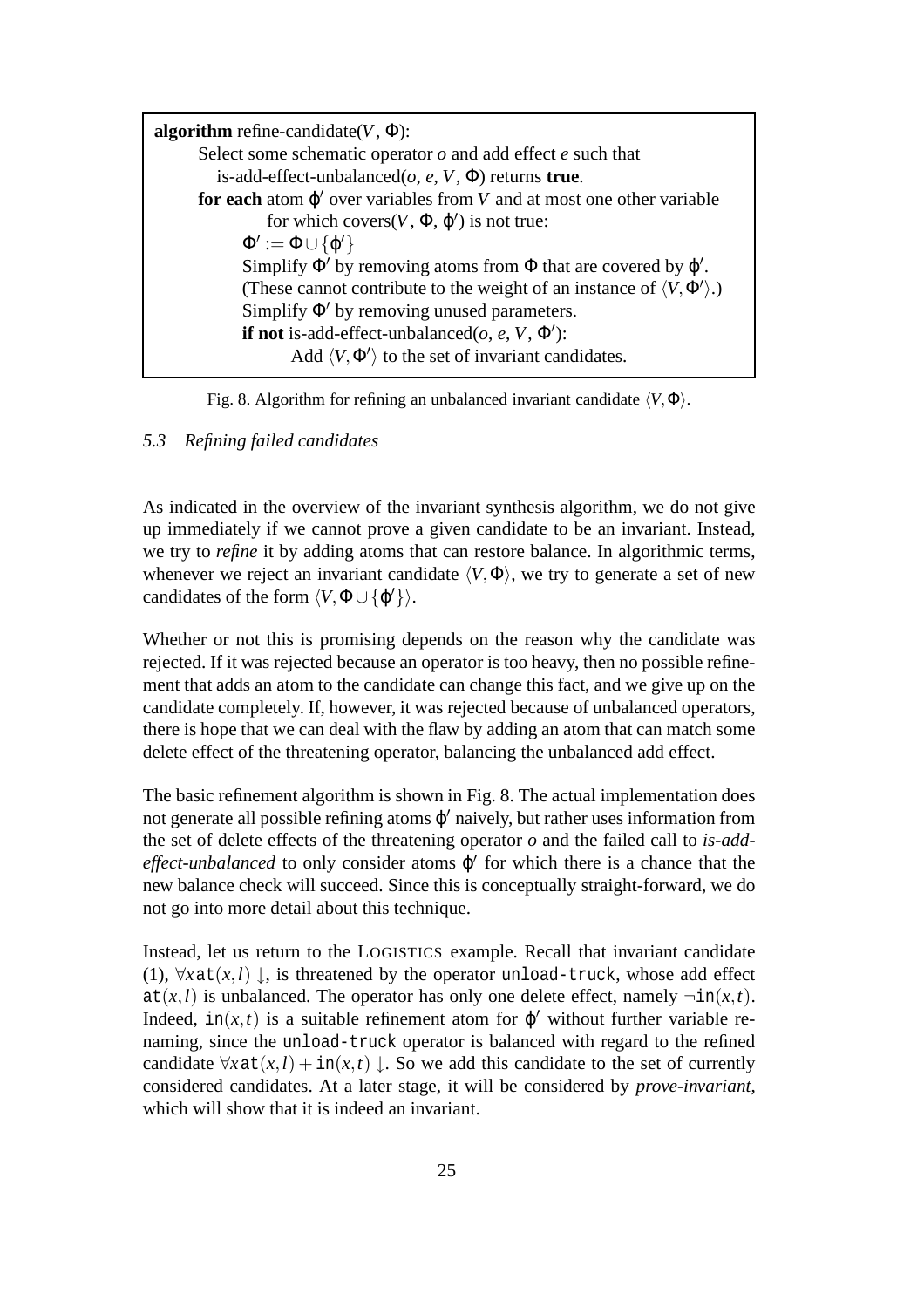```
algorithm refine-candidate(V, Φ):
    Select some schematic operator o and add effect e such that
       is-add-effect-unbalanced(o, e, V, Φ) returns true.
    for each atom φ′ over variables from V and at most one other variable
            for which covers(V, Φ, φ′) is not true:
        Φ′ := Φ ∪ {φ′}
        Simplify Φ′ by removing atoms from Φ that are covered by φ′.
        (These cannot contribute to the weight of an instance of ⟨V, Φ′⟩.)
        Simplify Φ′ by removing unused parameters.
        if not is-add-effect-unbalanced(o, e, V, Φ′):
            Add ⟨V, Φ′⟩ to the set of invariant candidates.
```

Fig. 8. Algorithm for refining an unbalanced invariant candidate $\langle V, \Phi \rangle$.

### 5.3 *Refining failed candidates*

As indicated in the overview of the invariant synthesis algorithm, we do not give up immediately if we cannot prove a given candidate to be an invariant. Instead, we try to *refine* it by adding atoms that can restore balance. In algorithmic terms, whenever we reject an invariant candidate $\langle V, \Phi \rangle$, we try to generate a set of new candidates of the form $\langle V, \Phi \cup \{\varphi'\} \rangle$.

Whether or not this is promising depends on the reason why the candidate was rejected. If it was rejected because an operator is too heavy, then no possible refinement that adds an atom to the candidate can change this fact, and we give up on the candidate completely. If, however, it was rejected because of unbalanced operators, there is hope that we can deal with the flaw by adding an atom that can match some delete effect of the threatening operator, balancing the unbalanced add effect.

The basic refinement algorithm is shown in Fig. 8. The actual implementation does not generate all possible refining atoms $\varphi'$ naively, but rather uses information from the set of delete effects of the threatening operator $o$ and the failed call to *is-add-effect-unbalanced* to only consider atoms $\varphi'$ for which there is a chance that the new balance check will succeed. Since this is conceptually straight-forward, we do not go into more detail about this technique.

Instead, let us return to the LOGISTICS example. Recall that invariant candidate (1), $\forall x\, \mathtt{at}(x,l) \downarrow$, is threatened by the operator unload-truck, whose add effect $\mathtt{at}(x,l)$ is unbalanced. The operator has only one delete effect, namely $\neg\mathtt{in}(x,t)$. Indeed, $\mathtt{in}(x,t)$ is a suitable refinement atom for $\varphi'$ without further variable renaming, since the unload-truck operator is balanced with regard to the refined candidate $\forall x\, \mathtt{at}(x,l) + \mathtt{in}(x,t) \downarrow$. So we add this candidate to the set of currently considered candidates. At a later stage, it will be considered by *prove-invariant*, which will show that it is indeed an invariant.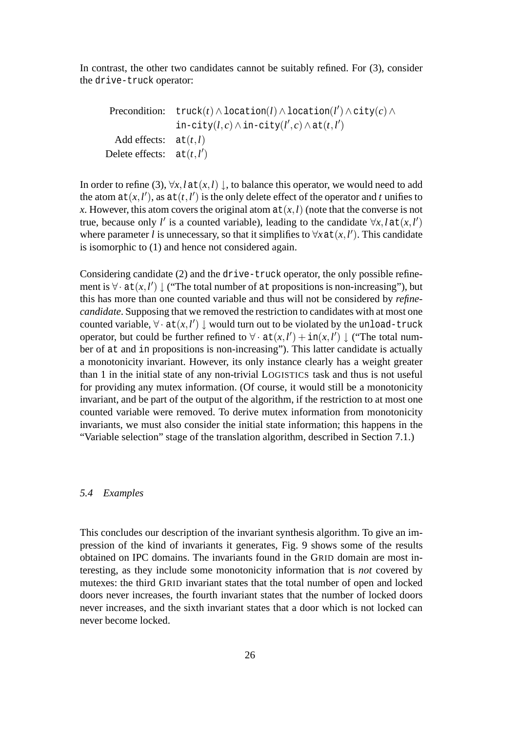In contrast, the other two candidates cannot be suitably refined. For (3), consider the drive-truck operator:

$$
\begin{array}{rl}
\text{Precondition:} & \mathtt{truck}(t) \wedge \mathtt{location}(l) \wedge \mathtt{location}(l') \wedge \mathtt{city}(c) \wedge \\
& \mathtt{in\text{-}city}(l,c) \wedge \mathtt{in\text{-}city}(l',c) \wedge \mathtt{at}(t,l') \\
\text{Add effects:} & \mathtt{at}(t,l) \\
\text{Delete effects:} & \mathtt{at}(t,l')
\end{array}
$$

In order to refine (3), $\forall x, l\, \mathtt{at}(x,l) \downarrow$, to balance this operator, we would need to add the atom $\mathtt{at}(x,l')$, as $\mathtt{at}(t,l')$ is the only delete effect of the operator and $t$ unifies to $x$. However, this atom covers the original atom $\mathtt{at}(x,l)$ (note that the converse is not true, because only $l'$ is a counted variable), leading to the candidate $\forall x, l\, \mathtt{at}(x,l')$ where parameter $l$ is unnecessary, so that it simplifies to $\forall x\, \mathtt{at}(x,l')$. This candidate is isomorphic to (1) and hence not considered again.

Considering candidate (2) and the drive-truck operator, the only possible refinement is $\forall \cdot\, \mathtt{at}(x,l') \downarrow$ ("The total number of at propositions is non-increasing"), but this has more than one counted variable and thus will not be considered by *refine-candidate*. Supposing that we removed the restriction to candidates with at most one counted variable, $\forall \cdot\, \mathtt{at}(x,l') \downarrow$ would turn out to be violated by the unload-truck operator, but could be further refined to $\forall \cdot\, \mathtt{at}(x,l') + \mathtt{in}(x,l') \downarrow$ ("The total number of at and in propositions is non-increasing"). This latter candidate is actually a monotonicity invariant. However, its only instance clearly has a weight greater than 1 in the initial state of any non-trivial LOGISTICS task and thus is not useful for providing any mutex information. (Of course, it would still be a monotonicity invariant, and be part of the output of the algorithm, if the restriction to at most one counted variable were removed. To derive mutex information from monotonicity invariants, we must also consider the initial state information; this happens in the "Variable selection" stage of the translation algorithm, described in Section 7.1.)

### *5.4 Examples*

This concludes our description of the invariant synthesis algorithm. To give an impression of the kind of invariants it generates, Fig. 9 shows some of the results obtained on IPC domains. The invariants found in the GRID domain are most interesting, as they include some monotonicity information that is *not* covered by mutexes: the third GRID invariant states that the total number of open and locked doors never increases, the fourth invariant states that the number of locked doors never increases, and the sixth invariant states that a door which is not locked can never become locked.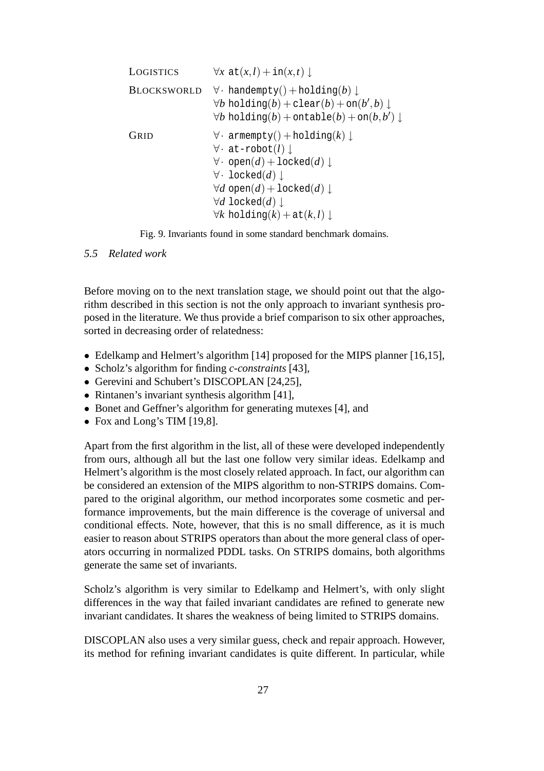| | |
|---|---|
| LOGISTICS | $\forall x$ at$(x,l)$ + in$(x,t)$ $\downarrow$ |
| BLOCKSWORLD | $\forall \cdot$ handempty() + holding$(b)$ $\downarrow$ |
| | $\forall b$ holding$(b)$ + clear$(b)$ + on$(b',b)$ $\downarrow$ |
| | $\forall b$ holding$(b)$ + ontable$(b)$ + on$(b,b')$ $\downarrow$ |
| GRID | $\forall \cdot$ armempty() + holding$(k)$ $\downarrow$ |
| | $\forall \cdot$ at-robot$(l)$ $\downarrow$ |
| | $\forall \cdot$ open$(d)$ + locked$(d)$ $\downarrow$ |
| | $\forall \cdot$ locked$(d)$ $\downarrow$ |
| | $\forall d$ open$(d)$ + locked$(d)$ $\downarrow$ |
| | $\forall d$ locked$(d)$ $\downarrow$ |
| | $\forall k$ holding$(k)$ + at$(k,l)$ $\downarrow$ |

Fig. 9. Invariants found in some standard benchmark domains.

### 5.5 Related work

Before moving on to the next translation stage, we should point out that the algorithm described in this section is not the only approach to invariant synthesis proposed in the literature. We thus provide a brief comparison to six other approaches, sorted in decreasing order of relatedness:

- Edelkamp and Helmert's algorithm [14] proposed for the MIPS planner [16,15],
- Scholz's algorithm for finding *c-constraints* [43],
- Gerevini and Schubert's DISCOPLAN [24,25],
- Rintanen's invariant synthesis algorithm [41],
- Bonet and Geffner's algorithm for generating mutexes [4], and
- Fox and Long's TIM [19,8].

Apart from the first algorithm in the list, all of these were developed independently from ours, although all but the last one follow very similar ideas. Edelkamp and Helmert's algorithm is the most closely related approach. In fact, our algorithm can be considered an extension of the MIPS algorithm to non-STRIPS domains. Compared to the original algorithm, our method incorporates some cosmetic and performance improvements, but the main difference is the coverage of universal and conditional effects. Note, however, that this is no small difference, as it is much easier to reason about STRIPS operators than about the more general class of operators occurring in normalized PDDL tasks. On STRIPS domains, both algorithms generate the same set of invariants.

Scholz's algorithm is very similar to Edelkamp and Helmert's, with only slight differences in the way that failed invariant candidates are refined to generate new invariant candidates. It shares the weakness of being limited to STRIPS domains.

DISCOPLAN also uses a very similar guess, check and repair approach. However, its method for refining invariant candidates is quite different. In particular, while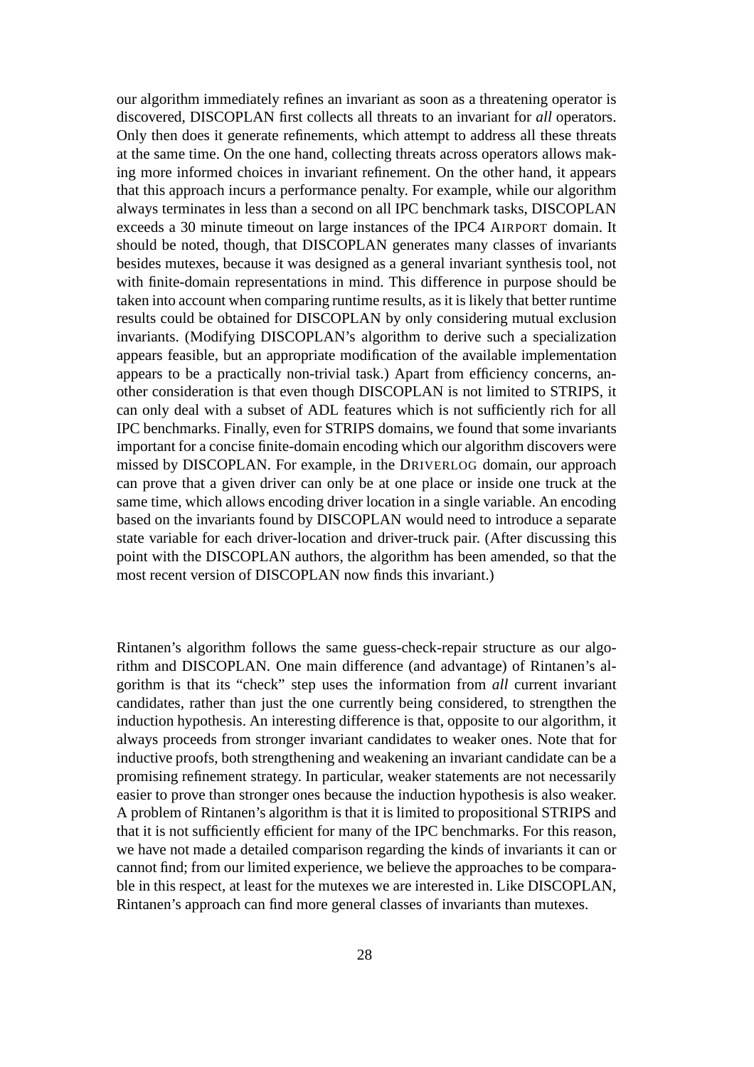our algorithm immediately refines an invariant as soon as a threatening operator is discovered, DISCOPLAN first collects all threats to an invariant for *all* operators. Only then does it generate refinements, which attempt to address all these threats at the same time. On the one hand, collecting threats across operators allows making more informed choices in invariant refinement. On the other hand, it appears that this approach incurs a performance penalty. For example, while our algorithm always terminates in less than a second on all IPC benchmark tasks, DISCOPLAN exceeds a 30 minute timeout on large instances of the IPC4 AIRPORT domain. It should be noted, though, that DISCOPLAN generates many classes of invariants besides mutexes, because it was designed as a general invariant synthesis tool, not with finite-domain representations in mind. This difference in purpose should be taken into account when comparing runtime results, as it is likely that better runtime results could be obtained for DISCOPLAN by only considering mutual exclusion invariants. (Modifying DISCOPLAN's algorithm to derive such a specialization appears feasible, but an appropriate modification of the available implementation appears to be a practically non-trivial task.) Apart from efficiency concerns, another consideration is that even though DISCOPLAN is not limited to STRIPS, it can only deal with a subset of ADL features which is not sufficiently rich for all IPC benchmarks. Finally, even for STRIPS domains, we found that some invariants important for a concise finite-domain encoding which our algorithm discovers were missed by DISCOPLAN. For example, in the DRIVERLOG domain, our approach can prove that a given driver can only be at one place or inside one truck at the same time, which allows encoding driver location in a single variable. An encoding based on the invariants found by DISCOPLAN would need to introduce a separate state variable for each driver-location and driver-truck pair. (After discussing this point with the DISCOPLAN authors, the algorithm has been amended, so that the most recent version of DISCOPLAN now finds this invariant.)

Rintanen's algorithm follows the same guess-check-repair structure as our algorithm and DISCOPLAN. One main difference (and advantage) of Rintanen's algorithm is that its "check" step uses the information from *all* current invariant candidates, rather than just the one currently being considered, to strengthen the induction hypothesis. An interesting difference is that, opposite to our algorithm, it always proceeds from stronger invariant candidates to weaker ones. Note that for inductive proofs, both strengthening and weakening an invariant candidate can be a promising refinement strategy. In particular, weaker statements are not necessarily easier to prove than stronger ones because the induction hypothesis is also weaker. A problem of Rintanen's algorithm is that it is limited to propositional STRIPS and that it is not sufficiently efficient for many of the IPC benchmarks. For this reason, we have not made a detailed comparison regarding the kinds of invariants it can or cannot find; from our limited experience, we believe the approaches to be comparable in this respect, at least for the mutexes we are interested in. Like DISCOPLAN, Rintanen's approach can find more general classes of invariants than mutexes.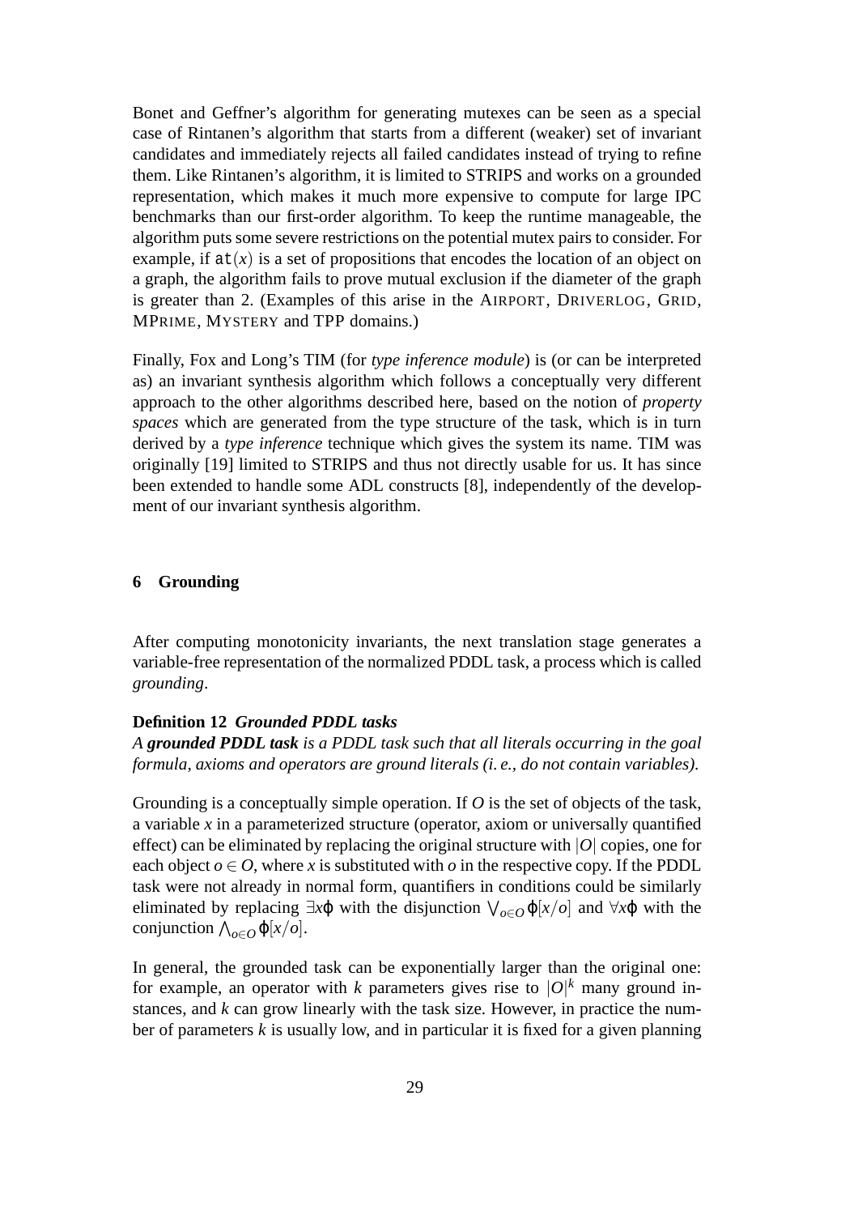Bonet and Geffner's algorithm for generating mutexes can be seen as a special case of Rintanen's algorithm that starts from a different (weaker) set of invariant candidates and immediately rejects all failed candidates instead of trying to refine them. Like Rintanen's algorithm, it is limited to STRIPS and works on a grounded representation, which makes it much more expensive to compute for large IPC benchmarks than our first-order algorithm. To keep the runtime manageable, the algorithm puts some severe restrictions on the potential mutex pairs to consider. For example, if $\mathtt{at}(x)$ is a set of propositions that encodes the location of an object on a graph, the algorithm fails to prove mutual exclusion if the diameter of the graph is greater than 2. (Examples of this arise in the AIRPORT, DRIVERLOG, GRID, MPRIME, MYSTERY and TPP domains.)

Finally, Fox and Long's TIM (for *type inference module*) is (or can be interpreted as) an invariant synthesis algorithm which follows a conceptually very different approach to the other algorithms described here, based on the notion of *property spaces* which are generated from the type structure of the task, which is in turn derived by a *type inference* technique which gives the system its name. TIM was originally [19] limited to STRIPS and thus not directly usable for us. It has since been extended to handle some ADL constructs [8], independently of the development of our invariant synthesis algorithm.

## 6 Grounding

After computing monotonicity invariants, the next translation stage generates a variable-free representation of the normalized PDDL task, a process which is called *grounding*.

**Definition 12** ***Grounded PDDL tasks***
*A **grounded PDDL task** is a PDDL task such that all literals occurring in the goal formula, axioms and operators are ground literals (i. e., do not contain variables).*

Grounding is a conceptually simple operation. If $O$ is the set of objects of the task, a variable $x$ in a parameterized structure (operator, axiom or universally quantified effect) can be eliminated by replacing the original structure with $|O|$ copies, one for each object $o \in O$, where $x$ is substituted with $o$ in the respective copy. If the PDDL task were not already in normal form, quantifiers in conditions could be similarly eliminated by replacing $\exists x \varphi$ with the disjunction $\bigvee_{o \in O} \varphi[x/o]$ and $\forall x \varphi$ with the conjunction $\bigwedge_{o \in O} \varphi[x/o]$.

In general, the grounded task can be exponentially larger than the original one: for example, an operator with $k$ parameters gives rise to $|O|^k$ many ground instances, and $k$ can grow linearly with the task size. However, in practice the number of parameters $k$ is usually low, and in particular it is fixed for a given planning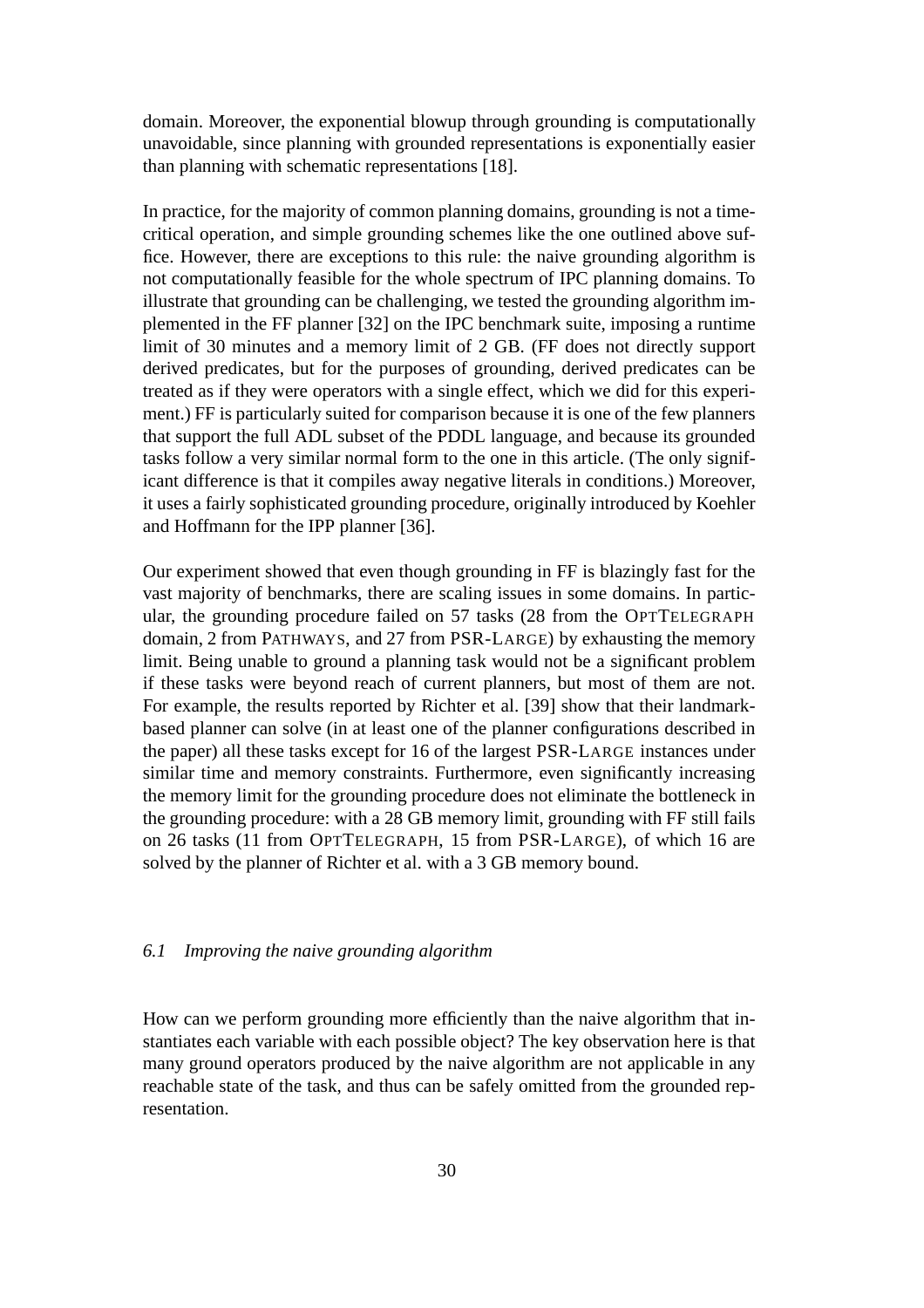domain. Moreover, the exponential blowup through grounding is computationally unavoidable, since planning with grounded representations is exponentially easier than planning with schematic representations [18].

In practice, for the majority of common planning domains, grounding is not a time-critical operation, and simple grounding schemes like the one outlined above suffice. However, there are exceptions to this rule: the naive grounding algorithm is not computationally feasible for the whole spectrum of IPC planning domains. To illustrate that grounding can be challenging, we tested the grounding algorithm implemented in the FF planner [32] on the IPC benchmark suite, imposing a runtime limit of 30 minutes and a memory limit of 2 GB. (FF does not directly support derived predicates, but for the purposes of grounding, derived predicates can be treated as if they were operators with a single effect, which we did for this experiment.) FF is particularly suited for comparison because it is one of the few planners that support the full ADL subset of the PDDL language, and because its grounded tasks follow a very similar normal form to the one in this article. (The only significant difference is that it compiles away negative literals in conditions.) Moreover, it uses a fairly sophisticated grounding procedure, originally introduced by Koehler and Hoffmann for the IPP planner [36].

Our experiment showed that even though grounding in FF is blazingly fast for the vast majority of benchmarks, there are scaling issues in some domains. In particular, the grounding procedure failed on 57 tasks (28 from the OPTTELEGRAPH domain, 2 from PATHWAYS, and 27 from PSR-LARGE) by exhausting the memory limit. Being unable to ground a planning task would not be a significant problem if these tasks were beyond reach of current planners, but most of them are not. For example, the results reported by Richter et al. [39] show that their landmark-based planner can solve (in at least one of the planner configurations described in the paper) all these tasks except for 16 of the largest PSR-LARGE instances under similar time and memory constraints. Furthermore, even significantly increasing the memory limit for the grounding procedure does not eliminate the bottleneck in the grounding procedure: with a 28 GB memory limit, grounding with FF still fails on 26 tasks (11 from OPTTELEGRAPH, 15 from PSR-LARGE), of which 16 are solved by the planner of Richter et al. with a 3 GB memory bound.

### *6.1 Improving the naive grounding algorithm*

How can we perform grounding more efficiently than the naive algorithm that instantiates each variable with each possible object? The key observation here is that many ground operators produced by the naive algorithm are not applicable in any reachable state of the task, and thus can be safely omitted from the grounded representation.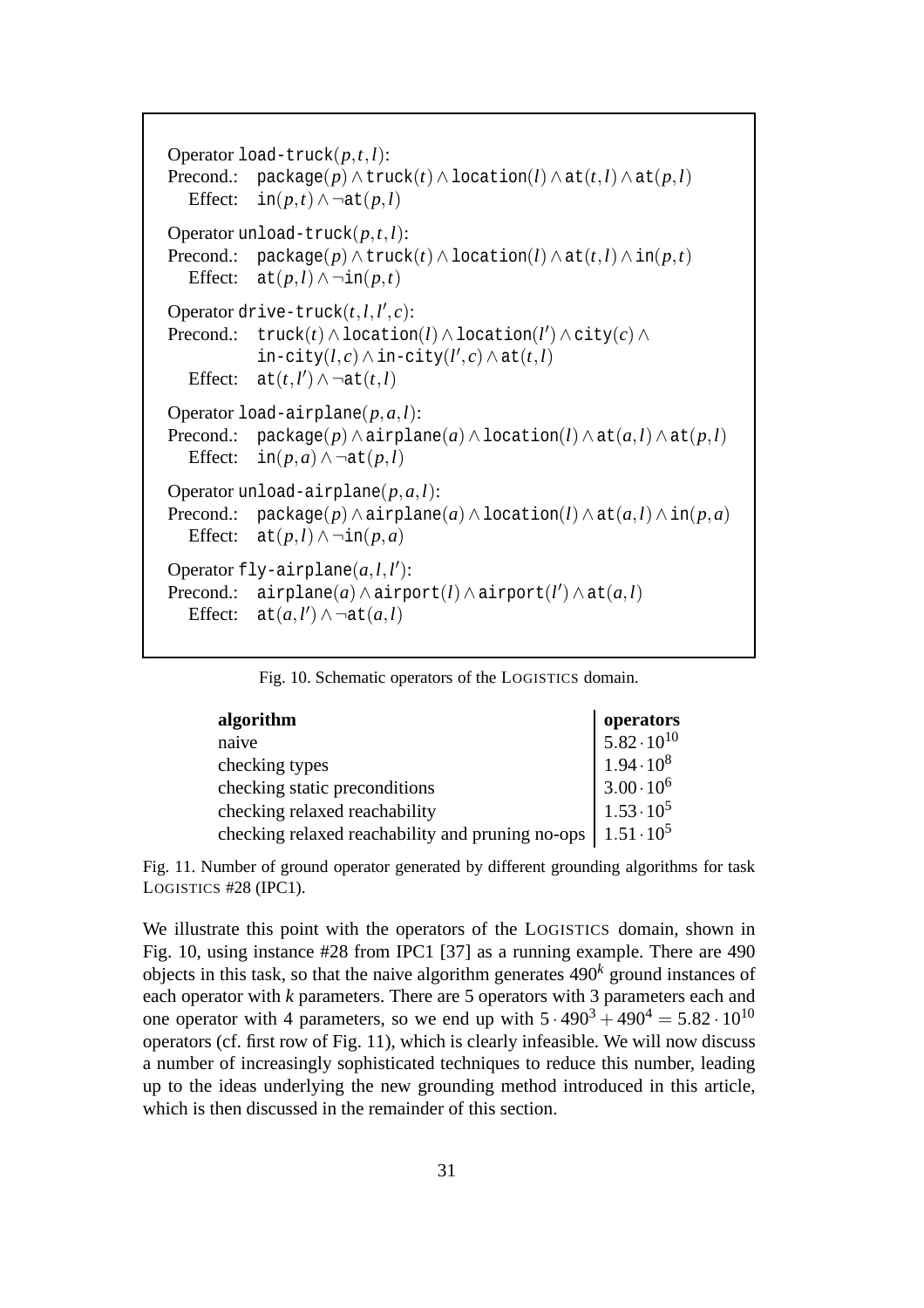Operator $\texttt{load-truck}(p,t,l)$:
Precond.: $\texttt{package}(p) \wedge \texttt{truck}(t) \wedge \texttt{location}(l) \wedge \texttt{at}(t,l) \wedge \texttt{at}(p,l)$
Effect: $\texttt{in}(p,t) \wedge \neg\texttt{at}(p,l)$

Operator $\texttt{unload-truck}(p,t,l)$:
Precond.: $\texttt{package}(p) \wedge \texttt{truck}(t) \wedge \texttt{location}(l) \wedge \texttt{at}(t,l) \wedge \texttt{in}(p,t)$
Effect: $\texttt{at}(p,l) \wedge \neg\texttt{in}(p,t)$

Operator $\texttt{drive-truck}(t,l,l',c)$:
Precond.: $\texttt{truck}(t) \wedge \texttt{location}(l) \wedge \texttt{location}(l') \wedge \texttt{city}(c) \wedge \texttt{in-city}(l,c) \wedge \texttt{in-city}(l',c) \wedge \texttt{at}(t,l)$
Effect: $\texttt{at}(t,l') \wedge \neg\texttt{at}(t,l)$

Operator $\texttt{load-airplane}(p,a,l)$:
Precond.: $\texttt{package}(p) \wedge \texttt{airplane}(a) \wedge \texttt{location}(l) \wedge \texttt{at}(a,l) \wedge \texttt{at}(p,l)$
Effect: $\texttt{in}(p,a) \wedge \neg\texttt{at}(p,l)$

Operator $\texttt{unload-airplane}(p,a,l)$:
Precond.: $\texttt{package}(p) \wedge \texttt{airplane}(a) \wedge \texttt{location}(l) \wedge \texttt{at}(a,l) \wedge \texttt{in}(p,a)$
Effect: $\texttt{at}(p,l) \wedge \neg\texttt{in}(p,a)$

Operator $\texttt{fly-airplane}(a,l,l')$:
Precond.: $\texttt{airplane}(a) \wedge \texttt{airport}(l) \wedge \texttt{airport}(l') \wedge \texttt{at}(a,l)$
Effect: $\texttt{at}(a,l') \wedge \neg\texttt{at}(a,l)$

Fig. 10. Schematic operators of the LOGISTICS domain.

| algorithm | operators |
|---|---|
| naive | $5.82 \cdot 10^{10}$ |
| checking types | $1.94 \cdot 10^{8}$ |
| checking static preconditions | $3.00 \cdot 10^{6}$ |
| checking relaxed reachability | $1.53 \cdot 10^{5}$ |
| checking relaxed reachability and pruning no-ops | $1.51 \cdot 10^{5}$ |

Fig. 11. Number of ground operator generated by different grounding algorithms for task LOGISTICS #28 (IPC1).

We illustrate this point with the operators of the LOGISTICS domain, shown in Fig. 10, using instance #28 from IPC1 [37] as a running example. There are 490 objects in this task, so that the naive algorithm generates $490^k$ ground instances of each operator with $k$ parameters. There are 5 operators with 3 parameters each and one operator with 4 parameters, so we end up with $5 \cdot 490^3 + 490^4 = 5.82 \cdot 10^{10}$ operators (cf. first row of Fig. 11), which is clearly infeasible. We will now discuss a number of increasingly sophisticated techniques to reduce this number, leading up to the ideas underlying the new grounding method introduced in this article, which is then discussed in the remainder of this section.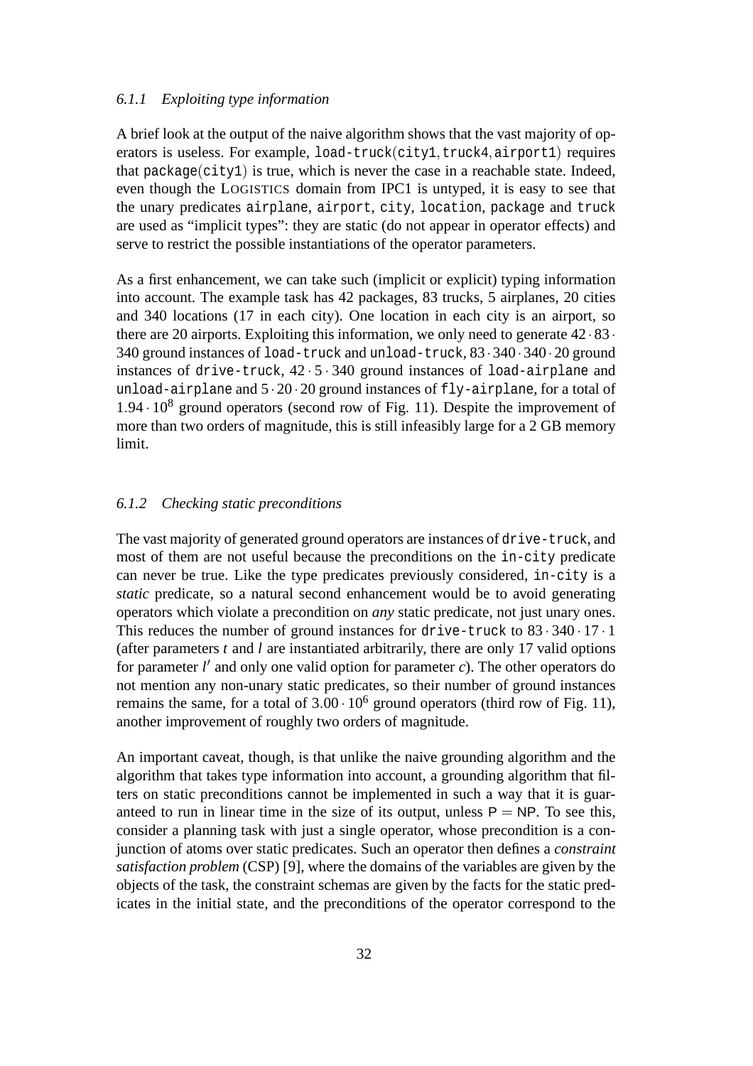### 6.1.1 Exploiting type information

A brief look at the output of the naive algorithm shows that the vast majority of operators is useless. For example, load-truck(city1, truck4, airport1) requires that package(city1) is true, which is never the case in a reachable state. Indeed, even though the LOGISTICS domain from IPC1 is untyped, it is easy to see that the unary predicates airplane, airport, city, location, package and truck are used as "implicit types": they are static (do not appear in operator effects) and serve to restrict the possible instantiations of the operator parameters.

As a first enhancement, we can take such (implicit or explicit) typing information into account. The example task has 42 packages, 83 trucks, 5 airplanes, 20 cities and 340 locations (17 in each city). One location in each city is an airport, so there are 20 airports. Exploiting this information, we only need to generate $42 \cdot 83 \cdot 340$ ground instances of load-truck and unload-truck, $83 \cdot 340 \cdot 340 \cdot 20$ ground instances of drive-truck, $42 \cdot 5 \cdot 340$ ground instances of load-airplane and unload-airplane and $5 \cdot 20 \cdot 20$ ground instances of fly-airplane, for a total of $1.94 \cdot 10^8$ ground operators (second row of Fig. 11). Despite the improvement of more than two orders of magnitude, this is still infeasibly large for a 2 GB memory limit.

### 6.1.2 Checking static preconditions

The vast majority of generated ground operators are instances of drive-truck, and most of them are not useful because the preconditions on the in-city predicate can never be true. Like the type predicates previously considered, in-city is a *static* predicate, so a natural second enhancement would be to avoid generating operators which violate a precondition on *any* static predicate, not just unary ones. This reduces the number of ground instances for drive-truck to $83 \cdot 340 \cdot 17 \cdot 1$ (after parameters $t$ and $l$ are instantiated arbitrarily, there are only 17 valid options for parameter $l'$ and only one valid option for parameter $c$). The other operators do not mention any non-unary static predicates, so their number of ground instances remains the same, for a total of $3.00 \cdot 10^6$ ground operators (third row of Fig. 11), another improvement of roughly two orders of magnitude.

An important caveat, though, is that unlike the naive grounding algorithm and the algorithm that takes type information into account, a grounding algorithm that filters on static preconditions cannot be implemented in such a way that it is guaranteed to run in linear time in the size of its output, unless $\mathsf{P} = \mathsf{NP}$. To see this, consider a planning task with just a single operator, whose precondition is a conjunction of atoms over static predicates. Such an operator then defines a *constraint satisfaction problem* (CSP) [9], where the domains of the variables are given by the objects of the task, the constraint schemas are given by the facts for the static predicates in the initial state, and the preconditions of the operator correspond to the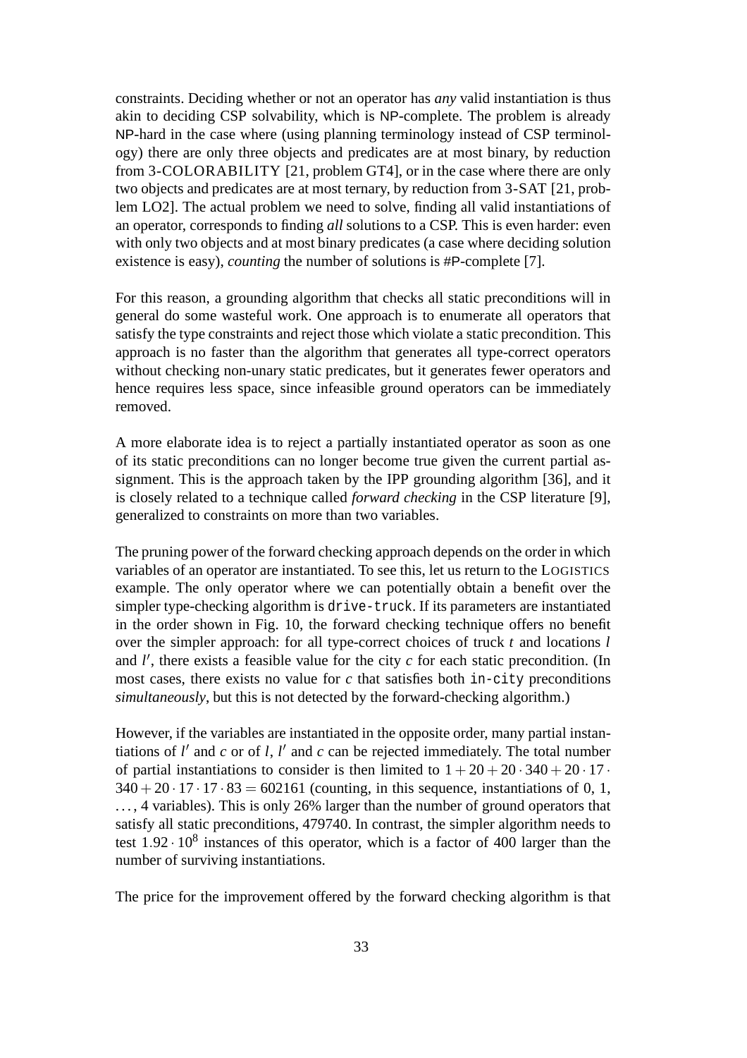constraints. Deciding whether or not an operator has *any* valid instantiation is thus akin to deciding CSP solvability, which is NP-complete. The problem is already NP-hard in the case where (using planning terminology instead of CSP terminology) there are only three objects and predicates are at most binary, by reduction from 3-COLORABILITY [21, problem GT4], or in the case where there are only two objects and predicates are at most ternary, by reduction from 3-SAT [21, problem LO2]. The actual problem we need to solve, finding all valid instantiations of an operator, corresponds to finding *all* solutions to a CSP. This is even harder: even with only two objects and at most binary predicates (a case where deciding solution existence is easy), *counting* the number of solutions is #P-complete [7].

For this reason, a grounding algorithm that checks all static preconditions will in general do some wasteful work. One approach is to enumerate all operators that satisfy the type constraints and reject those which violate a static precondition. This approach is no faster than the algorithm that generates all type-correct operators without checking non-unary static predicates, but it generates fewer operators and hence requires less space, since infeasible ground operators can be immediately removed.

A more elaborate idea is to reject a partially instantiated operator as soon as one of its static preconditions can no longer become true given the current partial assignment. This is the approach taken by the IPP grounding algorithm [36], and it is closely related to a technique called *forward checking* in the CSP literature [9], generalized to constraints on more than two variables.

The pruning power of the forward checking approach depends on the order in which variables of an operator are instantiated. To see this, let us return to the LOGISTICS example. The only operator where we can potentially obtain a benefit over the simpler type-checking algorithm is `drive-truck`. If its parameters are instantiated in the order shown in Fig. 10, the forward checking technique offers no benefit over the simpler approach: for all type-correct choices of truck $t$ and locations $l$ and $l'$, there exists a feasible value for the city $c$ for each static precondition. (In most cases, there exists no value for $c$ that satisfies both `in-city` preconditions *simultaneously*, but this is not detected by the forward-checking algorithm.)

However, if the variables are instantiated in the opposite order, many partial instantiations of $l'$ and $c$ or of $l$, $l'$ and $c$ can be rejected immediately. The total number of partial instantiations to consider is then limited to $1 + 20 + 20 \cdot 340 + 20 \cdot 17 \cdot 340 + 20 \cdot 17 \cdot 17 \cdot 83 = 602161$ (counting, in this sequence, instantiations of 0, 1, ..., 4 variables). This is only 26% larger than the number of ground operators that satisfy all static preconditions, 479740. In contrast, the simpler algorithm needs to test $1.92 \cdot 10^8$ instances of this operator, which is a factor of 400 larger than the number of surviving instantiations.

The price for the improvement offered by the forward checking algorithm is that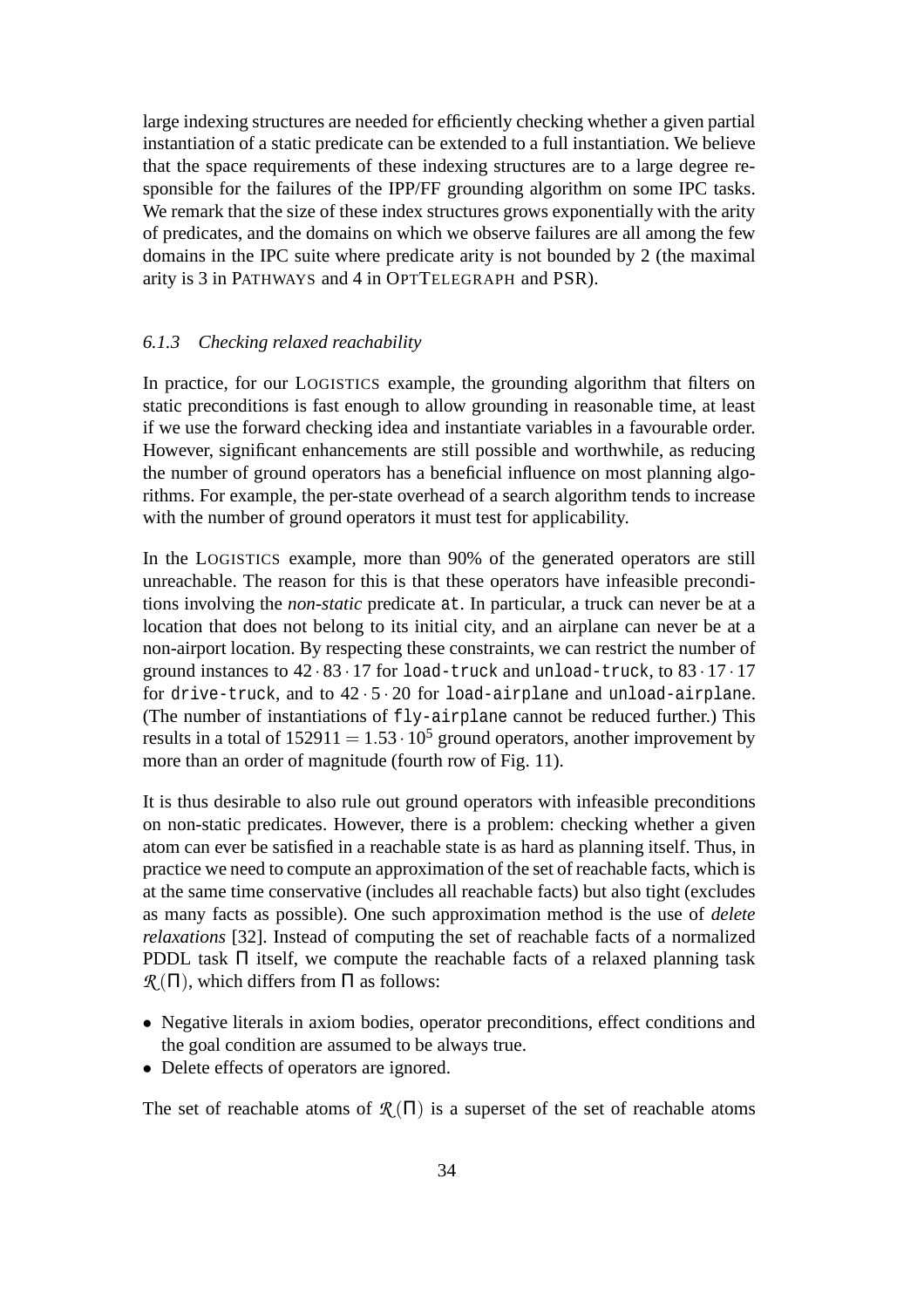large indexing structures are needed for efficiently checking whether a given partial instantiation of a static predicate can be extended to a full instantiation. We believe that the space requirements of these indexing structures are to a large degree responsible for the failures of the IPP/FF grounding algorithm on some IPC tasks. We remark that the size of these index structures grows exponentially with the arity of predicates, and the domains on which we observe failures are all among the few domains in the IPC suite where predicate arity is not bounded by 2 (the maximal arity is 3 in PATHWAYS and 4 in OPTTELEGRAPH and PSR).

### 6.1.3 *Checking relaxed reachability*

In practice, for our LOGISTICS example, the grounding algorithm that filters on static preconditions is fast enough to allow grounding in reasonable time, at least if we use the forward checking idea and instantiate variables in a favourable order. However, significant enhancements are still possible and worthwhile, as reducing the number of ground operators has a beneficial influence on most planning algorithms. For example, the per-state overhead of a search algorithm tends to increase with the number of ground operators it must test for applicability.

In the LOGISTICS example, more than 90% of the generated operators are still unreachable. The reason for this is that these operators have infeasible preconditions involving the *non-static* predicate `at`. In particular, a truck can never be at a location that does not belong to its initial city, and an airplane can never be at a non-airport location. By respecting these constraints, we can restrict the number of ground instances to $42 \cdot 83 \cdot 17$ for `load-truck` and `unload-truck`, to $83 \cdot 17 \cdot 17$ for `drive-truck`, and to $42 \cdot 5 \cdot 20$ for `load-airplane` and `unload-airplane`. (The number of instantiations of `fly-airplane` cannot be reduced further.) This results in a total of $152911 = 1.53 \cdot 10^5$ ground operators, another improvement by more than an order of magnitude (fourth row of Fig. 11).

It is thus desirable to also rule out ground operators with infeasible preconditions on non-static predicates. However, there is a problem: checking whether a given atom can ever be satisfied in a reachable state is as hard as planning itself. Thus, in practice we need to compute an approximation of the set of reachable facts, which is at the same time conservative (includes all reachable facts) but also tight (excludes as many facts as possible). One such approximation method is the use of *delete relaxations* [32]. Instead of computing the set of reachable facts of a normalized PDDL task $\Pi$ itself, we compute the reachable facts of a relaxed planning task $\mathcal{R}(\Pi)$, which differs from $\Pi$ as follows:

- Negative literals in axiom bodies, operator preconditions, effect conditions and the goal condition are assumed to be always true.
- Delete effects of operators are ignored.

The set of reachable atoms of $\mathcal{R}(\Pi)$ is a superset of the set of reachable atoms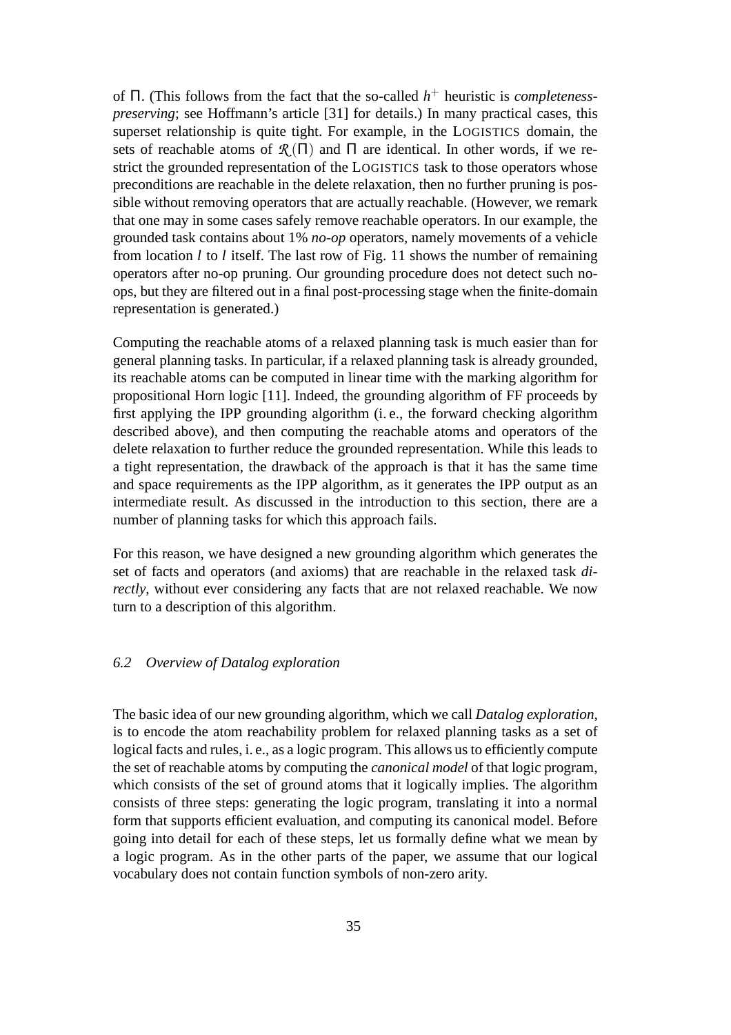of $\Pi$. (This follows from the fact that the so-called $h^+$ heuristic is *completeness-preserving*; see Hoffmann's article [31] for details.) In many practical cases, this superset relationship is quite tight. For example, in the LOGISTICS domain, the sets of reachable atoms of $\mathcal{R}(\Pi)$ and $\Pi$ are identical. In other words, if we restrict the grounded representation of the LOGISTICS task to those operators whose preconditions are reachable in the delete relaxation, then no further pruning is possible without removing operators that are actually reachable. (However, we remark that one may in some cases safely remove reachable operators. In our example, the grounded task contains about 1% *no-op* operators, namely movements of a vehicle from location $l$ to $l$ itself. The last row of Fig. 11 shows the number of remaining operators after no-op pruning. Our grounding procedure does not detect such no-ops, but they are filtered out in a final post-processing stage when the finite-domain representation is generated.)

Computing the reachable atoms of a relaxed planning task is much easier than for general planning tasks. In particular, if a relaxed planning task is already grounded, its reachable atoms can be computed in linear time with the marking algorithm for propositional Horn logic [11]. Indeed, the grounding algorithm of FF proceeds by first applying the IPP grounding algorithm (i. e., the forward checking algorithm described above), and then computing the reachable atoms and operators of the delete relaxation to further reduce the grounded representation. While this leads to a tight representation, the drawback of the approach is that it has the same time and space requirements as the IPP algorithm, as it generates the IPP output as an intermediate result. As discussed in the introduction to this section, there are a number of planning tasks for which this approach fails.

For this reason, we have designed a new grounding algorithm which generates the set of facts and operators (and axioms) that are reachable in the relaxed task *directly*, without ever considering any facts that are not relaxed reachable. We now turn to a description of this algorithm.

### *6.2 Overview of Datalog exploration*

The basic idea of our new grounding algorithm, which we call *Datalog exploration*, is to encode the atom reachability problem for relaxed planning tasks as a set of logical facts and rules, i. e., as a logic program. This allows us to efficiently compute the set of reachable atoms by computing the *canonical model* of that logic program, which consists of the set of ground atoms that it logically implies. The algorithm consists of three steps: generating the logic program, translating it into a normal form that supports efficient evaluation, and computing its canonical model. Before going into detail for each of these steps, let us formally define what we mean by a logic program. As in the other parts of the paper, we assume that our logical vocabulary does not contain function symbols of non-zero arity.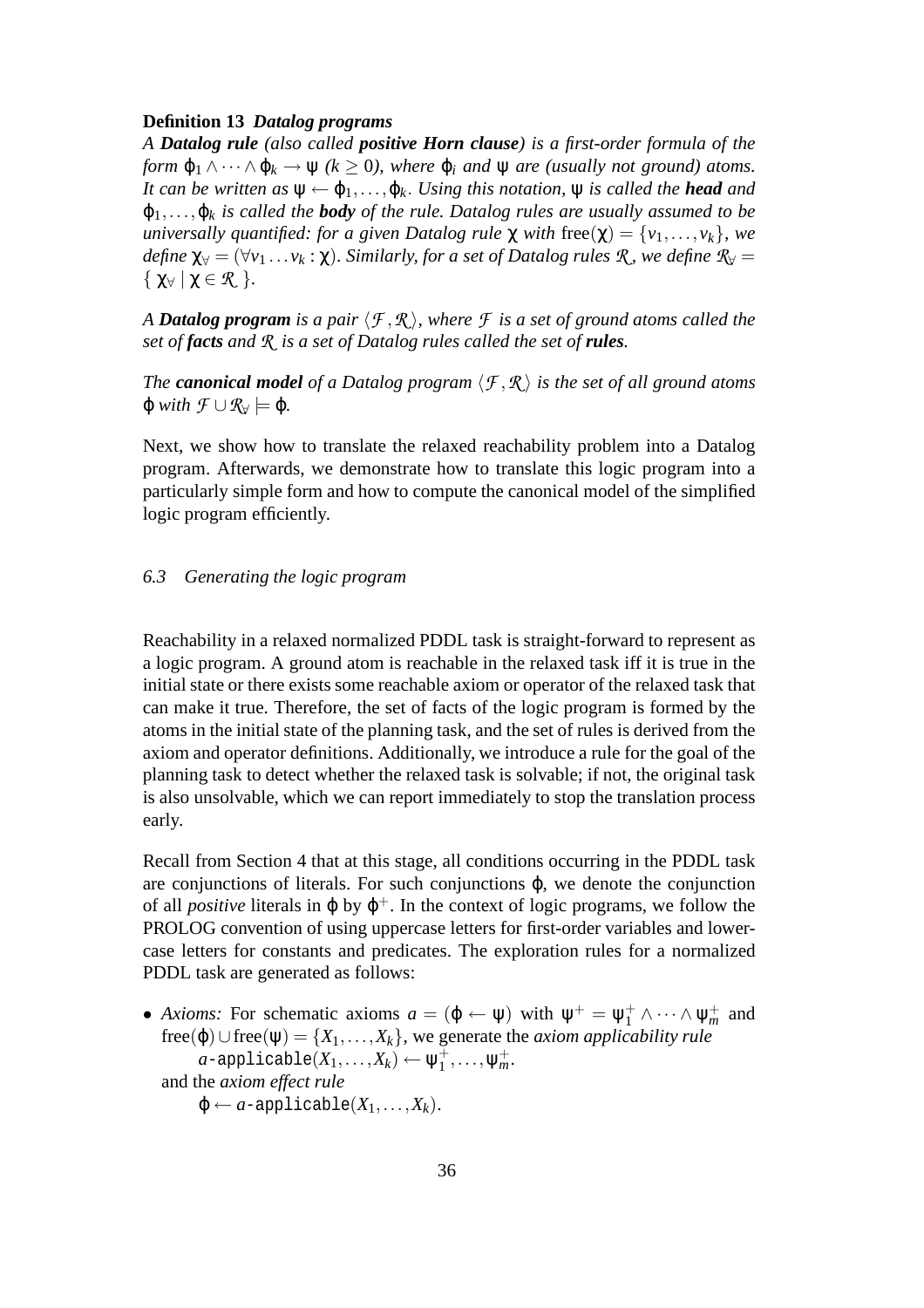**Definition 13** ***Datalog programs***

*A **Datalog rule** (also called **positive Horn clause**) is a first-order formula of the form $\varphi_1 \wedge \cdots \wedge \varphi_k \rightarrow \psi$ ($k \geq 0$), where $\varphi_i$ and $\psi$ are (usually not ground) atoms. It can be written as $\psi \leftarrow \varphi_1, \ldots, \varphi_k$. Using this notation, $\psi$ is called the **head** and $\varphi_1, \ldots, \varphi_k$ is called the **body** of the rule. Datalog rules are usually assumed to be universally quantified: for a given Datalog rule $\chi$ with $\text{free}(\chi) = \{v_1, \ldots, v_k\}$, we define $\chi_\forall = (\forall v_1 \ldots v_k : \chi)$. Similarly, for a set of Datalog rules $\mathcal{R}$, we define $\mathcal{R}_\forall = \{ \chi_\forall \mid \chi \in \mathcal{R} \}$.*

*A **Datalog program** is a pair $\langle \mathcal{F}, \mathcal{R} \rangle$, where $\mathcal{F}$ is a set of ground atoms called the set of **facts** and $\mathcal{R}$ is a set of Datalog rules called the set of **rules**.*

*The **canonical model** of a Datalog program $\langle \mathcal{F}, \mathcal{R} \rangle$ is the set of all ground atoms $\varphi$ with $\mathcal{F} \cup \mathcal{R}_\forall \models \varphi$.*

Next, we show how to translate the relaxed reachability problem into a Datalog program. Afterwards, we demonstrate how to translate this logic program into a particularly simple form and how to compute the canonical model of the simplified logic program efficiently.

### *6.3 Generating the logic program*

Reachability in a relaxed normalized PDDL task is straight-forward to represent as a logic program. A ground atom is reachable in the relaxed task iff it is true in the initial state or there exists some reachable axiom or operator of the relaxed task that can make it true. Therefore, the set of facts of the logic program is formed by the atoms in the initial state of the planning task, and the set of rules is derived from the axiom and operator definitions. Additionally, we introduce a rule for the goal of the planning task to detect whether the relaxed task is solvable; if not, the original task is also unsolvable, which we can report immediately to stop the translation process early.

Recall from Section 4 that at this stage, all conditions occurring in the PDDL task are conjunctions of literals. For such conjunctions $\varphi$, we denote the conjunction of all *positive* literals in $\varphi$ by $\varphi^+$. In the context of logic programs, we follow the PROLOG convention of using uppercase letters for first-order variables and lower-case letters for constants and predicates. The exploration rules for a normalized PDDL task are generated as follows:

- *Axioms:* For schematic axioms $a = (\varphi \leftarrow \psi)$ with $\psi^+ = \psi_1^+ \wedge \cdots \wedge \psi_m^+$ and $\text{free}(\varphi) \cup \text{free}(\psi) = \{X_1, \ldots, X_k\}$, we generate the *axiom applicability rule*
  $$a\texttt{-applicable}(X_1, \ldots, X_k) \leftarrow \psi_1^+, \ldots, \psi_m^+.$$
  and the *axiom effect rule*
  $$\varphi \leftarrow a\texttt{-applicable}(X_1, \ldots, X_k).$$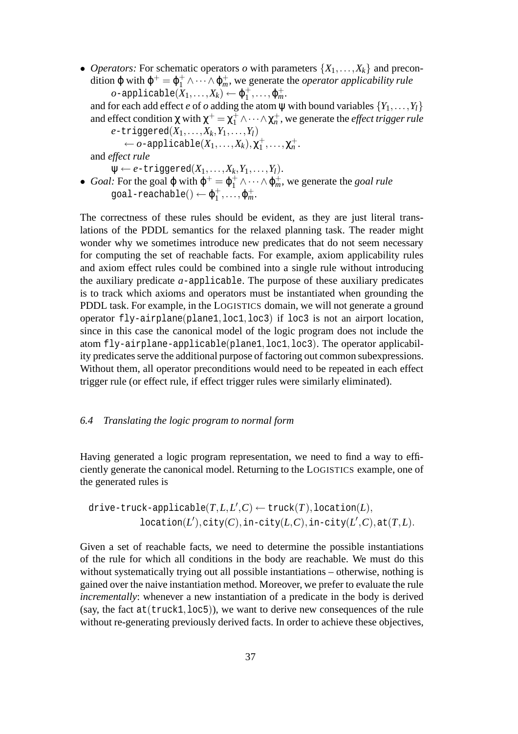- *Operators:* For schematic operators $o$ with parameters $\{X_1, \dots, X_k\}$ and precondition $\varphi$ with $\varphi^+ = \varphi_1^+ \wedge \dots \wedge \varphi_m^+$, we generate the *operator applicability rule*

  $o\text{-}\mathtt{applicable}(X_1, \dots, X_k) \leftarrow \varphi_1^+, \dots, \varphi_m^+$.

  and for each add effect $e$ of $o$ adding the atom $\psi$ with bound variables $\{Y_1, \dots, Y_l\}$ and effect condition $\chi$ with $\chi^+ = \chi_1^+ \wedge \dots \wedge \chi_n^+$, we generate the *effect trigger rule*

  $e\text{-}\mathtt{triggered}(X_1, \dots, X_k, Y_1, \dots, Y_l)$
  $\quad \leftarrow o\text{-}\mathtt{applicable}(X_1, \dots, X_k), \chi_1^+, \dots, \chi_n^+$.

  and *effect rule*

  $\psi \leftarrow e\text{-}\mathtt{triggered}(X_1, \dots, X_k, Y_1, \dots, Y_l)$.
- *Goal:* For the goal $\varphi$ with $\varphi^+ = \varphi_1^+ \wedge \dots \wedge \varphi_m^+$, we generate the *goal rule*

  $\mathtt{goal\text{-}reachable}() \leftarrow \varphi_1^+, \dots, \varphi_m^+$.

The correctness of these rules should be evident, as they are just literal translations of the PDDL semantics for the relaxed planning task. The reader might wonder why we sometimes introduce new predicates that do not seem necessary for computing the set of reachable facts. For example, axiom applicability rules and axiom effect rules could be combined into a single rule without introducing the auxiliary predicate $a$-applicable. The purpose of these auxiliary predicates is to track which axioms and operators must be instantiated when grounding the PDDL task. For example, in the LOGISTICS domain, we will not generate a ground operator fly-airplane(plane1, loc1, loc3) if loc3 is not an airport location, since in this case the canonical model of the logic program does not include the atom fly-airplane-applicable(plane1, loc1, loc3). The operator applicability predicates serve the additional purpose of factoring out common subexpressions. Without them, all operator preconditions would need to be repeated in each effect trigger rule (or effect rule, if effect trigger rules were similarly eliminated).

### 6.4 Translating the logic program to normal form

Having generated a logic program representation, we need to find a way to efficiently generate the canonical model. Returning to the LOGISTICS example, one of the generated rules is

$$\mathtt{drive\text{-}truck\text{-}applicable}(T, L, L', C) \leftarrow \mathtt{truck}(T), \mathtt{location}(L), \mathtt{location}(L'), \mathtt{city}(C), \mathtt{in\text{-}city}(L, C), \mathtt{in\text{-}city}(L', C), \mathtt{at}(T, L).$$

Given a set of reachable facts, we need to determine the possible instantiations of the rule for which all conditions in the body are reachable. We must do this without systematically trying out all possible instantiations – otherwise, nothing is gained over the naive instantiation method. Moreover, we prefer to evaluate the rule *incrementally*: whenever a new instantiation of a predicate in the body is derived (say, the fact at(truck1, loc5)), we want to derive new consequences of the rule without re-generating previously derived facts. In order to achieve these objectives,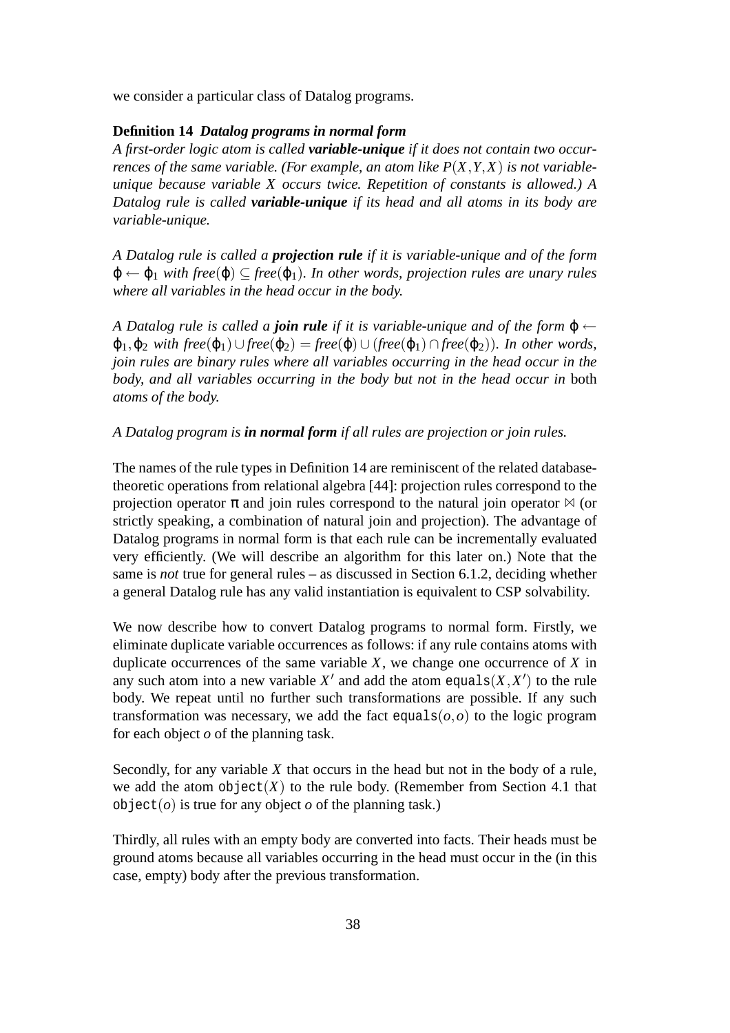we consider a particular class of Datalog programs.

**Definition 14** ***Datalog programs in normal form***

*A first-order logic atom is called **variable-unique** if it does not contain two occurrences of the same variable. (For example, an atom like $P(X,Y,X)$ is not variable-unique because variable $X$ occurs twice. Repetition of constants is allowed.) A Datalog rule is called **variable-unique** if its head and all atoms in its body are variable-unique.*

*A Datalog rule is called a **projection rule** if it is variable-unique and of the form $\varphi \leftarrow \varphi_1$ with $free(\varphi) \subseteq free(\varphi_1)$. In other words, projection rules are unary rules where all variables in the head occur in the body.*

*A Datalog rule is called a **join rule** if it is variable-unique and of the form $\varphi \leftarrow \varphi_1, \varphi_2$ with $free(\varphi_1) \cup free(\varphi_2) = free(\varphi) \cup (free(\varphi_1) \cap free(\varphi_2))$. In other words, join rules are binary rules where all variables occurring in the head occur in the body, and all variables occurring in the body but not in the head occur in* both *atoms of the body.*

*A Datalog program is **in normal form** if all rules are projection or join rules.*

The names of the rule types in Definition 14 are reminiscent of the related database-theoretic operations from relational algebra [44]: projection rules correspond to the projection operator $\pi$ and join rules correspond to the natural join operator $\bowtie$ (or strictly speaking, a combination of natural join and projection). The advantage of Datalog programs in normal form is that each rule can be incrementally evaluated very efficiently. (We will describe an algorithm for this later on.) Note that the same is *not* true for general rules – as discussed in Section 6.1.2, deciding whether a general Datalog rule has any valid instantiation is equivalent to CSP solvability.

We now describe how to convert Datalog programs to normal form. Firstly, we eliminate duplicate variable occurrences as follows: if any rule contains atoms with duplicate occurrences of the same variable $X$, we change one occurrence of $X$ in any such atom into a new variable $X'$ and add the atom $\mathtt{equals}(X,X')$ to the rule body. We repeat until no further such transformations are possible. If any such transformation was necessary, we add the fact $\mathtt{equals}(o,o)$ to the logic program for each object $o$ of the planning task.

Secondly, for any variable $X$ that occurs in the head but not in the body of a rule, we add the atom $\mathtt{object}(X)$ to the rule body. (Remember from Section 4.1 that $\mathtt{object}(o)$ is true for any object $o$ of the planning task.)

Thirdly, all rules with an empty body are converted into facts. Their heads must be ground atoms because all variables occurring in the head must occur in the (in this case, empty) body after the previous transformation.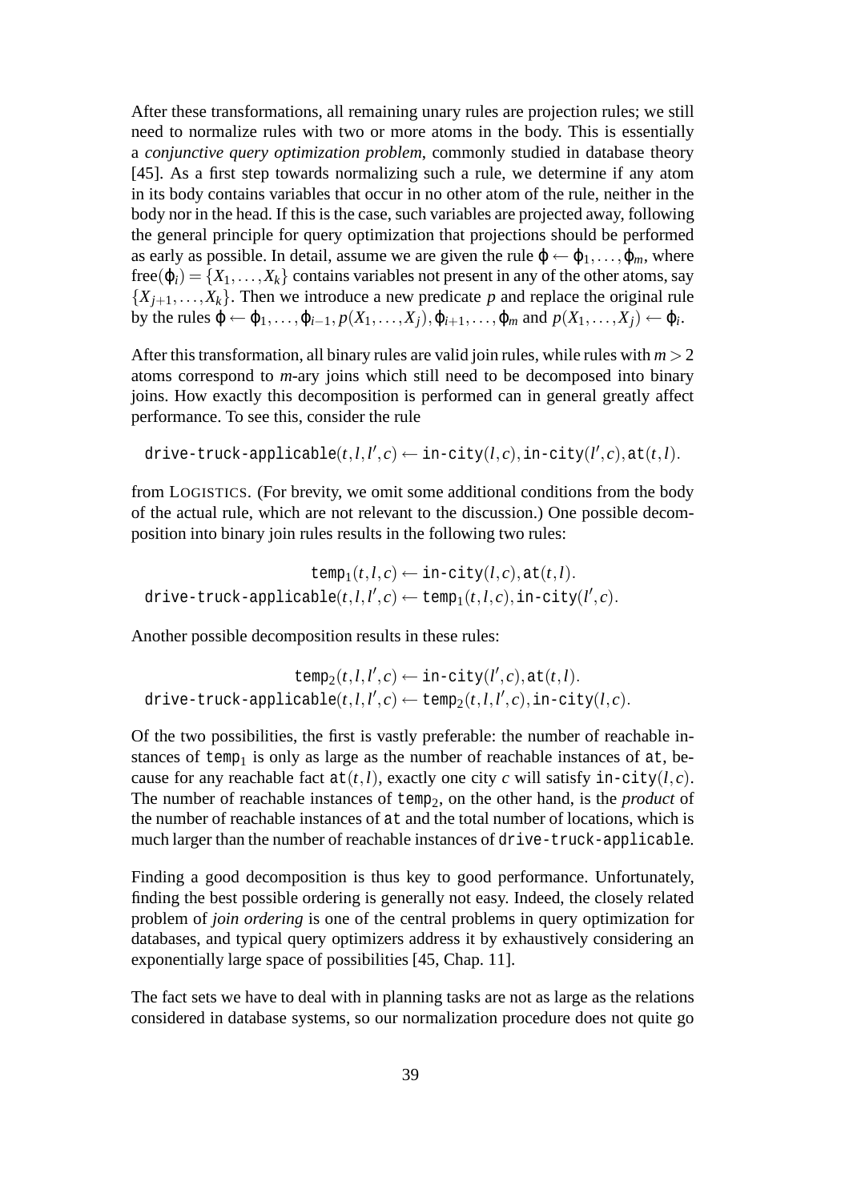After these transformations, all remaining unary rules are projection rules; we still need to normalize rules with two or more atoms in the body. This is essentially a *conjunctive query optimization problem*, commonly studied in database theory [45]. As a first step towards normalizing such a rule, we determine if any atom in its body contains variables that occur in no other atom of the rule, neither in the body nor in the head. If this is the case, such variables are projected away, following the general principle for query optimization that projections should be performed as early as possible. In detail, assume we are given the rule $\varphi \leftarrow \varphi_1, \ldots, \varphi_m$, where $\text{free}(\varphi_i) = \{X_1, \ldots, X_k\}$ contains variables not present in any of the other atoms, say $\{X_{j+1}, \ldots, X_k\}$. Then we introduce a new predicate $p$ and replace the original rule by the rules $\varphi \leftarrow \varphi_1, \ldots, \varphi_{i-1}, p(X_1, \ldots, X_j), \varphi_{i+1}, \ldots, \varphi_m$ and $p(X_1, \ldots, X_j) \leftarrow \varphi_i$.

After this transformation, all binary rules are valid join rules, while rules with $m > 2$ atoms correspond to $m$-ary joins which still need to be decomposed into binary joins. How exactly this decomposition is performed can in general greatly affect performance. To see this, consider the rule

$$\texttt{drive-truck-applicable}(t, l, l', c) \leftarrow \texttt{in-city}(l, c), \texttt{in-city}(l', c), \texttt{at}(t, l).$$

from LOGISTICS. (For brevity, we omit some additional conditions from the body of the actual rule, which are not relevant to the discussion.) One possible decomposition into binary join rules results in the following two rules:

$$\texttt{temp}_1(t, l, c) \leftarrow \texttt{in-city}(l, c), \texttt{at}(t, l).$$
$$\texttt{drive-truck-applicable}(t, l, l', c) \leftarrow \texttt{temp}_1(t, l, c), \texttt{in-city}(l', c).$$

Another possible decomposition results in these rules:

$$\texttt{temp}_2(t, l, l', c) \leftarrow \texttt{in-city}(l', c), \texttt{at}(t, l).$$
$$\texttt{drive-truck-applicable}(t, l, l', c) \leftarrow \texttt{temp}_2(t, l, l', c), \texttt{in-city}(l, c).$$

Of the two possibilities, the first is vastly preferable: the number of reachable instances of $\texttt{temp}_1$ is only as large as the number of reachable instances of at, because for any reachable fact $\texttt{at}(t, l)$, exactly one city $c$ will satisfy $\texttt{in-city}(l, c)$. The number of reachable instances of $\texttt{temp}_2$, on the other hand, is the *product* of the number of reachable instances of at and the total number of locations, which is much larger than the number of reachable instances of drive-truck-applicable.

Finding a good decomposition is thus key to good performance. Unfortunately, finding the best possible ordering is generally not easy. Indeed, the closely related problem of *join ordering* is one of the central problems in query optimization for databases, and typical query optimizers address it by exhaustively considering an exponentially large space of possibilities [45, Chap. 11].

The fact sets we have to deal with in planning tasks are not as large as the relations considered in database systems, so our normalization procedure does not quite go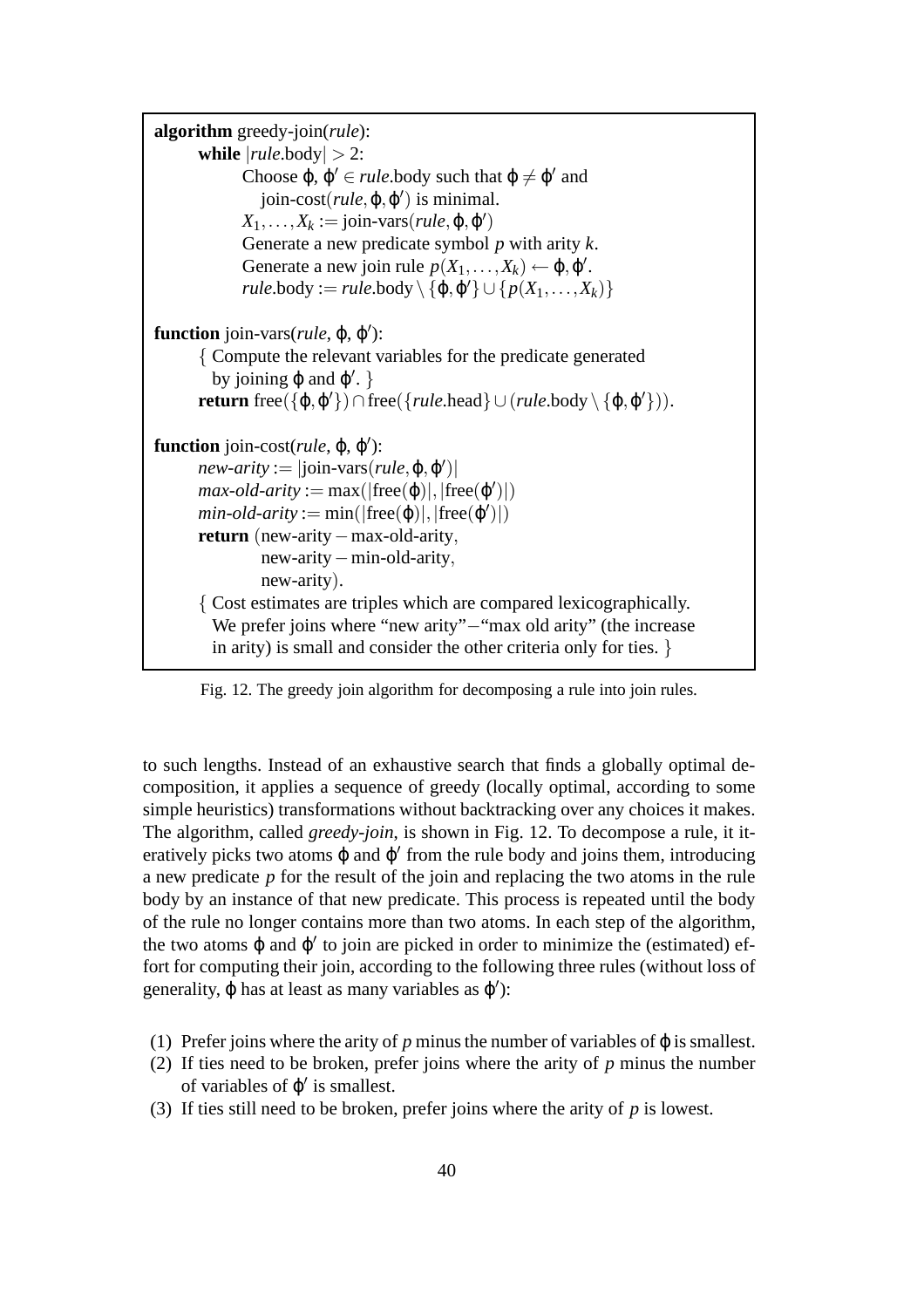```
algorithm greedy-join(rule):
    while |rule.body| > 2:
        Choose φ, φ' ∈ rule.body such that φ ≠ φ' and
            join-cost(rule, φ, φ') is minimal.
        X_1, ..., X_k := join-vars(rule, φ, φ')
        Generate a new predicate symbol p with arity k.
        Generate a new join rule p(X_1, ..., X_k) ← φ, φ'.
        rule.body := rule.body \ {φ, φ'} ∪ {p(X_1, ..., X_k)}

function join-vars(rule, φ, φ'):
    { Compute the relevant variables for the predicate generated
      by joining φ and φ'. }
    return free({φ, φ'}) ∩ free({rule.head} ∪ (rule.body \ {φ, φ'})).

function join-cost(rule, φ, φ'):
    new-arity := |join-vars(rule, φ, φ')|
    max-old-arity := max(|free(φ)|, |free(φ')|)
    min-old-arity := min(|free(φ)|, |free(φ')|)
    return (new-arity − max-old-arity,
            new-arity − min-old-arity,
            new-arity).
    { Cost estimates are triples which are compared lexicographically.
      We prefer joins where "new arity"−"max old arity" (the increase
      in arity) is small and consider the other criteria only for ties. }
```

Fig. 12. The greedy join algorithm for decomposing a rule into join rules.

to such lengths. Instead of an exhaustive search that finds a globally optimal decomposition, it applies a sequence of greedy (locally optimal, according to some simple heuristics) transformations without backtracking over any choices it makes. The algorithm, called *greedy-join*, is shown in Fig. 12. To decompose a rule, it iteratively picks two atoms $\varphi$ and $\varphi'$ from the rule body and joins them, introducing a new predicate $p$ for the result of the join and replacing the two atoms in the rule body by an instance of that new predicate. This process is repeated until the body of the rule no longer contains more than two atoms. In each step of the algorithm, the two atoms $\varphi$ and $\varphi'$ to join are picked in order to minimize the (estimated) effort for computing their join, according to the following three rules (without loss of generality, $\varphi$ has at least as many variables as $\varphi'$):

1. Prefer joins where the arity of $p$ minus the number of variables of $\varphi$ is smallest.
2. If ties need to be broken, prefer joins where the arity of $p$ minus the number of variables of $\varphi'$ is smallest.
3. If ties still need to be broken, prefer joins where the arity of $p$ is lowest.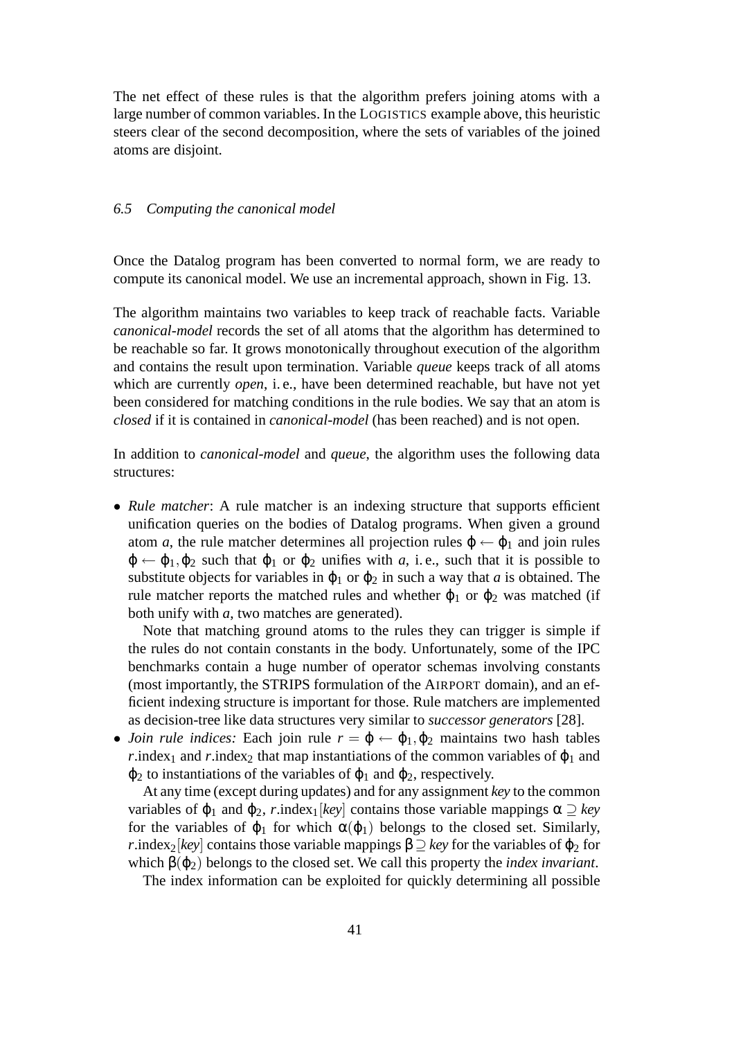The net effect of these rules is that the algorithm prefers joining atoms with a large number of common variables. In the LOGISTICS example above, this heuristic steers clear of the second decomposition, where the sets of variables of the joined atoms are disjoint.

### *6.5 Computing the canonical model*

Once the Datalog program has been converted to normal form, we are ready to compute its canonical model. We use an incremental approach, shown in Fig. 13.

The algorithm maintains two variables to keep track of reachable facts. Variable *canonical-model* records the set of all atoms that the algorithm has determined to be reachable so far. It grows monotonically throughout execution of the algorithm and contains the result upon termination. Variable *queue* keeps track of all atoms which are currently *open*, i. e., have been determined reachable, but have not yet been considered for matching conditions in the rule bodies. We say that an atom is *closed* if it is contained in *canonical-model* (has been reached) and is not open.

In addition to *canonical-model* and *queue*, the algorithm uses the following data structures:

- *Rule matcher*: A rule matcher is an indexing structure that supports efficient unification queries on the bodies of Datalog programs. When given a ground atom $a$, the rule matcher determines all projection rules $\varphi \leftarrow \varphi_1$ and join rules $\varphi \leftarrow \varphi_1, \varphi_2$ such that $\varphi_1$ or $\varphi_2$ unifies with $a$, i. e., such that it is possible to substitute objects for variables in $\varphi_1$ or $\varphi_2$ in such a way that $a$ is obtained. The rule matcher reports the matched rules and whether $\varphi_1$ or $\varphi_2$ was matched (if both unify with $a$, two matches are generated).

  Note that matching ground atoms to the rules they can trigger is simple if the rules do not contain constants in the body. Unfortunately, some of the IPC benchmarks contain a huge number of operator schemas involving constants (most importantly, the STRIPS formulation of the AIRPORT domain), and an efficient indexing structure is important for those. Rule matchers are implemented as decision-tree like data structures very similar to *successor generators* [28].
- *Join rule indices:* Each join rule $r = \varphi \leftarrow \varphi_1, \varphi_2$ maintains two hash tables $r.\text{index}_1$ and $r.\text{index}_2$ that map instantiations of the common variables of $\varphi_1$ and $\varphi_2$ to instantiations of the variables of $\varphi_1$ and $\varphi_2$, respectively.

  At any time (except during updates) and for any assignment *key* to the common variables of $\varphi_1$ and $\varphi_2$, $r.\text{index}_1[\mathit{key}]$ contains those variable mappings $\alpha \supseteq \mathit{key}$ for the variables of $\varphi_1$ for which $\alpha(\varphi_1)$ belongs to the closed set. Similarly, $r.\text{index}_2[\mathit{key}]$ contains those variable mappings $\beta \supseteq \mathit{key}$ for the variables of $\varphi_2$ for which $\beta(\varphi_2)$ belongs to the closed set. We call this property the *index invariant*.

  The index information can be exploited for quickly determining all possible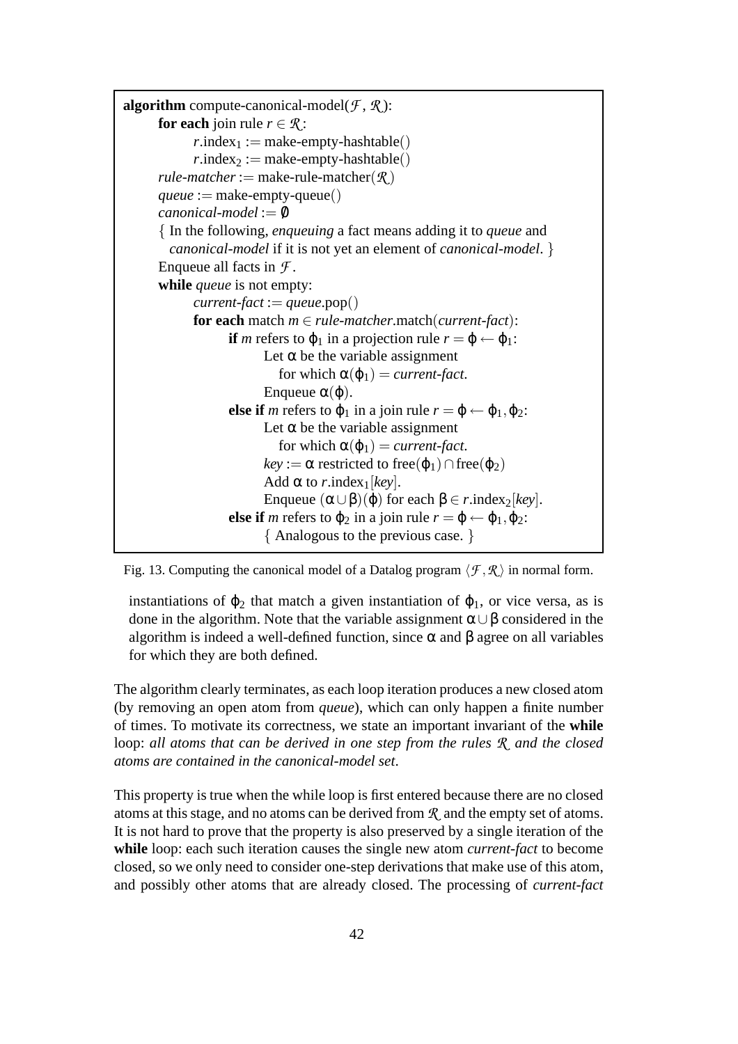```
algorithm compute-canonical-model(F, R):
    for each join rule r ∈ R:
        r.index_1 := make-empty-hashtable()
        r.index_2 := make-empty-hashtable()
    rule-matcher := make-rule-matcher(R)
    queue := make-empty-queue()
    canonical-model := ∅
    { In the following, enqueuing a fact means adding it to queue and
      canonical-model if it is not yet an element of canonical-model. }
    Enqueue all facts in F.
    while queue is not empty:
        current-fact := queue.pop()
        for each match m ∈ rule-matcher.match(current-fact):
            if m refers to φ_1 in a projection rule r = φ ← φ_1:
                Let α be the variable assignment
                    for which α(φ_1) = current-fact.
                Enqueue α(φ).
            else if m refers to φ_1 in a join rule r = φ ← φ_1, φ_2:
                Let α be the variable assignment
                    for which α(φ_1) = current-fact.
                key := α restricted to free(φ_1) ∩ free(φ_2)
                Add α to r.index_1[key].
                Enqueue (α ∪ β)(φ) for each β ∈ r.index_2[key].
            else if m refers to φ_2 in a join rule r = φ ← φ_1, φ_2:
                { Analogous to the previous case. }
```

Fig. 13. Computing the canonical model of a Datalog program $\langle \mathcal{F}, \mathcal{R} \rangle$ in normal form.

instantiations of $\varphi_2$ that match a given instantiation of $\varphi_1$, or vice versa, as is done in the algorithm. Note that the variable assignment $\alpha \cup \beta$ considered in the algorithm is indeed a well-defined function, since $\alpha$ and $\beta$ agree on all variables for which they are both defined.

The algorithm clearly terminates, as each loop iteration produces a new closed atom (by removing an open atom from *queue*), which can only happen a finite number of times. To motivate its correctness, we state an important invariant of the **while** loop: *all atoms that can be derived in one step from the rules $\mathcal{R}$ and the closed atoms are contained in the canonical-model set*.

This property is true when the while loop is first entered because there are no closed atoms at this stage, and no atoms can be derived from $\mathcal{R}$ and the empty set of atoms. It is not hard to prove that the property is also preserved by a single iteration of the **while** loop: each such iteration causes the single new atom *current-fact* to become closed, so we only need to consider one-step derivations that make use of this atom, and possibly other atoms that are already closed. The processing of *current-fact*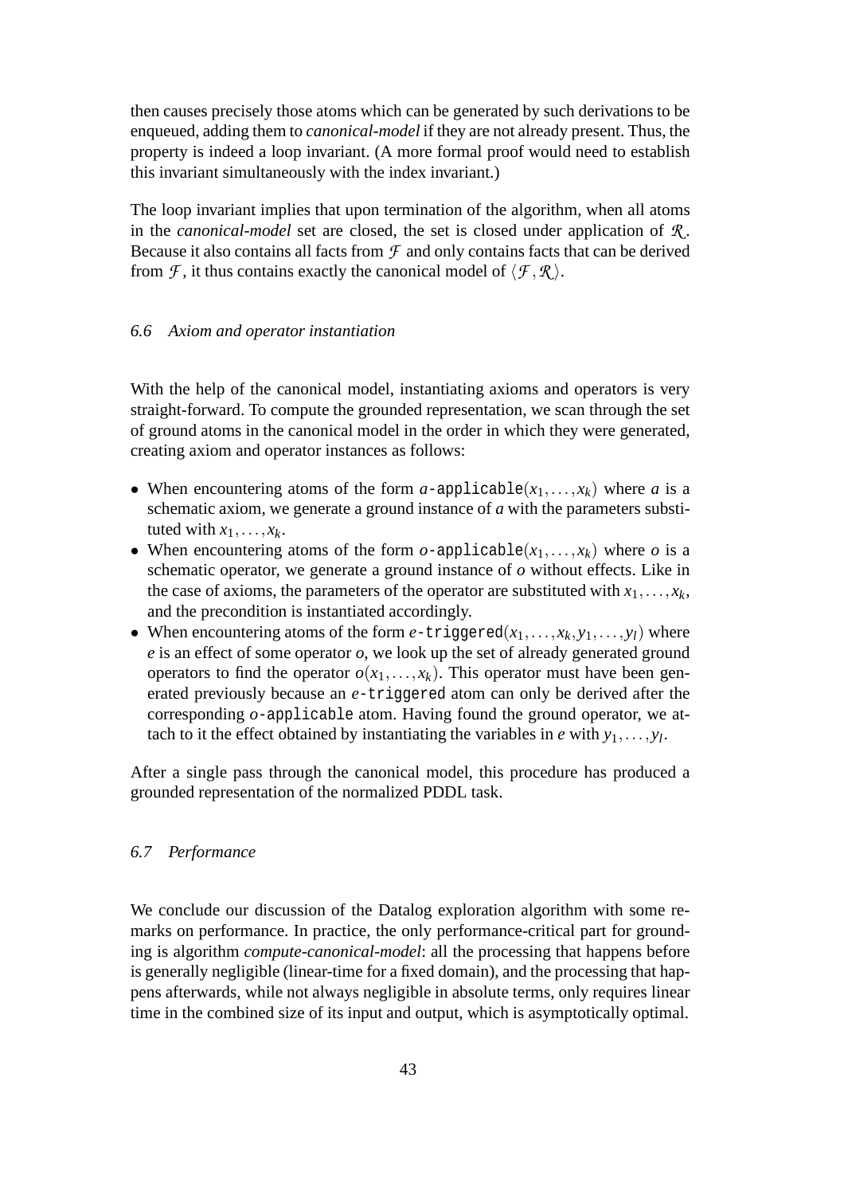then causes precisely those atoms which can be generated by such derivations to be enqueued, adding them to *canonical-model* if they are not already present. Thus, the property is indeed a loop invariant. (A more formal proof would need to establish this invariant simultaneously with the index invariant.)

The loop invariant implies that upon termination of the algorithm, when all atoms in the *canonical-model* set are closed, the set is closed under application of $\mathcal{R}$. Because it also contains all facts from $\mathcal{F}$ and only contains facts that can be derived from $\mathcal{F}$, it thus contains exactly the canonical model of $\langle \mathcal{F}, \mathcal{R} \rangle$.

### 6.6 Axiom and operator instantiation

With the help of the canonical model, instantiating axioms and operators is very straight-forward. To compute the grounded representation, we scan through the set of ground atoms in the canonical model in the order in which they were generated, creating axiom and operator instances as follows:

- When encountering atoms of the form $a$-`applicable`$(x_1, \dots, x_k)$ where $a$ is a schematic axiom, we generate a ground instance of $a$ with the parameters substituted with $x_1, \dots, x_k$.
- When encountering atoms of the form $o$-`applicable`$(x_1, \dots, x_k)$ where $o$ is a schematic operator, we generate a ground instance of $o$ without effects. Like in the case of axioms, the parameters of the operator are substituted with $x_1, \dots, x_k$, and the precondition is instantiated accordingly.
- When encountering atoms of the form $e$-`triggered`$(x_1, \dots, x_k, y_1, \dots, y_l)$ where $e$ is an effect of some operator $o$, we look up the set of already generated ground operators to find the operator $o(x_1, \dots, x_k)$. This operator must have been generated previously because an $e$-`triggered` atom can only be derived after the corresponding $o$-`applicable` atom. Having found the ground operator, we attach to it the effect obtained by instantiating the variables in $e$ with $y_1, \dots, y_l$.

After a single pass through the canonical model, this procedure has produced a grounded representation of the normalized PDDL task.

### 6.7 Performance

We conclude our discussion of the Datalog exploration algorithm with some remarks on performance. In practice, the only performance-critical part for grounding is algorithm *compute-canonical-model*: all the processing that happens before is generally negligible (linear-time for a fixed domain), and the processing that happens afterwards, while not always negligible in absolute terms, only requires linear time in the combined size of its input and output, which is asymptotically optimal.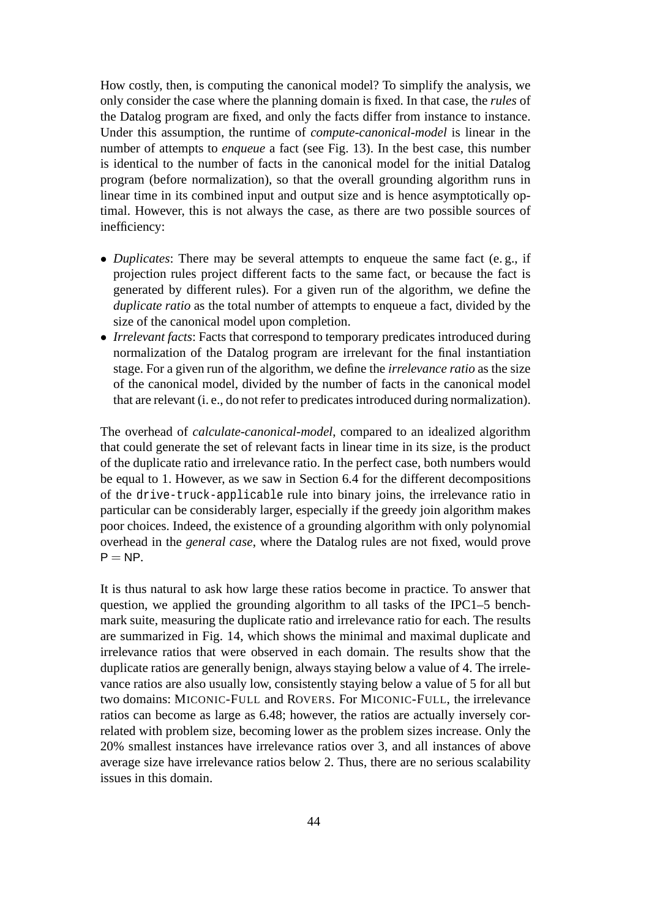How costly, then, is computing the canonical model? To simplify the analysis, we only consider the case where the planning domain is fixed. In that case, the *rules* of the Datalog program are fixed, and only the facts differ from instance to instance. Under this assumption, the runtime of *compute-canonical-model* is linear in the number of attempts to *enqueue* a fact (see Fig. 13). In the best case, this number is identical to the number of facts in the canonical model for the initial Datalog program (before normalization), so that the overall grounding algorithm runs in linear time in its combined input and output size and is hence asymptotically optimal. However, this is not always the case, as there are two possible sources of inefficiency:

- *Duplicates*: There may be several attempts to enqueue the same fact (e. g., if projection rules project different facts to the same fact, or because the fact is generated by different rules). For a given run of the algorithm, we define the *duplicate ratio* as the total number of attempts to enqueue a fact, divided by the size of the canonical model upon completion.
- *Irrelevant facts*: Facts that correspond to temporary predicates introduced during normalization of the Datalog program are irrelevant for the final instantiation stage. For a given run of the algorithm, we define the *irrelevance ratio* as the size of the canonical model, divided by the number of facts in the canonical model that are relevant (i. e., do not refer to predicates introduced during normalization).

The overhead of *calculate-canonical-model*, compared to an idealized algorithm that could generate the set of relevant facts in linear time in its size, is the product of the duplicate ratio and irrelevance ratio. In the perfect case, both numbers would be equal to 1. However, as we saw in Section 6.4 for the different decompositions of the `drive-truck-applicable` rule into binary joins, the irrelevance ratio in particular can be considerably larger, especially if the greedy join algorithm makes poor choices. Indeed, the existence of a grounding algorithm with only polynomial overhead in the *general case*, where the Datalog rules are not fixed, would prove $\mathsf{P} = \mathsf{NP}$.

It is thus natural to ask how large these ratios become in practice. To answer that question, we applied the grounding algorithm to all tasks of the IPC1–5 benchmark suite, measuring the duplicate ratio and irrelevance ratio for each. The results are summarized in Fig. 14, which shows the minimal and maximal duplicate and irrelevance ratios that were observed in each domain. The results show that the duplicate ratios are generally benign, always staying below a value of 4. The irrelevance ratios are also usually low, consistently staying below a value of 5 for all but two domains: MICONIC-FULL and ROVERS. For MICONIC-FULL, the irrelevance ratios can become as large as 6.48; however, the ratios are actually inversely correlated with problem size, becoming lower as the problem sizes increase. Only the 20% smallest instances have irrelevance ratios over 3, and all instances of above average size have irrelevance ratios below 2. Thus, there are no serious scalability issues in this domain.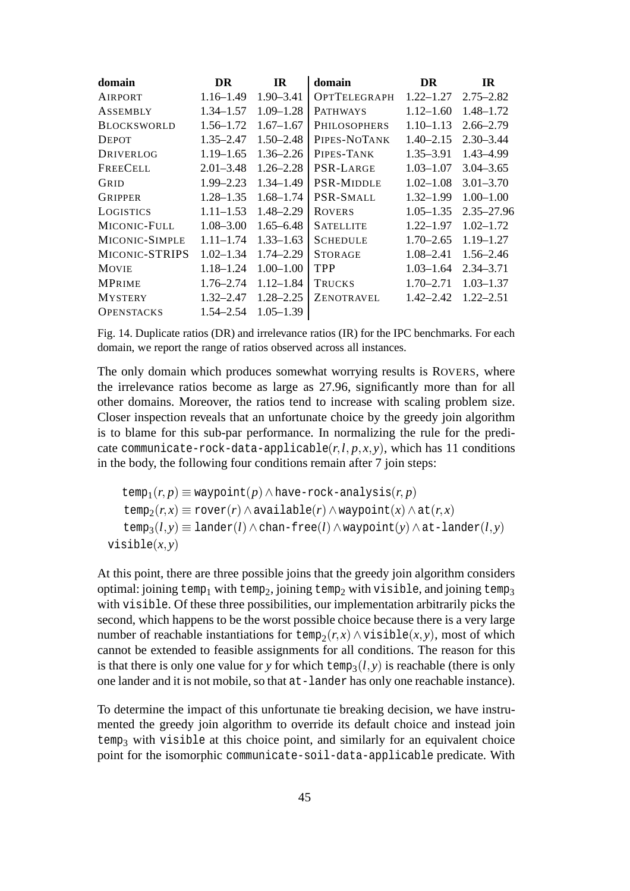| domain | DR | IR | domain | DR | IR |
| --- | --- | --- | --- | --- | --- |
| AIRPORT | 1.16–1.49 | 1.90–3.41 | OPTTELEGRAPH | 1.22–1.27 | 2.75–2.82 |
| ASSEMBLY | 1.34–1.57 | 1.09–1.28 | PATHWAYS | 1.12–1.60 | 1.48–1.72 |
| BLOCKSWORLD | 1.56–1.72 | 1.67–1.67 | PHILOSOPHERS | 1.10–1.13 | 2.66–2.79 |
| DEPOT | 1.35–2.47 | 1.50–2.48 | PIPES-NOTANK | 1.40–2.15 | 2.30–3.44 |
| DRIVERLOG | 1.19–1.65 | 1.36–2.26 | PIPES-TANK | 1.35–3.91 | 1.43–4.99 |
| FREECELL | 2.01–3.48 | 1.26–2.28 | PSR-LARGE | 1.03–1.07 | 3.04–3.65 |
| GRID | 1.99–2.23 | 1.34–1.49 | PSR-MIDDLE | 1.02–1.08 | 3.01–3.70 |
| GRIPPER | 1.28–1.35 | 1.68–1.74 | PSR-SMALL | 1.32–1.99 | 1.00–1.00 |
| LOGISTICS | 1.11–1.53 | 1.48–2.29 | ROVERS | 1.05–1.35 | 2.35–27.96 |
| MICONIC-FULL | 1.08–3.00 | 1.65–6.48 | SATELLITE | 1.22–1.97 | 1.02–1.72 |
| MICONIC-SIMPLE | 1.11–1.74 | 1.33–1.63 | SCHEDULE | 1.70–2.65 | 1.19–1.27 |
| MICONIC-STRIPS | 1.02–1.34 | 1.74–2.29 | STORAGE | 1.08–2.41 | 1.56–2.46 |
| MOVIE | 1.18–1.24 | 1.00–1.00 | TPP | 1.03–1.64 | 2.34–3.71 |
| MPRIME | 1.76–2.74 | 1.12–1.84 | TRUCKS | 1.70–2.71 | 1.03–1.37 |
| MYSTERY | 1.32–2.47 | 1.28–2.25 | ZENOTRAVEL | 1.42–2.42 | 1.22–2.51 |
| OPENSTACKS | 1.54–2.54 | 1.05–1.39 | | | |

Fig. 14. Duplicate ratios (DR) and irrelevance ratios (IR) for the IPC benchmarks. For each domain, we report the range of ratios observed across all instances.

The only domain which produces somewhat worrying results is ROVERS, where the irrelevance ratios become as large as 27.96, significantly more than for all other domains. Moreover, the ratios tend to increase with scaling problem size. Closer inspection reveals that an unfortunate choice by the greedy join algorithm is to blame for this sub-par performance. In normalizing the rule for the predicate communicate-rock-data-applicable$(r, l, p, x, y)$, which has 11 conditions in the body, the following four conditions remain after 7 join steps:

$$\texttt{temp}_1(r, p) \equiv \texttt{waypoint}(p) \wedge \texttt{have-rock-analysis}(r, p)$$
$$\texttt{temp}_2(r, x) \equiv \texttt{rover}(r) \wedge \texttt{available}(r) \wedge \texttt{waypoint}(x) \wedge \texttt{at}(r, x)$$
$$\texttt{temp}_3(l, y) \equiv \texttt{lander}(l) \wedge \texttt{chan-free}(l) \wedge \texttt{waypoint}(y) \wedge \texttt{at-lander}(l, y)$$
$$\texttt{visible}(x, y)$$

At this point, there are three possible joins that the greedy join algorithm considers optimal: joining $\texttt{temp}_1$ with $\texttt{temp}_2$, joining $\texttt{temp}_2$ with visible, and joining $\texttt{temp}_3$ with visible. Of these three possibilities, our implementation arbitrarily picks the second, which happens to be the worst possible choice because there is a very large number of reachable instantiations for $\texttt{temp}_2(r, x) \wedge \texttt{visible}(x, y)$, most of which cannot be extended to feasible assignments for all conditions. The reason for this is that there is only one value for $y$ for which $\texttt{temp}_3(l, y)$ is reachable (there is only one lander and it is not mobile, so that at-lander has only one reachable instance).

To determine the impact of this unfortunate tie breaking decision, we have instrumented the greedy join algorithm to override its default choice and instead join $\texttt{temp}_3$ with visible at this choice point, and similarly for an equivalent choice point for the isomorphic communicate-soil-data-applicable predicate. With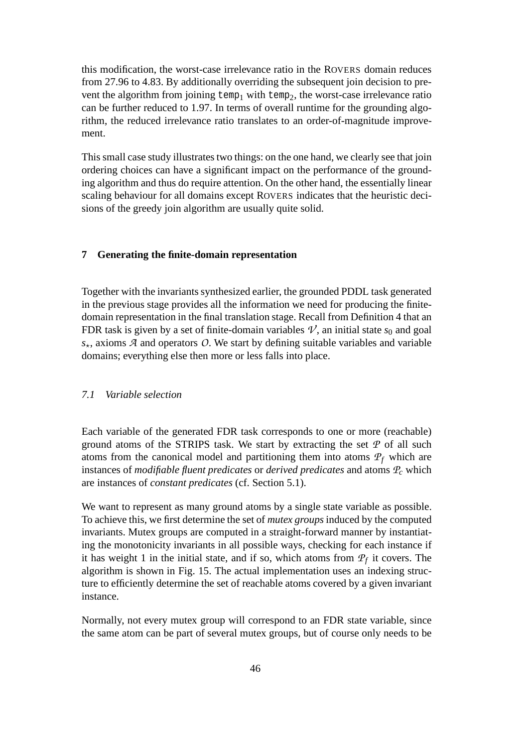this modification, the worst-case irrelevance ratio in the ROVERS domain reduces from 27.96 to 4.83. By additionally overriding the subsequent join decision to prevent the algorithm from joining $\texttt{temp}_1$ with $\texttt{temp}_2$, the worst-case irrelevance ratio can be further reduced to 1.97. In terms of overall runtime for the grounding algorithm, the reduced irrelevance ratio translates to an order-of-magnitude improvement.

This small case study illustrates two things: on the one hand, we clearly see that join ordering choices can have a significant impact on the performance of the grounding algorithm and thus do require attention. On the other hand, the essentially linear scaling behaviour for all domains except ROVERS indicates that the heuristic decisions of the greedy join algorithm are usually quite solid.

## 7 Generating the finite-domain representation

Together with the invariants synthesized earlier, the grounded PDDL task generated in the previous stage provides all the information we need for producing the finite-domain representation in the final translation stage. Recall from Definition 4 that an FDR task is given by a set of finite-domain variables $\mathcal{V}$, an initial state $s_0$ and goal $s_\star$, axioms $\mathcal{A}$ and operators $\mathcal{O}$. We start by defining suitable variables and variable domains; everything else then more or less falls into place.

### *7.1 Variable selection*

Each variable of the generated FDR task corresponds to one or more (reachable) ground atoms of the STRIPS task. We start by extracting the set $\mathcal{P}$ of all such atoms from the canonical model and partitioning them into atoms $\mathcal{P}_f$ which are instances of *modifiable fluent predicates* or *derived predicates* and atoms $\mathcal{P}_c$ which are instances of *constant predicates* (cf. Section 5.1).

We want to represent as many ground atoms by a single state variable as possible. To achieve this, we first determine the set of *mutex groups* induced by the computed invariants. Mutex groups are computed in a straight-forward manner by instantiating the monotonicity invariants in all possible ways, checking for each instance if it has weight 1 in the initial state, and if so, which atoms from $\mathcal{P}_f$ it covers. The algorithm is shown in Fig. 15. The actual implementation uses an indexing structure to efficiently determine the set of reachable atoms covered by a given invariant instance.

Normally, not every mutex group will correspond to an FDR state variable, since the same atom can be part of several mutex groups, but of course only needs to be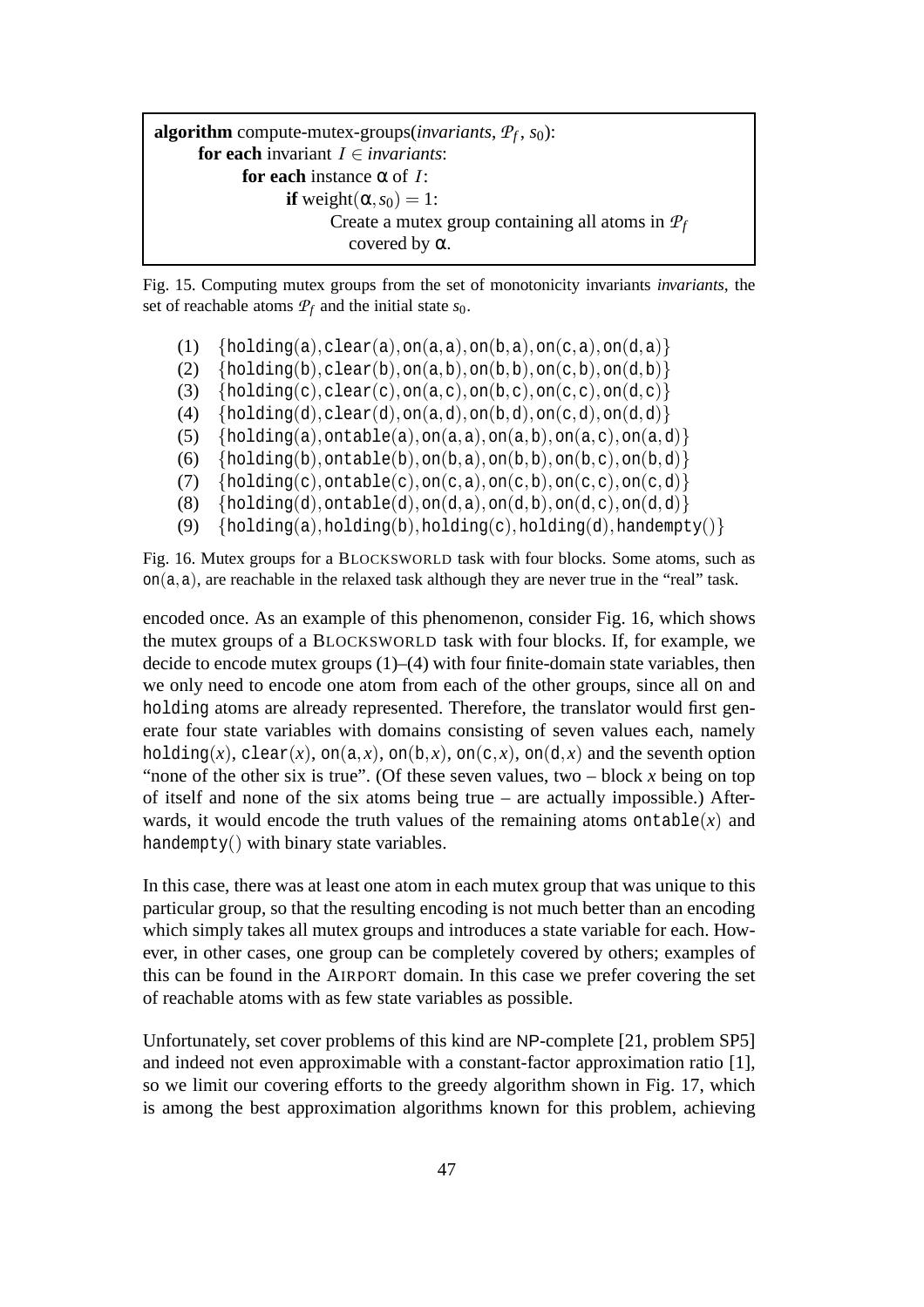```
algorithm compute-mutex-groups(invariants, 𝒫_f, s_0):
    for each invariant I ∈ invariants:
        for each instance α of I:
            if weight(α, s_0) = 1:
                Create a mutex group containing all atoms in 𝒫_f
                  covered by α.
```

Fig. 15. Computing mutex groups from the set of monotonicity invariants *invariants*, the set of reachable atoms $\mathcal{P}_f$ and the initial state $s_0$.

(1) {holding(a), clear(a), on(a,a), on(b,a), on(c,a), on(d,a)}
(2) {holding(b), clear(b), on(a,b), on(b,b), on(c,b), on(d,b)}
(3) {holding(c), clear(c), on(a,c), on(b,c), on(c,c), on(d,c)}
(4) {holding(d), clear(d), on(a,d), on(b,d), on(c,d), on(d,d)}
(5) {holding(a), ontable(a), on(a,a), on(a,b), on(a,c), on(a,d)}
(6) {holding(b), ontable(b), on(b,a), on(b,b), on(b,c), on(b,d)}
(7) {holding(c), ontable(c), on(c,a), on(c,b), on(c,c), on(c,d)}
(8) {holding(d), ontable(d), on(d,a), on(d,b), on(d,c), on(d,d)}
(9) {holding(a), holding(b), holding(c), holding(d), handempty()}

Fig. 16. Mutex groups for a BLOCKSWORLD task with four blocks. Some atoms, such as on(a,a), are reachable in the relaxed task although they are never true in the "real" task.

encoded once. As an example of this phenomenon, consider Fig. 16, which shows the mutex groups of a BLOCKSWORLD task with four blocks. If, for example, we decide to encode mutex groups (1)–(4) with four finite-domain state variables, then we only need to encode one atom from each of the other groups, since all on and holding atoms are already represented. Therefore, the translator would first generate four state variables with domains consisting of seven values each, namely holding($x$), clear($x$), on(a,$x$), on(b,$x$), on(c,$x$), on(d,$x$) and the seventh option "none of the other six is true". (Of these seven values, two – block $x$ being on top of itself and none of the six atoms being true – are actually impossible.) Afterwards, it would encode the truth values of the remaining atoms ontable($x$) and handempty() with binary state variables.

In this case, there was at least one atom in each mutex group that was unique to this particular group, so that the resulting encoding is not much better than an encoding which simply takes all mutex groups and introduces a state variable for each. However, in other cases, one group can be completely covered by others; examples of this can be found in the AIRPORT domain. In this case we prefer covering the set of reachable atoms with as few state variables as possible.

Unfortunately, set cover problems of this kind are NP-complete [21, problem SP5] and indeed not even approximable with a constant-factor approximation ratio [1], so we limit our covering efforts to the greedy algorithm shown in Fig. 17, which is among the best approximation algorithms known for this problem, achieving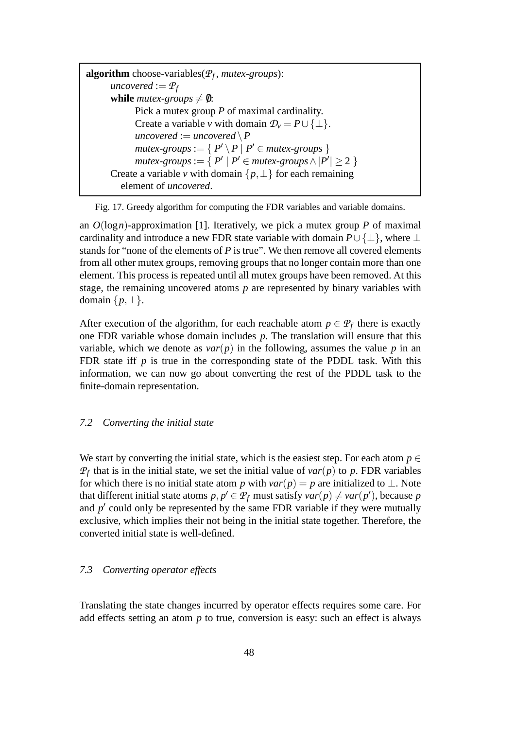```
algorithm choose-variables(P_f, mutex-groups):
    uncovered := P_f
    while mutex-groups ≠ ∅:
        Pick a mutex group P of maximal cardinality.
        Create a variable v with domain D_v = P ∪ {⊥}.
        uncovered := uncovered \ P
        mutex-groups := { P' \ P | P' ∈ mutex-groups }
        mutex-groups := { P' | P' ∈ mutex-groups ∧ |P'| ≥ 2 }
    Create a variable v with domain {p, ⊥} for each remaining
      element of uncovered.
```

Fig. 17. Greedy algorithm for computing the FDR variables and variable domains.

an $O(\log n)$-approximation [1]. Iteratively, we pick a mutex group $P$ of maximal cardinality and introduce a new FDR state variable with domain $P \cup \{\bot\}$, where $\bot$ stands for "none of the elements of $P$ is true". We then remove all covered elements from all other mutex groups, removing groups that no longer contain more than one element. This process is repeated until all mutex groups have been removed. At this stage, the remaining uncovered atoms $p$ are represented by binary variables with domain $\{p, \bot\}$.

After execution of the algorithm, for each reachable atom $p \in \mathcal{P}_f$ there is exactly one FDR variable whose domain includes $p$. The translation will ensure that this variable, which we denote as $var(p)$ in the following, assumes the value $p$ in an FDR state iff $p$ is true in the corresponding state of the PDDL task. With this information, we can now go about converting the rest of the PDDL task to the finite-domain representation.

### *7.2 Converting the initial state*

We start by converting the initial state, which is the easiest step. For each atom $p \in \mathcal{P}_f$ that is in the initial state, we set the initial value of $var(p)$ to $p$. FDR variables for which there is no initial state atom $p$ with $var(p) = p$ are initialized to $\bot$. Note that different initial state atoms $p, p' \in \mathcal{P}_f$ must satisfy $var(p) \neq var(p')$, because $p$ and $p'$ could only be represented by the same FDR variable if they were mutually exclusive, which implies their not being in the initial state together. Therefore, the converted initial state is well-defined.

### *7.3 Converting operator effects*

Translating the state changes incurred by operator effects requires some care. For add effects setting an atom $p$ to true, conversion is easy: such an effect is always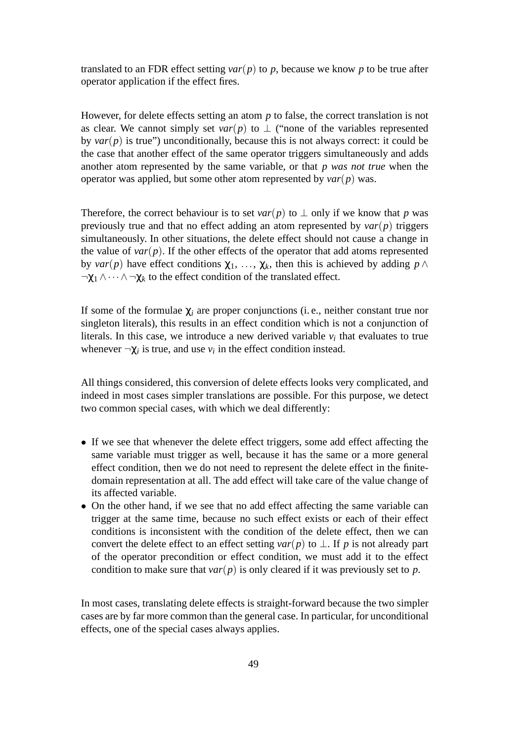translated to an FDR effect setting $var(p)$ to $p$, because we know $p$ to be true after operator application if the effect fires.

However, for delete effects setting an atom $p$ to false, the correct translation is not as clear. We cannot simply set $var(p)$ to $\perp$ ("none of the variables represented by $var(p)$ is true") unconditionally, because this is not always correct: it could be the case that another effect of the same operator triggers simultaneously and adds another atom represented by the same variable, or that $p$ *was not true* when the operator was applied, but some other atom represented by $var(p)$ was.

Therefore, the correct behaviour is to set $var(p)$ to $\perp$ only if we know that $p$ was previously true and that no effect adding an atom represented by $var(p)$ triggers simultaneously. In other situations, the delete effect should not cause a change in the value of $var(p)$. If the other effects of the operator that add atoms represented by $var(p)$ have effect conditions $\chi_1, \ldots, \chi_k$, then this is achieved by adding $p \wedge \neg\chi_1 \wedge \cdots \wedge \neg\chi_k$ to the effect condition of the translated effect.

If some of the formulae $\chi_i$ are proper conjunctions (i. e., neither constant true nor singleton literals), this results in an effect condition which is not a conjunction of literals. In this case, we introduce a new derived variable $v_i$ that evaluates to true whenever $\neg\chi_i$ is true, and use $v_i$ in the effect condition instead.

All things considered, this conversion of delete effects looks very complicated, and indeed in most cases simpler translations are possible. For this purpose, we detect two common special cases, with which we deal differently:

- If we see that whenever the delete effect triggers, some add effect affecting the same variable must trigger as well, because it has the same or a more general effect condition, then we do not need to represent the delete effect in the finite-domain representation at all. The add effect will take care of the value change of its affected variable.
- On the other hand, if we see that no add effect affecting the same variable can trigger at the same time, because no such effect exists or each of their effect conditions is inconsistent with the condition of the delete effect, then we can convert the delete effect to an effect setting $var(p)$ to $\perp$. If $p$ is not already part of the operator precondition or effect condition, we must add it to the effect condition to make sure that $var(p)$ is only cleared if it was previously set to $p$.

In most cases, translating delete effects is straight-forward because the two simpler cases are by far more common than the general case. In particular, for unconditional effects, one of the special cases always applies.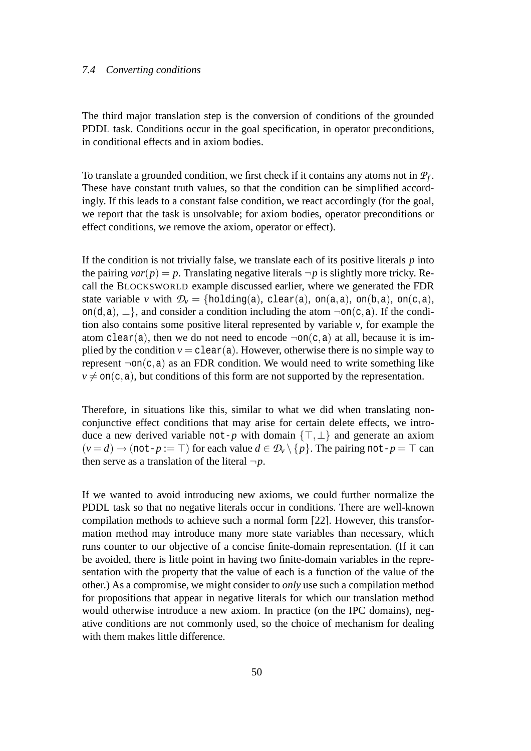### 7.4 Converting conditions

The third major translation step is the conversion of conditions of the grounded PDDL task. Conditions occur in the goal specification, in operator preconditions, in conditional effects and in axiom bodies.

To translate a grounded condition, we first check if it contains any atoms not in $\mathcal{P}_f$. These have constant truth values, so that the condition can be simplified accordingly. If this leads to a constant false condition, we react accordingly (for the goal, we report that the task is unsolvable; for axiom bodies, operator preconditions or effect conditions, we remove the axiom, operator or effect).

If the condition is not trivially false, we translate each of its positive literals $p$ into the pairing $var(p) = p$. Translating negative literals $\neg p$ is slightly more tricky. Recall the BLOCKSWORLD example discussed earlier, where we generated the FDR state variable $v$ with $\mathcal{D}_v = \{\texttt{holding}(\texttt{a}), \texttt{clear}(\texttt{a}), \texttt{on}(\texttt{a},\texttt{a}), \texttt{on}(\texttt{b},\texttt{a}), \texttt{on}(\texttt{c},\texttt{a}), \texttt{on}(\texttt{d},\texttt{a}), \perp\}$, and consider a condition including the atom $\neg\texttt{on}(\texttt{c},\texttt{a})$. If the condition also contains some positive literal represented by variable $v$, for example the atom $\texttt{clear}(\texttt{a})$, then we do not need to encode $\neg\texttt{on}(\texttt{c},\texttt{a})$ at all, because it is implied by the condition $v = \texttt{clear}(\texttt{a})$. However, otherwise there is no simple way to represent $\neg\texttt{on}(\texttt{c},\texttt{a})$ as an FDR condition. We would need to write something like $v \neq \texttt{on}(\texttt{c},\texttt{a})$, but conditions of this form are not supported by the representation.

Therefore, in situations like this, similar to what we did when translating non-conjunctive effect conditions that may arise for certain delete effects, we introduce a new derived variable $\texttt{not-}p$ with domain $\{\top, \perp\}$ and generate an axiom $(v = d) \rightarrow (\texttt{not-}p := \top)$ for each value $d \in \mathcal{D}_v \setminus \{p\}$. The pairing $\texttt{not-}p = \top$ can then serve as a translation of the literal $\neg p$.

If we wanted to avoid introducing new axioms, we could further normalize the PDDL task so that no negative literals occur in conditions. There are well-known compilation methods to achieve such a normal form [22]. However, this transformation method may introduce many more state variables than necessary, which runs counter to our objective of a concise finite-domain representation. (If it can be avoided, there is little point in having two finite-domain variables in the representation with the property that the value of each is a function of the value of the other.) As a compromise, we might consider to *only* use such a compilation method for propositions that appear in negative literals for which our translation method would otherwise introduce a new axiom. In practice (on the IPC domains), negative conditions are not commonly used, so the choice of mechanism for dealing with them makes little difference.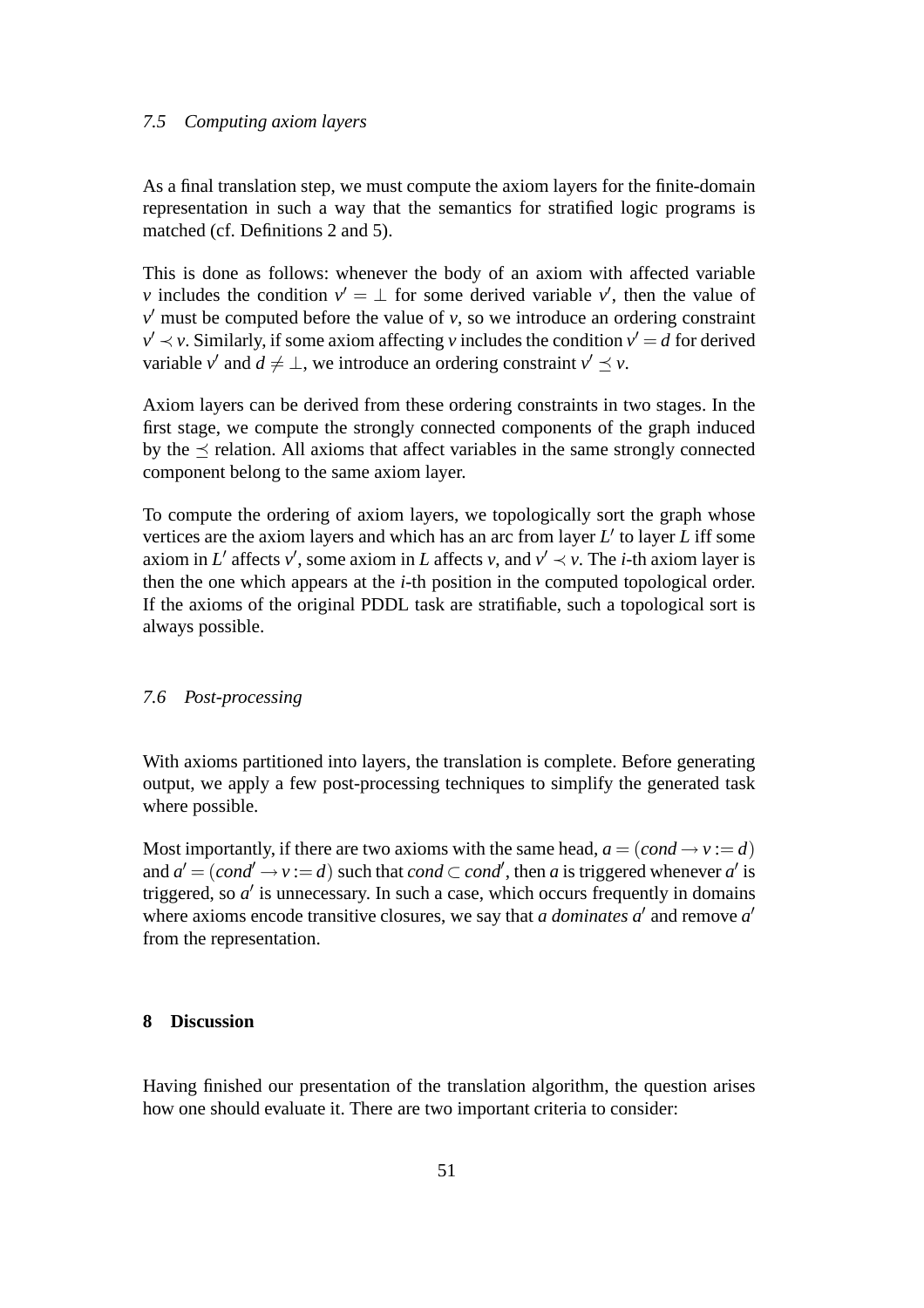### 7.5 Computing axiom layers

As a final translation step, we must compute the axiom layers for the finite-domain representation in such a way that the semantics for stratified logic programs is matched (cf. Definitions 2 and 5).

This is done as follows: whenever the body of an axiom with affected variable $v$ includes the condition $v' = \perp$ for some derived variable $v'$, then the value of $v'$ must be computed before the value of $v$, so we introduce an ordering constraint $v' \prec v$. Similarly, if some axiom affecting $v$ includes the condition $v' = d$ for derived variable $v'$ and $d \neq \perp$, we introduce an ordering constraint $v' \preceq v$.

Axiom layers can be derived from these ordering constraints in two stages. In the first stage, we compute the strongly connected components of the graph induced by the $\preceq$ relation. All axioms that affect variables in the same strongly connected component belong to the same axiom layer.

To compute the ordering of axiom layers, we topologically sort the graph whose vertices are the axiom layers and which has an arc from layer $L'$ to layer $L$ iff some axiom in $L'$ affects $v'$, some axiom in $L$ affects $v$, and $v' \prec v$. The $i$-th axiom layer is then the one which appears at the $i$-th position in the computed topological order. If the axioms of the original PDDL task are stratifiable, such a topological sort is always possible.

### 7.6 Post-processing

With axioms partitioned into layers, the translation is complete. Before generating output, we apply a few post-processing techniques to simplify the generated task where possible.

Most importantly, if there are two axioms with the same head, $a = (cond \rightarrow v := d)$ and $a' = (cond' \rightarrow v := d)$ such that $cond \subset cond'$, then $a$ is triggered whenever $a'$ is triggered, so $a'$ is unnecessary. In such a case, which occurs frequently in domains where axioms encode transitive closures, we say that *$a$ dominates $a'$* and remove $a'$ from the representation.

## 8 Discussion

Having finished our presentation of the translation algorithm, the question arises how one should evaluate it. There are two important criteria to consider: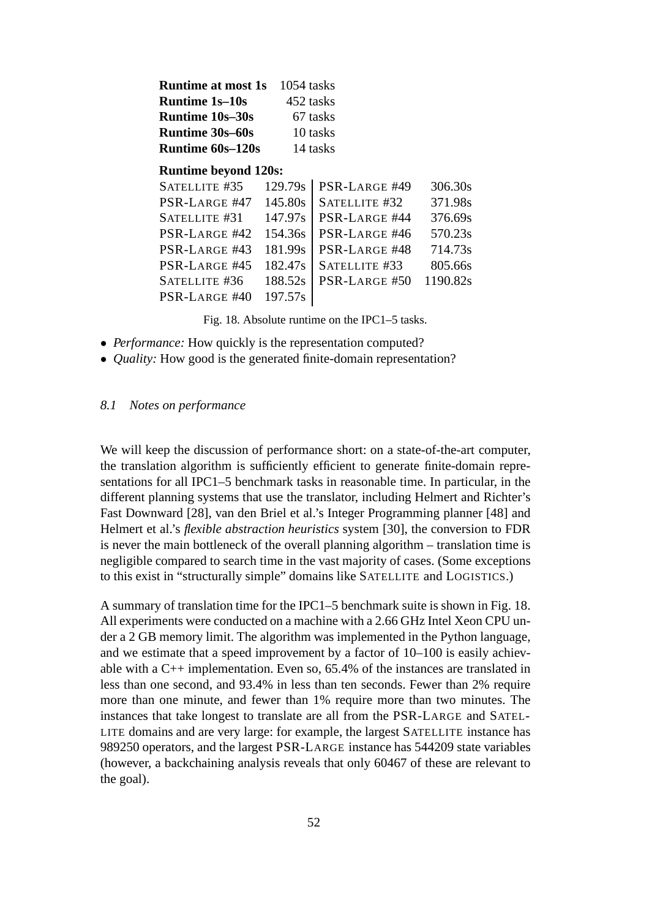| **Runtime at most 1s** | 1054 tasks |
|---|---|
| **Runtime 1s–10s** | 452 tasks |
| **Runtime 10s–30s** | 67 tasks |
| **Runtime 30s–60s** | 10 tasks |
| **Runtime 60s–120s** | 14 tasks |

**Runtime beyond 120s:**

| Task | Runtime | Task | Runtime |
|---|---|---|---|
| SATELLITE #35 | 129.79s | PSR-LARGE #49 | 306.30s |
| PSR-LARGE #47 | 145.80s | SATELLITE #32 | 371.98s |
| SATELLITE #31 | 147.97s | PSR-LARGE #44 | 376.69s |
| PSR-LARGE #42 | 154.36s | PSR-LARGE #46 | 570.23s |
| PSR-LARGE #43 | 181.99s | PSR-LARGE #48 | 714.73s |
| PSR-LARGE #45 | 182.47s | SATELLITE #33 | 805.66s |
| SATELLITE #36 | 188.52s | PSR-LARGE #50 | 1190.82s |
| PSR-LARGE #40 | 197.57s | | |

Fig. 18. Absolute runtime on the IPC1–5 tasks.

- *Performance:* How quickly is the representation computed?
- *Quality:* How good is the generated finite-domain representation?

### 8.1 Notes on performance

We will keep the discussion of performance short: on a state-of-the-art computer, the translation algorithm is sufficiently efficient to generate finite-domain representations for all IPC1–5 benchmark tasks in reasonable time. In particular, in the different planning systems that use the translator, including Helmert and Richter's Fast Downward [28], van den Briel et al.'s Integer Programming planner [48] and Helmert et al.'s *flexible abstraction heuristics* system [30], the conversion to FDR is never the main bottleneck of the overall planning algorithm – translation time is negligible compared to search time in the vast majority of cases. (Some exceptions to this exist in "structurally simple" domains like SATELLITE and LOGISTICS.)

A summary of translation time for the IPC1–5 benchmark suite is shown in Fig. 18. All experiments were conducted on a machine with a 2.66 GHz Intel Xeon CPU under a 2 GB memory limit. The algorithm was implemented in the Python language, and we estimate that a speed improvement by a factor of 10–100 is easily achievable with a C++ implementation. Even so, 65.4% of the instances are translated in less than one second, and 93.4% in less than ten seconds. Fewer than 2% require more than one minute, and fewer than 1% require more than two minutes. The instances that take longest to translate are all from the PSR-LARGE and SATELLITE domains and are very large: for example, the largest SATELLITE instance has 989250 operators, and the largest PSR-LARGE instance has 544209 state variables (however, a backchaining analysis reveals that only 60467 of these are relevant to the goal).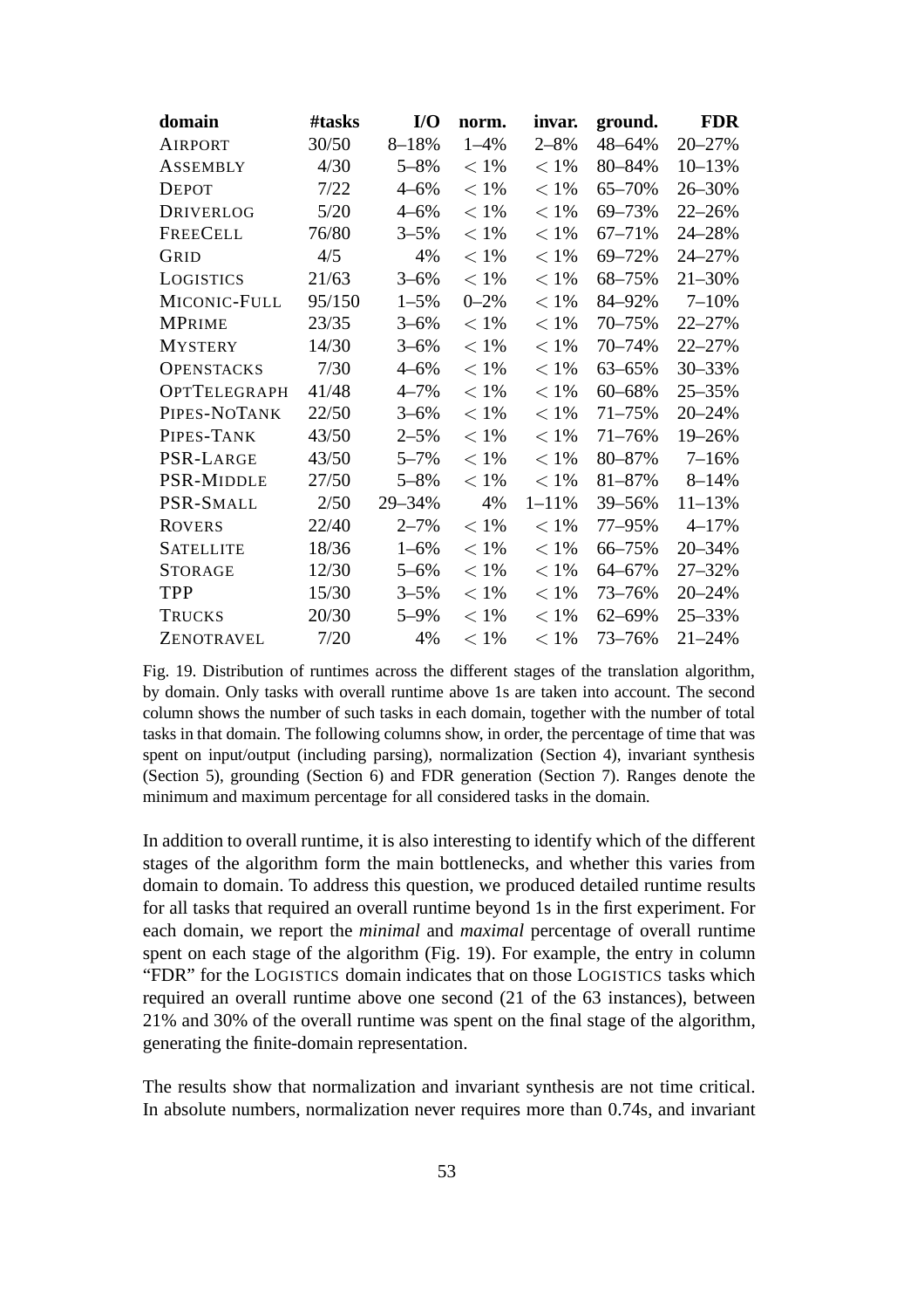| domain | #tasks | I/O | norm. | invar. | ground. | FDR |
|---|---|---|---|---|---|---|
| AIRPORT | 30/50 | 8–18% | 1–4% | 2–8% | 48–64% | 20–27% |
| ASSEMBLY | 4/30 | 5–8% | $< 1\%$ | $< 1\%$ | 80–84% | 10–13% |
| DEPOT | 7/22 | 4–6% | $< 1\%$ | $< 1\%$ | 65–70% | 26–30% |
| DRIVERLOG | 5/20 | 4–6% | $< 1\%$ | $< 1\%$ | 69–73% | 22–26% |
| FREECELL | 76/80 | 3–5% | $< 1\%$ | $< 1\%$ | 67–71% | 24–28% |
| GRID | 4/5 | 4% | $< 1\%$ | $< 1\%$ | 69–72% | 24–27% |
| LOGISTICS | 21/63 | 3–6% | $< 1\%$ | $< 1\%$ | 68–75% | 21–30% |
| MICONIC-FULL | 95/150 | 1–5% | 0–2% | $< 1\%$ | 84–92% | 7–10% |
| MPRIME | 23/35 | 3–6% | $< 1\%$ | $< 1\%$ | 70–75% | 22–27% |
| MYSTERY | 14/30 | 3–6% | $< 1\%$ | $< 1\%$ | 70–74% | 22–27% |
| OPENSTACKS | 7/30 | 4–6% | $< 1\%$ | $< 1\%$ | 63–65% | 30–33% |
| OPTTELEGRAPH | 41/48 | 4–7% | $< 1\%$ | $< 1\%$ | 60–68% | 25–35% |
| PIPES-NOTANK | 22/50 | 3–6% | $< 1\%$ | $< 1\%$ | 71–75% | 20–24% |
| PIPES-TANK | 43/50 | 2–5% | $< 1\%$ | $< 1\%$ | 71–76% | 19–26% |
| PSR-LARGE | 43/50 | 5–7% | $< 1\%$ | $< 1\%$ | 80–87% | 7–16% |
| PSR-MIDDLE | 27/50 | 5–8% | $< 1\%$ | $< 1\%$ | 81–87% | 8–14% |
| PSR-SMALL | 2/50 | 29–34% | 4% | 1–11% | 39–56% | 11–13% |
| ROVERS | 22/40 | 2–7% | $< 1\%$ | $< 1\%$ | 77–95% | 4–17% |
| SATELLITE | 18/36 | 1–6% | $< 1\%$ | $< 1\%$ | 66–75% | 20–34% |
| STORAGE | 12/30 | 5–6% | $< 1\%$ | $< 1\%$ | 64–67% | 27–32% |
| TPP | 15/30 | 3–5% | $< 1\%$ | $< 1\%$ | 73–76% | 20–24% |
| TRUCKS | 20/30 | 5–9% | $< 1\%$ | $< 1\%$ | 62–69% | 25–33% |
| ZENOTRAVEL | 7/20 | 4% | $< 1\%$ | $< 1\%$ | 73–76% | 21–24% |

Fig. 19. Distribution of runtimes across the different stages of the translation algorithm, by domain. Only tasks with overall runtime above 1s are taken into account. The second column shows the number of such tasks in each domain, together with the number of total tasks in that domain. The following columns show, in order, the percentage of time that was spent on input/output (including parsing), normalization (Section 4), invariant synthesis (Section 5), grounding (Section 6) and FDR generation (Section 7). Ranges denote the minimum and maximum percentage for all considered tasks in the domain.

In addition to overall runtime, it is also interesting to identify which of the different stages of the algorithm form the main bottlenecks, and whether this varies from domain to domain. To address this question, we produced detailed runtime results for all tasks that required an overall runtime beyond 1s in the first experiment. For each domain, we report the *minimal* and *maximal* percentage of overall runtime spent on each stage of the algorithm (Fig. 19). For example, the entry in column "FDR" for the LOGISTICS domain indicates that on those LOGISTICS tasks which required an overall runtime above one second (21 of the 63 instances), between 21% and 30% of the overall runtime was spent on the final stage of the algorithm, generating the finite-domain representation.

The results show that normalization and invariant synthesis are not time critical. In absolute numbers, normalization never requires more than 0.74s, and invariant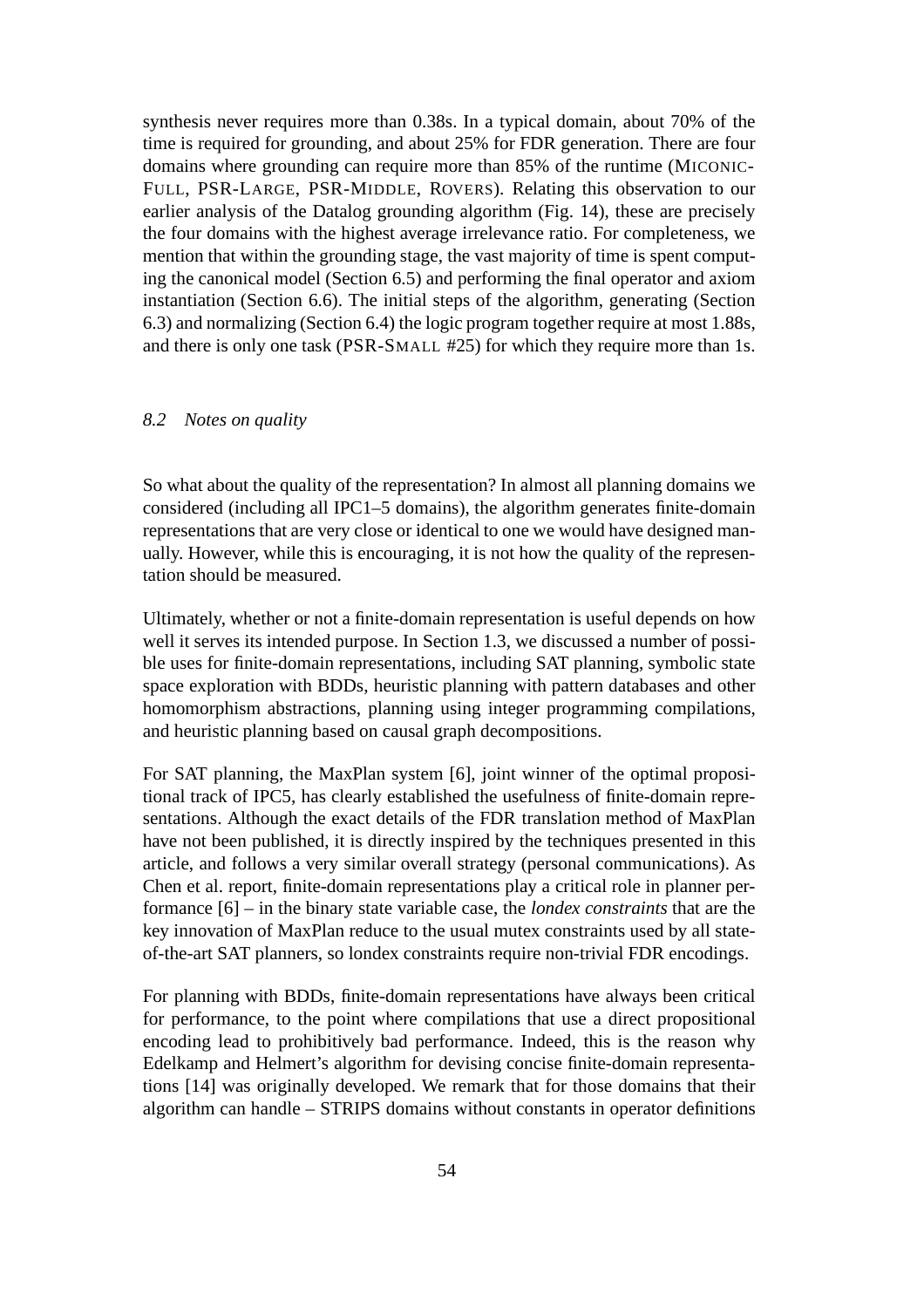synthesis never requires more than 0.38s. In a typical domain, about 70% of the time is required for grounding, and about 25% for FDR generation. There are four domains where grounding can require more than 85% of the runtime (MICONIC-FULL, PSR-LARGE, PSR-MIDDLE, ROVERS). Relating this observation to our earlier analysis of the Datalog grounding algorithm (Fig. 14), these are precisely the four domains with the highest average irrelevance ratio. For completeness, we mention that within the grounding stage, the vast majority of time is spent computing the canonical model (Section 6.5) and performing the final operator and axiom instantiation (Section 6.6). The initial steps of the algorithm, generating (Section 6.3) and normalizing (Section 6.4) the logic program together require at most 1.88s, and there is only one task (PSR-SMALL #25) for which they require more than 1s.

### *8.2 Notes on quality*

So what about the quality of the representation? In almost all planning domains we considered (including all IPC1–5 domains), the algorithm generates finite-domain representations that are very close or identical to one we would have designed manually. However, while this is encouraging, it is not how the quality of the representation should be measured.

Ultimately, whether or not a finite-domain representation is useful depends on how well it serves its intended purpose. In Section 1.3, we discussed a number of possible uses for finite-domain representations, including SAT planning, symbolic state space exploration with BDDs, heuristic planning with pattern databases and other homomorphism abstractions, planning using integer programming compilations, and heuristic planning based on causal graph decompositions.

For SAT planning, the MaxPlan system [6], joint winner of the optimal propositional track of IPC5, has clearly established the usefulness of finite-domain representations. Although the exact details of the FDR translation method of MaxPlan have not been published, it is directly inspired by the techniques presented in this article, and follows a very similar overall strategy (personal communications). As Chen et al. report, finite-domain representations play a critical role in planner performance [6] – in the binary state variable case, the *londex constraints* that are the key innovation of MaxPlan reduce to the usual mutex constraints used by all state-of-the-art SAT planners, so londex constraints require non-trivial FDR encodings.

For planning with BDDs, finite-domain representations have always been critical for performance, to the point where compilations that use a direct propositional encoding lead to prohibitively bad performance. Indeed, this is the reason why Edelkamp and Helmert's algorithm for devising concise finite-domain representations [14] was originally developed. We remark that for those domains that their algorithm can handle – STRIPS domains without constants in operator definitions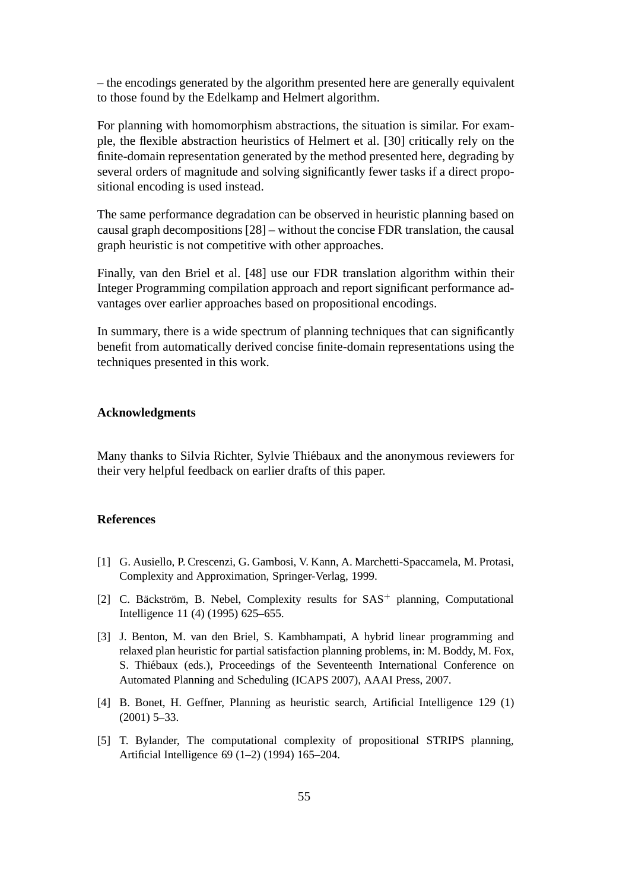– the encodings generated by the algorithm presented here are generally equivalent to those found by the Edelkamp and Helmert algorithm.

For planning with homomorphism abstractions, the situation is similar. For example, the flexible abstraction heuristics of Helmert et al. [30] critically rely on the finite-domain representation generated by the method presented here, degrading by several orders of magnitude and solving significantly fewer tasks if a direct propositional encoding is used instead.

The same performance degradation can be observed in heuristic planning based on causal graph decompositions [28] – without the concise FDR translation, the causal graph heuristic is not competitive with other approaches.

Finally, van den Briel et al. [48] use our FDR translation algorithm within their Integer Programming compilation approach and report significant performance advantages over earlier approaches based on propositional encodings.

In summary, there is a wide spectrum of planning techniques that can significantly benefit from automatically derived concise finite-domain representations using the techniques presented in this work.

## Acknowledgments

Many thanks to Silvia Richter, Sylvie Thiébaux and the anonymous reviewers for their very helpful feedback on earlier drafts of this paper.

## References

[1] G. Ausiello, P. Crescenzi, G. Gambosi, V. Kann, A. Marchetti-Spaccamela, M. Protasi, Complexity and Approximation, Springer-Verlag, 1999.

[2] C. Bäckström, B. Nebel, Complexity results for $SAS^+$ planning, Computational Intelligence 11 (4) (1995) 625–655.

[3] J. Benton, M. van den Briel, S. Kambhampati, A hybrid linear programming and relaxed plan heuristic for partial satisfaction planning problems, in: M. Boddy, M. Fox, S. Thiébaux (eds.), Proceedings of the Seventeenth International Conference on Automated Planning and Scheduling (ICAPS 2007), AAAI Press, 2007.

[4] B. Bonet, H. Geffner, Planning as heuristic search, Artificial Intelligence 129 (1) (2001) 5–33.

[5] T. Bylander, The computational complexity of propositional STRIPS planning, Artificial Intelligence 69 (1–2) (1994) 165–204.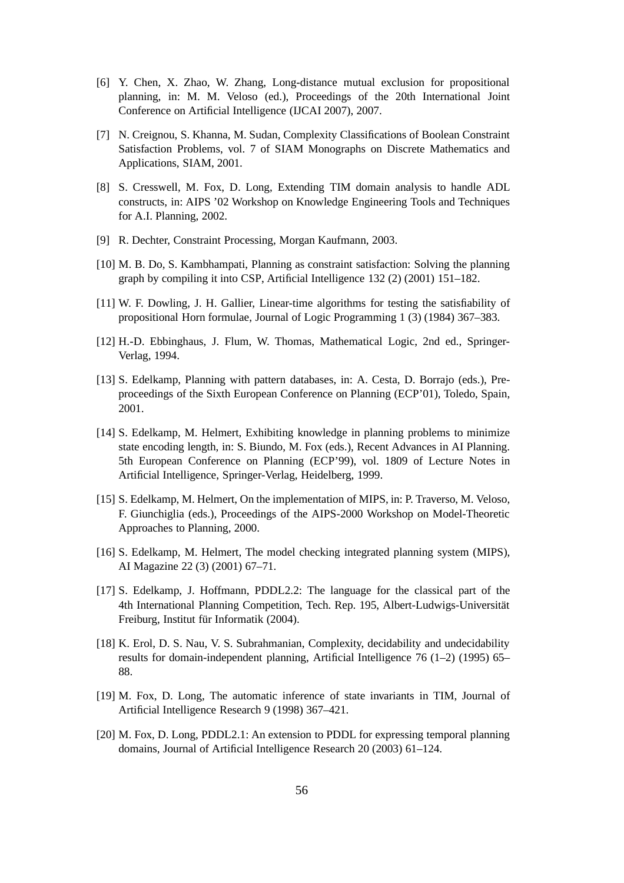[6] Y. Chen, X. Zhao, W. Zhang, Long-distance mutual exclusion for propositional planning, in: M. M. Veloso (ed.), Proceedings of the 20th International Joint Conference on Artificial Intelligence (IJCAI 2007), 2007.

[7] N. Creignou, S. Khanna, M. Sudan, Complexity Classifications of Boolean Constraint Satisfaction Problems, vol. 7 of SIAM Monographs on Discrete Mathematics and Applications, SIAM, 2001.

[8] S. Cresswell, M. Fox, D. Long, Extending TIM domain analysis to handle ADL constructs, in: AIPS '02 Workshop on Knowledge Engineering Tools and Techniques for A.I. Planning, 2002.

[9] R. Dechter, Constraint Processing, Morgan Kaufmann, 2003.

[10] M. B. Do, S. Kambhampati, Planning as constraint satisfaction: Solving the planning graph by compiling it into CSP, Artificial Intelligence 132 (2) (2001) 151–182.

[11] W. F. Dowling, J. H. Gallier, Linear-time algorithms for testing the satisfiability of propositional Horn formulae, Journal of Logic Programming 1 (3) (1984) 367–383.

[12] H.-D. Ebbinghaus, J. Flum, W. Thomas, Mathematical Logic, 2nd ed., Springer-Verlag, 1994.

[13] S. Edelkamp, Planning with pattern databases, in: A. Cesta, D. Borrajo (eds.), Pre-proceedings of the Sixth European Conference on Planning (ECP'01), Toledo, Spain, 2001.

[14] S. Edelkamp, M. Helmert, Exhibiting knowledge in planning problems to minimize state encoding length, in: S. Biundo, M. Fox (eds.), Recent Advances in AI Planning. 5th European Conference on Planning (ECP'99), vol. 1809 of Lecture Notes in Artificial Intelligence, Springer-Verlag, Heidelberg, 1999.

[15] S. Edelkamp, M. Helmert, On the implementation of MIPS, in: P. Traverso, M. Veloso, F. Giunchiglia (eds.), Proceedings of the AIPS-2000 Workshop on Model-Theoretic Approaches to Planning, 2000.

[16] S. Edelkamp, M. Helmert, The model checking integrated planning system (MIPS), AI Magazine 22 (3) (2001) 67–71.

[17] S. Edelkamp, J. Hoffmann, PDDL2.2: The language for the classical part of the 4th International Planning Competition, Tech. Rep. 195, Albert-Ludwigs-Universität Freiburg, Institut für Informatik (2004).

[18] K. Erol, D. S. Nau, V. S. Subrahmanian, Complexity, decidability and undecidability results for domain-independent planning, Artificial Intelligence 76 (1–2) (1995) 65–88.

[19] M. Fox, D. Long, The automatic inference of state invariants in TIM, Journal of Artificial Intelligence Research 9 (1998) 367–421.

[20] M. Fox, D. Long, PDDL2.1: An extension to PDDL for expressing temporal planning domains, Journal of Artificial Intelligence Research 20 (2003) 61–124.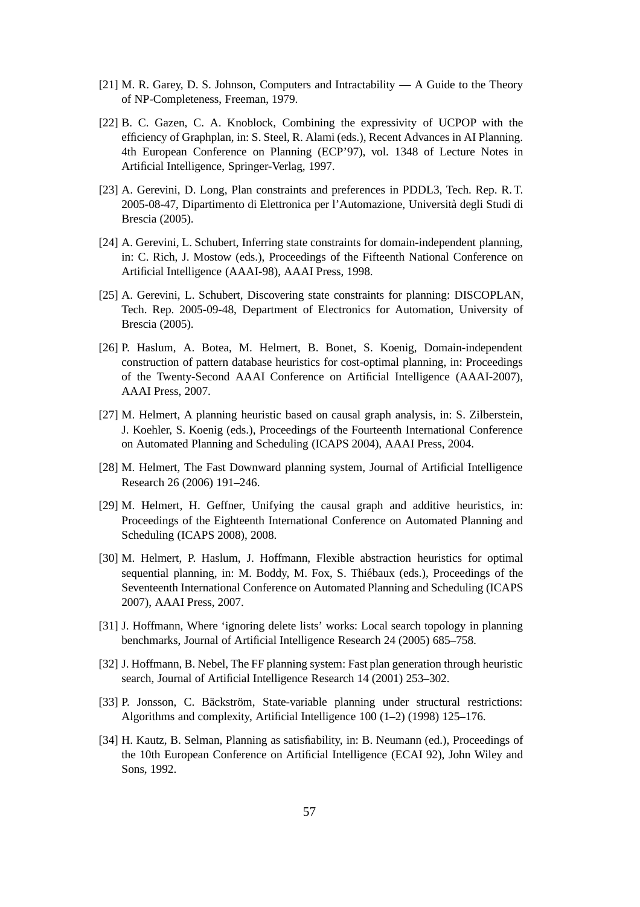[21] M. R. Garey, D. S. Johnson, Computers and Intractability — A Guide to the Theory of NP-Completeness, Freeman, 1979.

[22] B. C. Gazen, C. A. Knoblock, Combining the expressivity of UCPOP with the efficiency of Graphplan, in: S. Steel, R. Alami (eds.), Recent Advances in AI Planning. 4th European Conference on Planning (ECP'97), vol. 1348 of Lecture Notes in Artificial Intelligence, Springer-Verlag, 1997.

[23] A. Gerevini, D. Long, Plan constraints and preferences in PDDL3, Tech. Rep. R. T. 2005-08-47, Dipartimento di Elettronica per l'Automazione, Università degli Studi di Brescia (2005).

[24] A. Gerevini, L. Schubert, Inferring state constraints for domain-independent planning, in: C. Rich, J. Mostow (eds.), Proceedings of the Fifteenth National Conference on Artificial Intelligence (AAAI-98), AAAI Press, 1998.

[25] A. Gerevini, L. Schubert, Discovering state constraints for planning: DISCOPLAN, Tech. Rep. 2005-09-48, Department of Electronics for Automation, University of Brescia (2005).

[26] P. Haslum, A. Botea, M. Helmert, B. Bonet, S. Koenig, Domain-independent construction of pattern database heuristics for cost-optimal planning, in: Proceedings of the Twenty-Second AAAI Conference on Artificial Intelligence (AAAI-2007), AAAI Press, 2007.

[27] M. Helmert, A planning heuristic based on causal graph analysis, in: S. Zilberstein, J. Koehler, S. Koenig (eds.), Proceedings of the Fourteenth International Conference on Automated Planning and Scheduling (ICAPS 2004), AAAI Press, 2004.

[28] M. Helmert, The Fast Downward planning system, Journal of Artificial Intelligence Research 26 (2006) 191–246.

[29] M. Helmert, H. Geffner, Unifying the causal graph and additive heuristics, in: Proceedings of the Eighteenth International Conference on Automated Planning and Scheduling (ICAPS 2008), 2008.

[30] M. Helmert, P. Haslum, J. Hoffmann, Flexible abstraction heuristics for optimal sequential planning, in: M. Boddy, M. Fox, S. Thiébaux (eds.), Proceedings of the Seventeenth International Conference on Automated Planning and Scheduling (ICAPS 2007), AAAI Press, 2007.

[31] J. Hoffmann, Where 'ignoring delete lists' works: Local search topology in planning benchmarks, Journal of Artificial Intelligence Research 24 (2005) 685–758.

[32] J. Hoffmann, B. Nebel, The FF planning system: Fast plan generation through heuristic search, Journal of Artificial Intelligence Research 14 (2001) 253–302.

[33] P. Jonsson, C. Bäckström, State-variable planning under structural restrictions: Algorithms and complexity, Artificial Intelligence 100 (1–2) (1998) 125–176.

[34] H. Kautz, B. Selman, Planning as satisfiability, in: B. Neumann (ed.), Proceedings of the 10th European Conference on Artificial Intelligence (ECAI 92), John Wiley and Sons, 1992.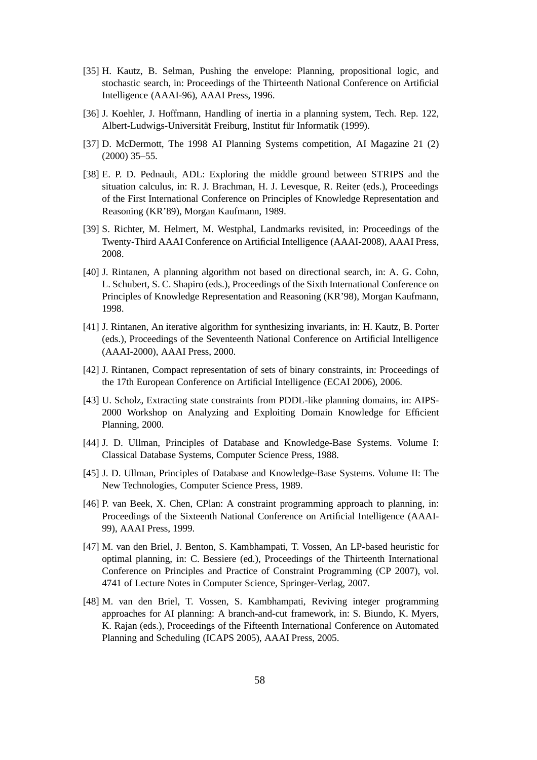[35] H. Kautz, B. Selman, Pushing the envelope: Planning, propositional logic, and stochastic search, in: Proceedings of the Thirteenth National Conference on Artificial Intelligence (AAAI-96), AAAI Press, 1996.

[36] J. Koehler, J. Hoffmann, Handling of inertia in a planning system, Tech. Rep. 122, Albert-Ludwigs-Universität Freiburg, Institut für Informatik (1999).

[37] D. McDermott, The 1998 AI Planning Systems competition, AI Magazine 21 (2) (2000) 35–55.

[38] E. P. D. Pednault, ADL: Exploring the middle ground between STRIPS and the situation calculus, in: R. J. Brachman, H. J. Levesque, R. Reiter (eds.), Proceedings of the First International Conference on Principles of Knowledge Representation and Reasoning (KR'89), Morgan Kaufmann, 1989.

[39] S. Richter, M. Helmert, M. Westphal, Landmarks revisited, in: Proceedings of the Twenty-Third AAAI Conference on Artificial Intelligence (AAAI-2008), AAAI Press, 2008.

[40] J. Rintanen, A planning algorithm not based on directional search, in: A. G. Cohn, L. Schubert, S. C. Shapiro (eds.), Proceedings of the Sixth International Conference on Principles of Knowledge Representation and Reasoning (KR'98), Morgan Kaufmann, 1998.

[41] J. Rintanen, An iterative algorithm for synthesizing invariants, in: H. Kautz, B. Porter (eds.), Proceedings of the Seventeenth National Conference on Artificial Intelligence (AAAI-2000), AAAI Press, 2000.

[42] J. Rintanen, Compact representation of sets of binary constraints, in: Proceedings of the 17th European Conference on Artificial Intelligence (ECAI 2006), 2006.

[43] U. Scholz, Extracting state constraints from PDDL-like planning domains, in: AIPS-2000 Workshop on Analyzing and Exploiting Domain Knowledge for Efficient Planning, 2000.

[44] J. D. Ullman, Principles of Database and Knowledge-Base Systems. Volume I: Classical Database Systems, Computer Science Press, 1988.

[45] J. D. Ullman, Principles of Database and Knowledge-Base Systems. Volume II: The New Technologies, Computer Science Press, 1989.

[46] P. van Beek, X. Chen, CPlan: A constraint programming approach to planning, in: Proceedings of the Sixteenth National Conference on Artificial Intelligence (AAAI-99), AAAI Press, 1999.

[47] M. van den Briel, J. Benton, S. Kambhampati, T. Vossen, An LP-based heuristic for optimal planning, in: C. Bessiere (ed.), Proceedings of the Thirteenth International Conference on Principles and Practice of Constraint Programming (CP 2007), vol. 4741 of Lecture Notes in Computer Science, Springer-Verlag, 2007.

[48] M. van den Briel, T. Vossen, S. Kambhampati, Reviving integer programming approaches for AI planning: A branch-and-cut framework, in: S. Biundo, K. Myers, K. Rajan (eds.), Proceedings of the Fifteenth International Conference on Automated Planning and Scheduling (ICAPS 2005), AAAI Press, 2005.